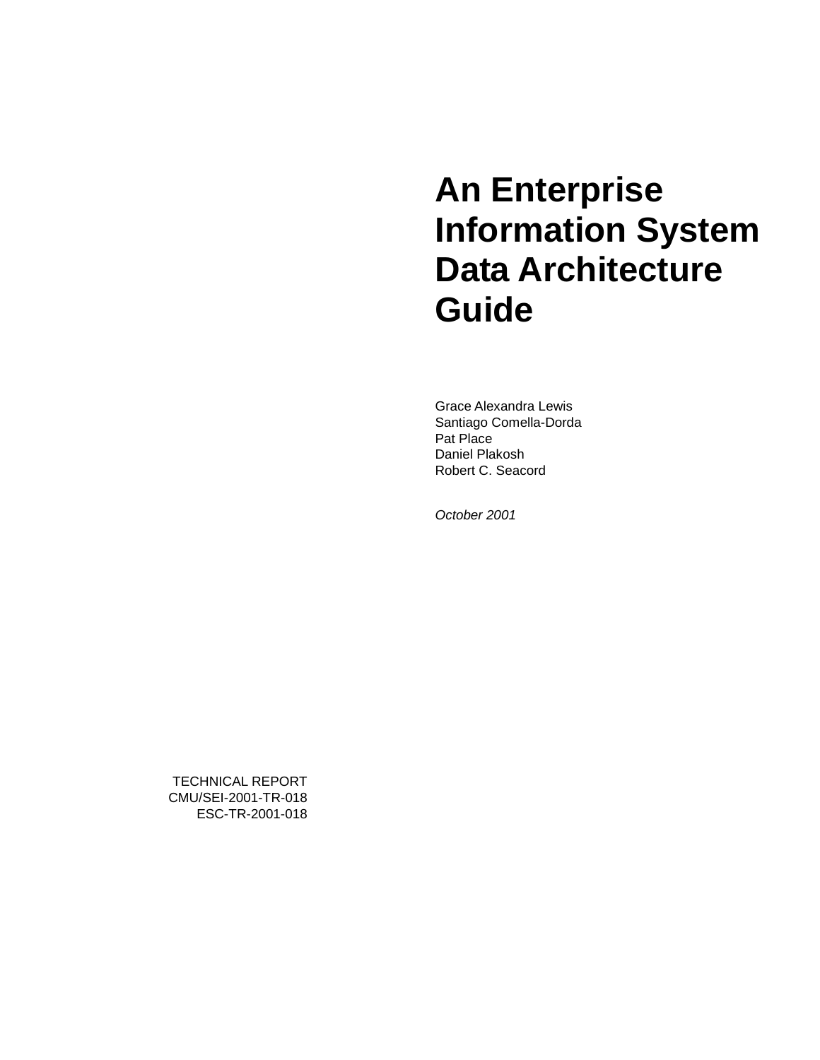# An Enterprise Information System Data Architecture Guide

Grace Alexandra Lewis
Santiago Comella-Dorda
Pat Place
Daniel Plakosh
Robert C. Seacord

*October 2001*

TECHNICAL REPORT
CMU/SEI-2001-TR-018
ESC-TR-2001-018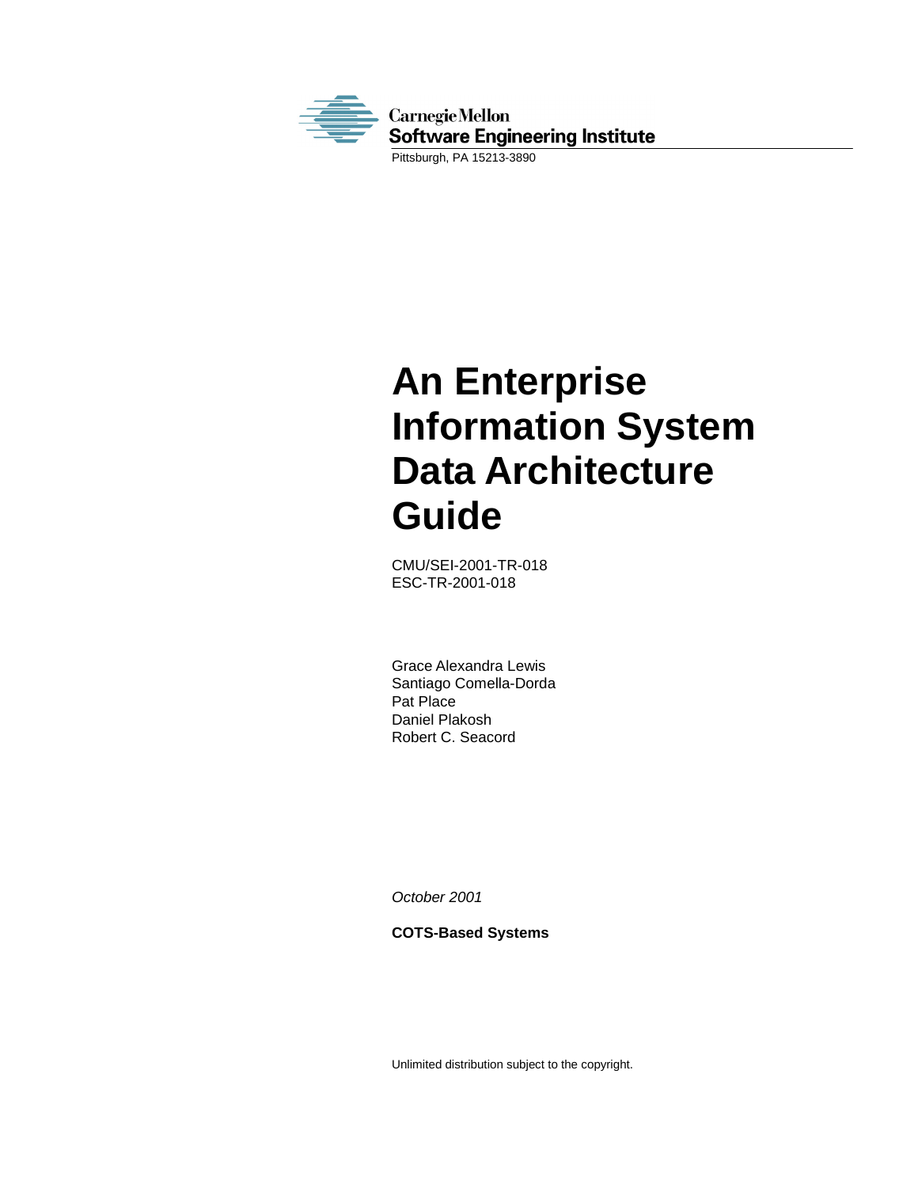Carnegie Mellon
Software Engineering Institute
Pittsburgh, PA 15213-3890

# An Enterprise Information System Data Architecture Guide

CMU/SEI-2001-TR-018
ESC-TR-2001-018

Grace Alexandra Lewis
Santiago Comella-Dorda
Pat Place
Daniel Plakosh
Robert C. Seacord

*October 2001*

**COTS-Based Systems**

Unlimited distribution subject to the copyright.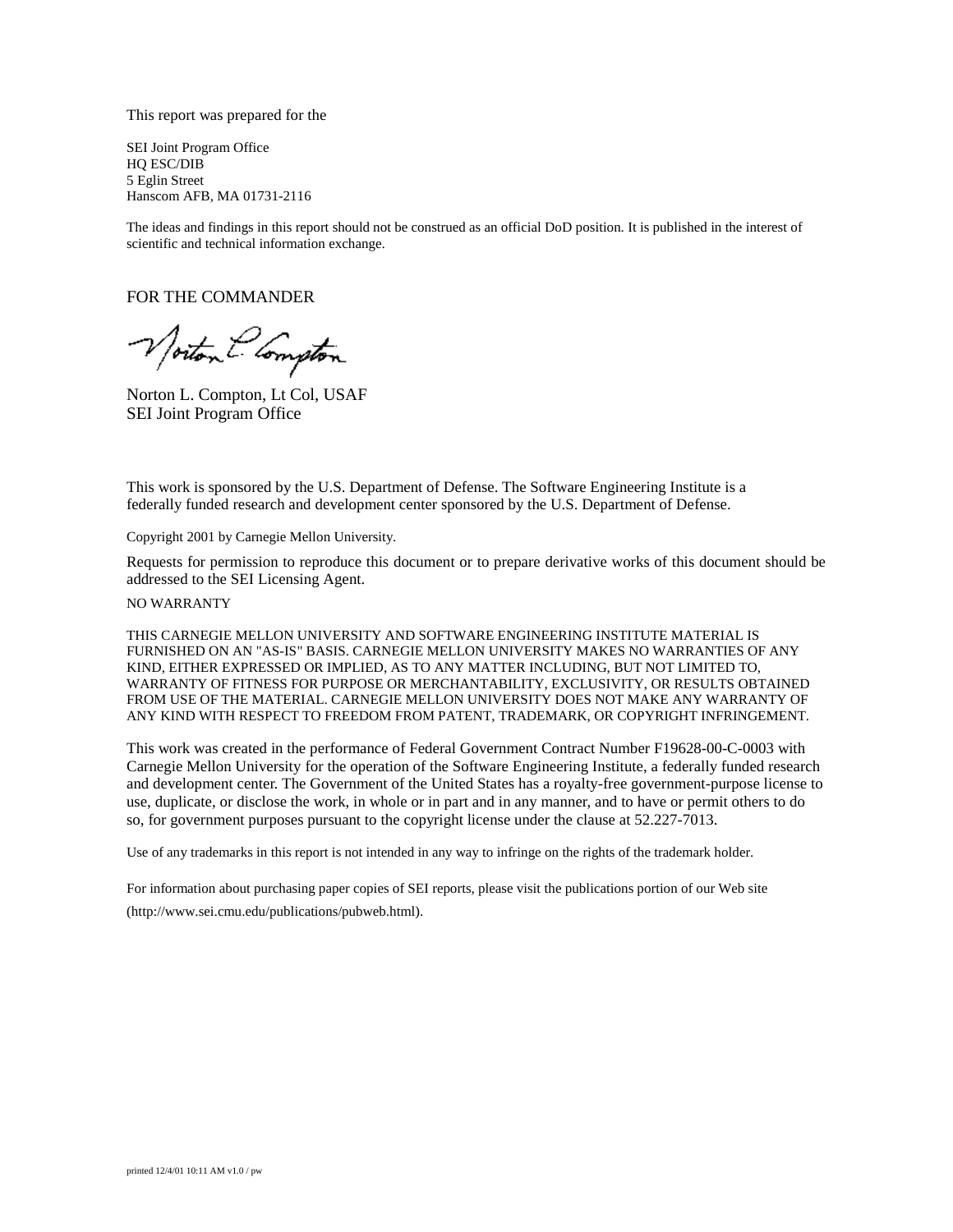This report was prepared for the

SEI Joint Program Office
HQ ESC/DIB
5 Eglin Street
Hanscom AFB, MA 01731-2116

The ideas and findings in this report should not be construed as an official DoD position. It is published in the interest of scientific and technical information exchange.

FOR THE COMMANDER

Norton L. Compton, Lt Col, USAF
SEI Joint Program Office

This work is sponsored by the U.S. Department of Defense. The Software Engineering Institute is a federally funded research and development center sponsored by the U.S. Department of Defense.

Copyright 2001 by Carnegie Mellon University.

Requests for permission to reproduce this document or to prepare derivative works of this document should be addressed to the SEI Licensing Agent.

NO WARRANTY

THIS CARNEGIE MELLON UNIVERSITY AND SOFTWARE ENGINEERING INSTITUTE MATERIAL IS FURNISHED ON AN "AS-IS" BASIS. CARNEGIE MELLON UNIVERSITY MAKES NO WARRANTIES OF ANY KIND, EITHER EXPRESSED OR IMPLIED, AS TO ANY MATTER INCLUDING, BUT NOT LIMITED TO, WARRANTY OF FITNESS FOR PURPOSE OR MERCHANTABILITY, EXCLUSIVITY, OR RESULTS OBTAINED FROM USE OF THE MATERIAL. CARNEGIE MELLON UNIVERSITY DOES NOT MAKE ANY WARRANTY OF ANY KIND WITH RESPECT TO FREEDOM FROM PATENT, TRADEMARK, OR COPYRIGHT INFRINGEMENT.

This work was created in the performance of Federal Government Contract Number F19628-00-C-0003 with Carnegie Mellon University for the operation of the Software Engineering Institute, a federally funded research and development center. The Government of the United States has a royalty-free government-purpose license to use, duplicate, or disclose the work, in whole or in part and in any manner, and to have or permit others to do so, for government purposes pursuant to the copyright license under the clause at 52.227-7013.

Use of any trademarks in this report is not intended in any way to infringe on the rights of the trademark holder.

For information about purchasing paper copies of SEI reports, please visit the publications portion of our Web site (http://www.sei.cmu.edu/publications/pubweb.html).

printed 12/4/01 10:11 AM v1.0 / pw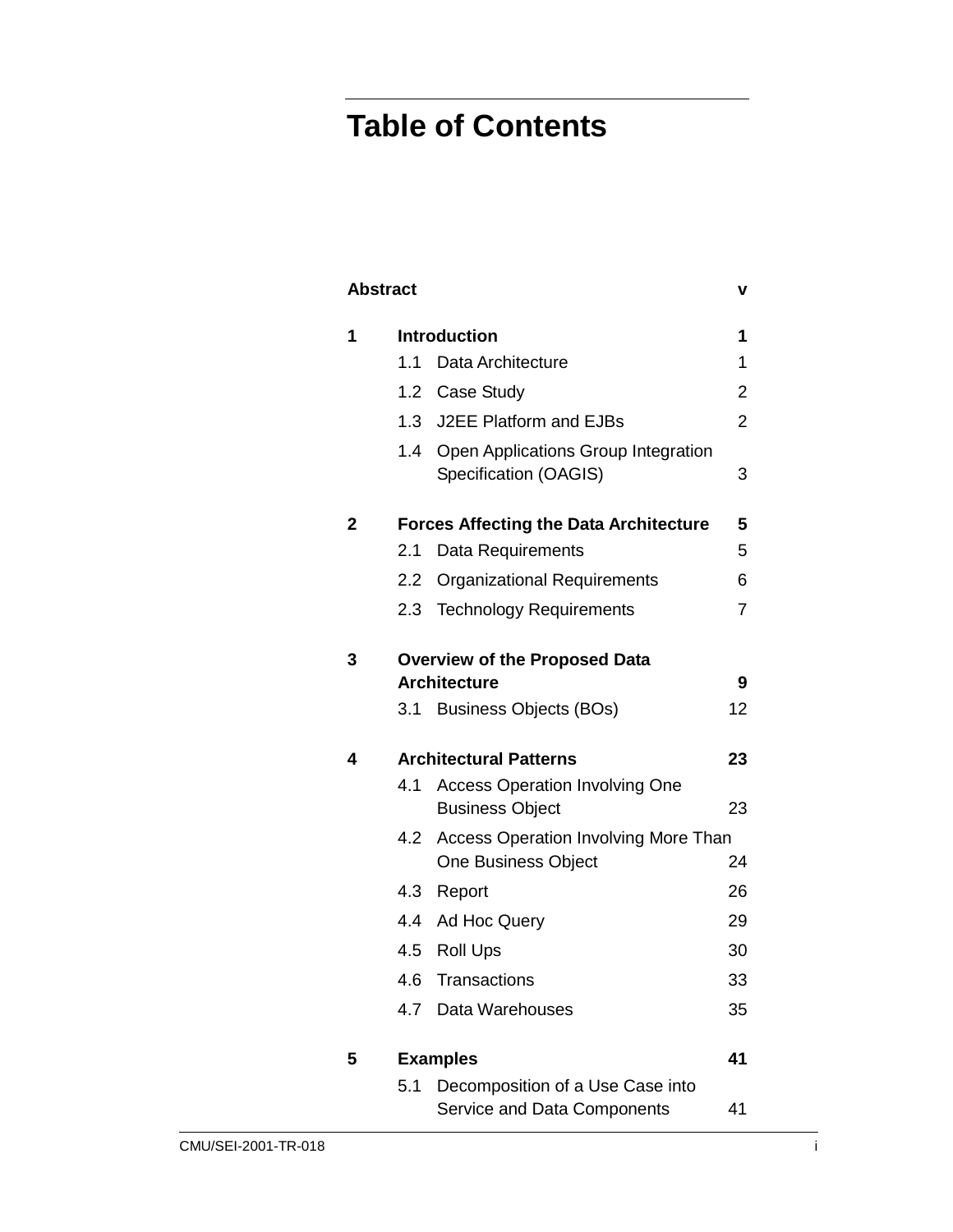# Table of Contents

| | | |
|---|---|---|
| **Abstract** | | **v** |
| **1** | **Introduction** | **1** |
| | 1.1 Data Architecture | 1 |
| | 1.2 Case Study | 2 |
| | 1.3 J2EE Platform and EJBs | 2 |
| | 1.4 Open Applications Group Integration Specification (OAGIS) | 3 |
| **2** | **Forces Affecting the Data Architecture** | **5** |
| | 2.1 Data Requirements | 5 |
| | 2.2 Organizational Requirements | 6 |
| | 2.3 Technology Requirements | 7 |
| **3** | **Overview of the Proposed Data Architecture** | **9** |
| | 3.1 Business Objects (BOs) | 12 |
| **4** | **Architectural Patterns** | **23** |
| | 4.1 Access Operation Involving One Business Object | 23 |
| | 4.2 Access Operation Involving More Than One Business Object | 24 |
| | 4.3 Report | 26 |
| | 4.4 Ad Hoc Query | 29 |
| | 4.5 Roll Ups | 30 |
| | 4.6 Transactions | 33 |
| | 4.7 Data Warehouses | 35 |
| **5** | **Examples** | **41** |
| | 5.1 Decomposition of a Use Case into Service and Data Components | 41 |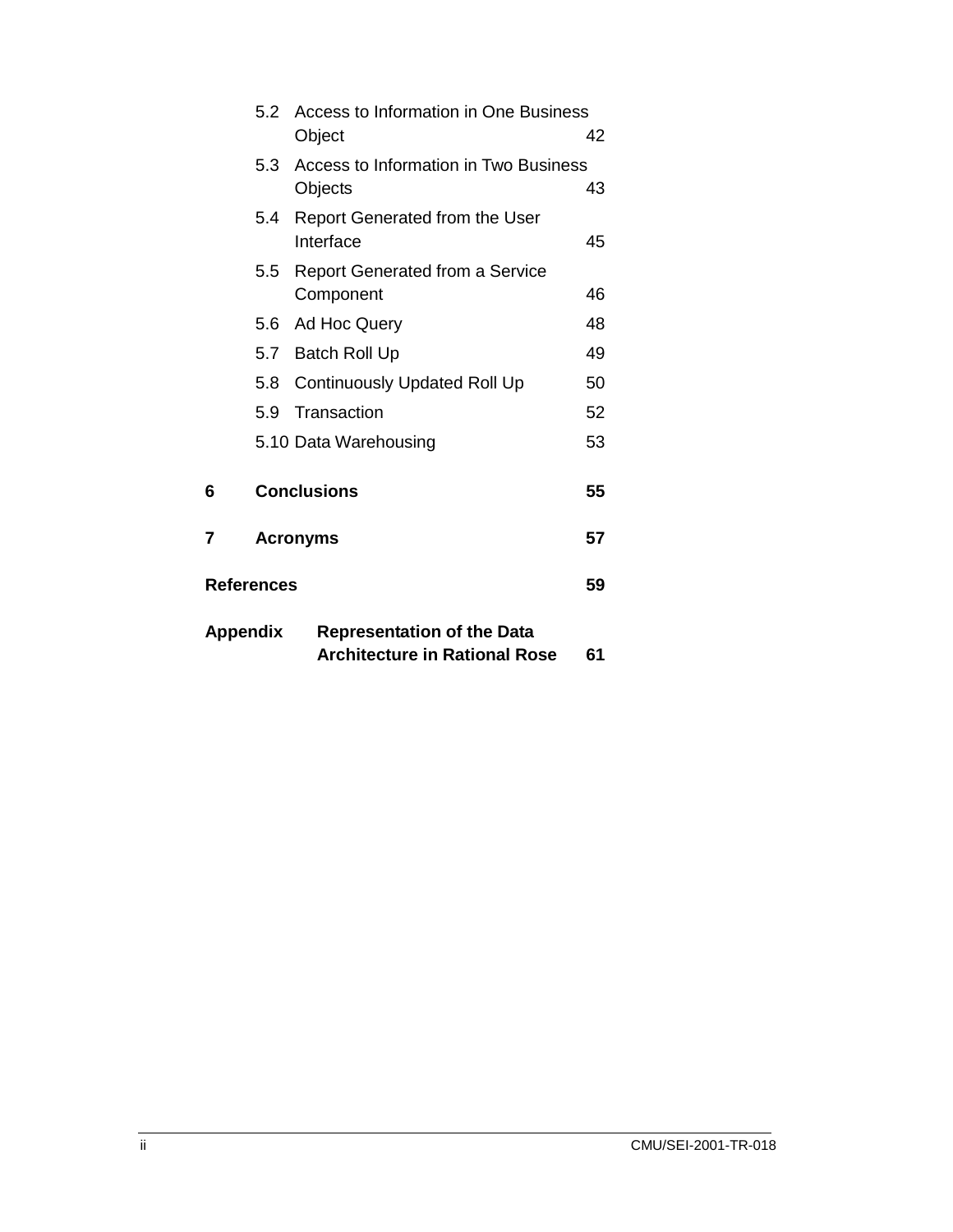5.2 Access to Information in One Business Object 42

5.3 Access to Information in Two Business Objects 43

5.4 Report Generated from the User Interface 45

5.5 Report Generated from a Service Component 46

5.6 Ad Hoc Query 48

5.7 Batch Roll Up 49

5.8 Continuously Updated Roll Up 50

5.9 Transaction 52

5.10 Data Warehousing 53

**6 Conclusions 55**

**7 Acronyms 57**

**References 59**

**Appendix Representation of the Data Architecture in Rational Rose 61**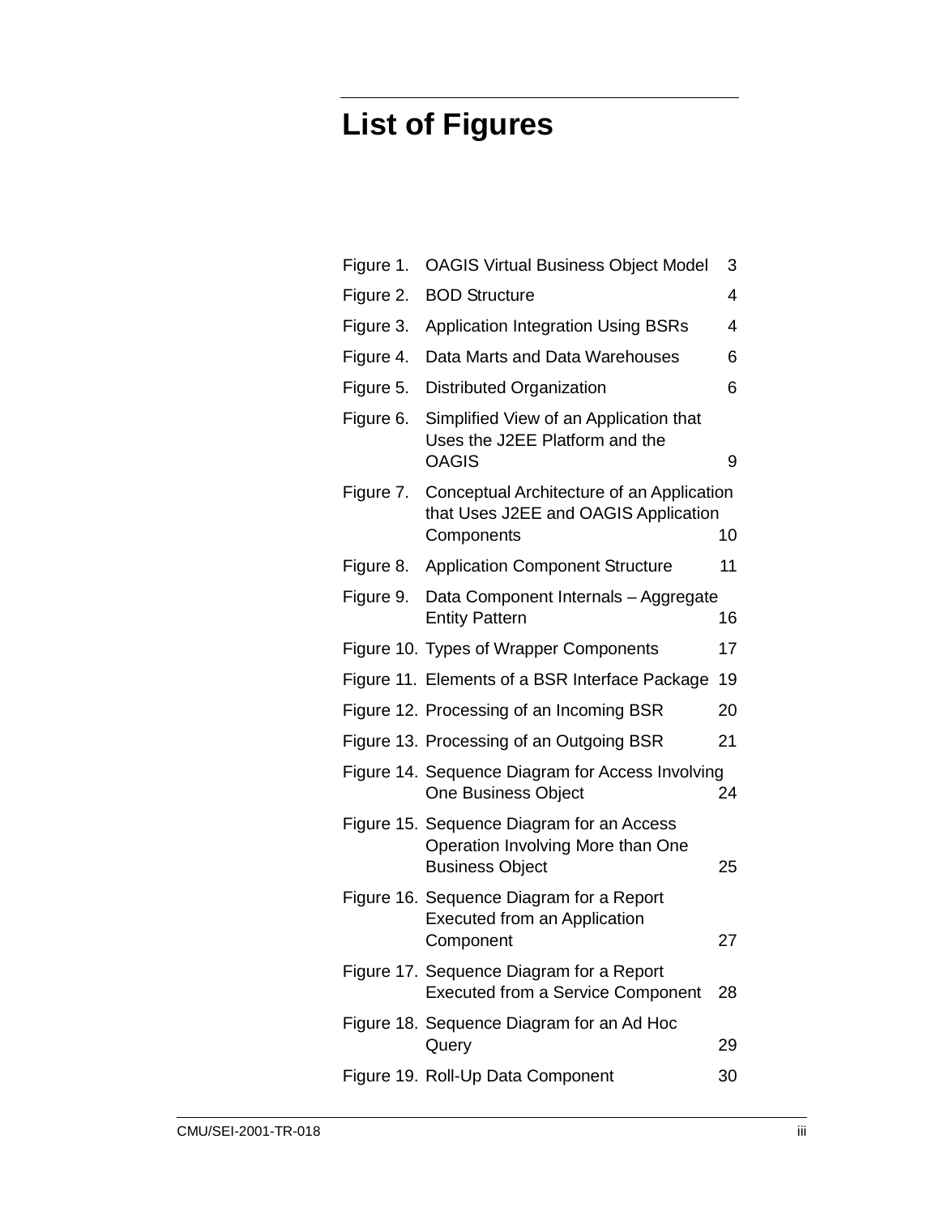# List of Figures

| | | |
|---|---|---|
| Figure 1. | OAGIS Virtual Business Object Model | 3 |
| Figure 2. | BOD Structure | 4 |
| Figure 3. | Application Integration Using BSRs | 4 |
| Figure 4. | Data Marts and Data Warehouses | 6 |
| Figure 5. | Distributed Organization | 6 |
| Figure 6. | Simplified View of an Application that Uses the J2EE Platform and the OAGIS | 9 |
| Figure 7. | Conceptual Architecture of an Application that Uses J2EE and OAGIS Application Components | 10 |
| Figure 8. | Application Component Structure | 11 |
| Figure 9. | Data Component Internals – Aggregate Entity Pattern | 16 |
| Figure 10. | Types of Wrapper Components | 17 |
| Figure 11. | Elements of a BSR Interface Package | 19 |
| Figure 12. | Processing of an Incoming BSR | 20 |
| Figure 13. | Processing of an Outgoing BSR | 21 |
| Figure 14. | Sequence Diagram for Access Involving One Business Object | 24 |
| Figure 15. | Sequence Diagram for an Access Operation Involving More than One Business Object | 25 |
| Figure 16. | Sequence Diagram for a Report Executed from an Application Component | 27 |
| Figure 17. | Sequence Diagram for a Report Executed from a Service Component | 28 |
| Figure 18. | Sequence Diagram for an Ad Hoc Query | 29 |
| Figure 19. | Roll-Up Data Component | 30 |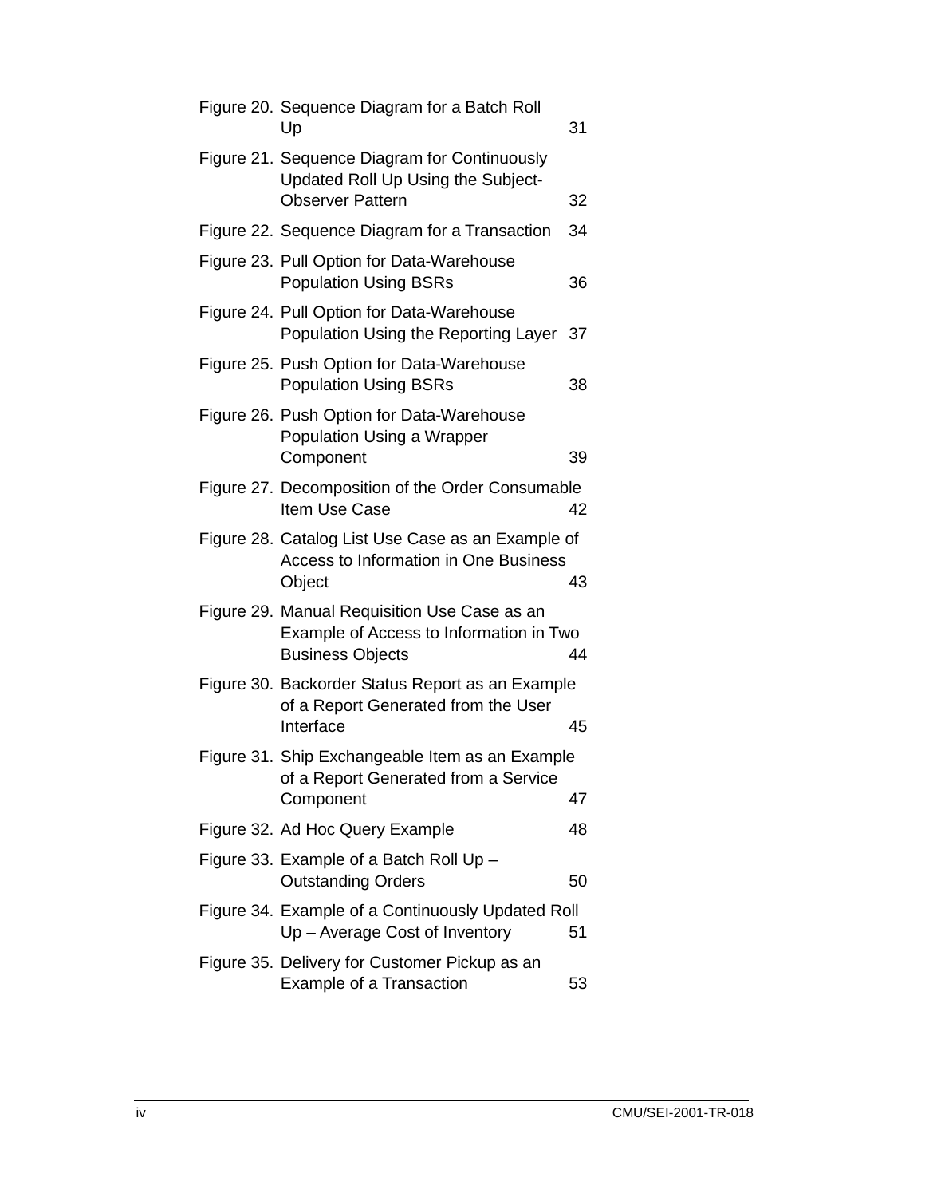| | | |
|---|---|---|
| Figure 20. | Sequence Diagram for a Batch Roll Up | 31 |
| Figure 21. | Sequence Diagram for Continuously Updated Roll Up Using the Subject-Observer Pattern | 32 |
| Figure 22. | Sequence Diagram for a Transaction | 34 |
| Figure 23. | Pull Option for Data-Warehouse Population Using BSRs | 36 |
| Figure 24. | Pull Option for Data-Warehouse Population Using the Reporting Layer | 37 |
| Figure 25. | Push Option for Data-Warehouse Population Using BSRs | 38 |
| Figure 26. | Push Option for Data-Warehouse Population Using a Wrapper Component | 39 |
| Figure 27. | Decomposition of the Order Consumable Item Use Case | 42 |
| Figure 28. | Catalog List Use Case as an Example of Access to Information in One Business Object | 43 |
| Figure 29. | Manual Requisition Use Case as an Example of Access to Information in Two Business Objects | 44 |
| Figure 30. | Backorder Status Report as an Example of a Report Generated from the User Interface | 45 |
| Figure 31. | Ship Exchangeable Item as an Example of a Report Generated from a Service Component | 47 |
| Figure 32. | Ad Hoc Query Example | 48 |
| Figure 33. | Example of a Batch Roll Up – Outstanding Orders | 50 |
| Figure 34. | Example of a Continuously Updated Roll Up – Average Cost of Inventory | 51 |
| Figure 35. | Delivery for Customer Pickup as an Example of a Transaction | 53 |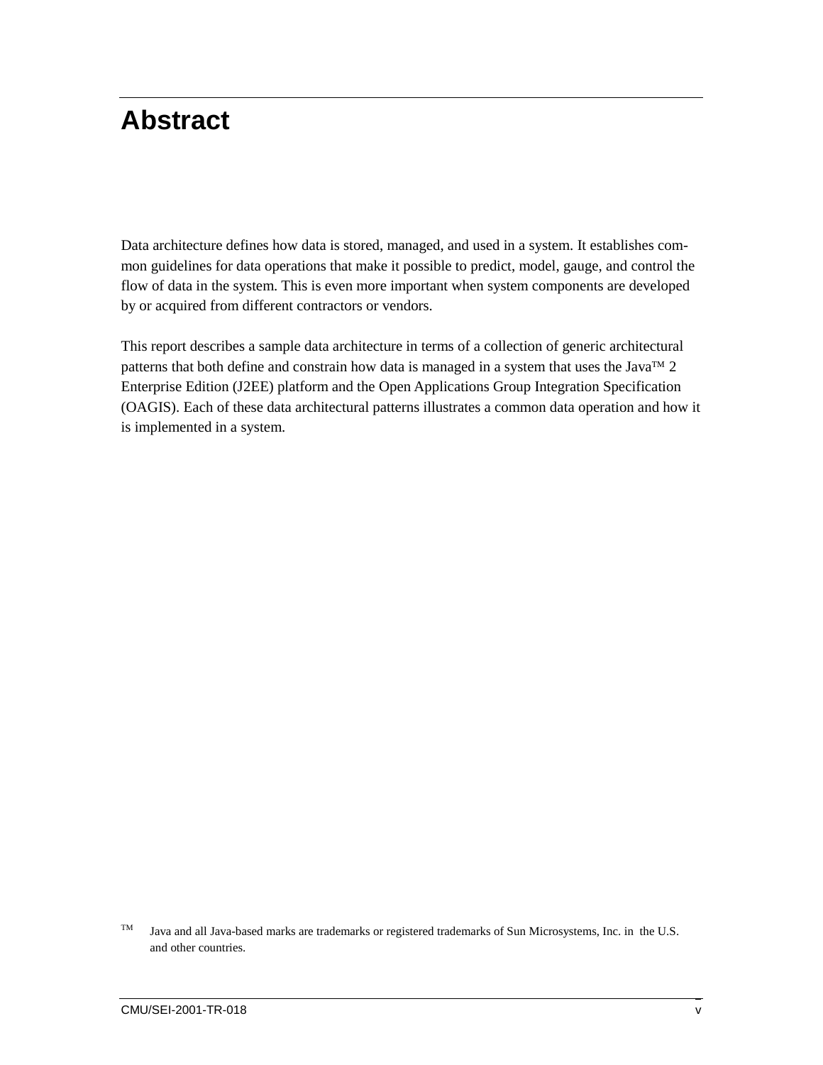# Abstract

Data architecture defines how data is stored, managed, and used in a system. It establishes common guidelines for data operations that make it possible to predict, model, gauge, and control the flow of data in the system. This is even more important when system components are developed by or acquired from different contractors or vendors.

This report describes a sample data architecture in terms of a collection of generic architectural patterns that both define and constrain how data is managed in a system that uses the Java™ 2 Enterprise Edition (J2EE) platform and the Open Applications Group Integration Specification (OAGIS). Each of these data architectural patterns illustrates a common data operation and how it is implemented in a system.

™ Java and all Java-based marks are trademarks or registered trademarks of Sun Microsystems, Inc. in the U.S. and other countries.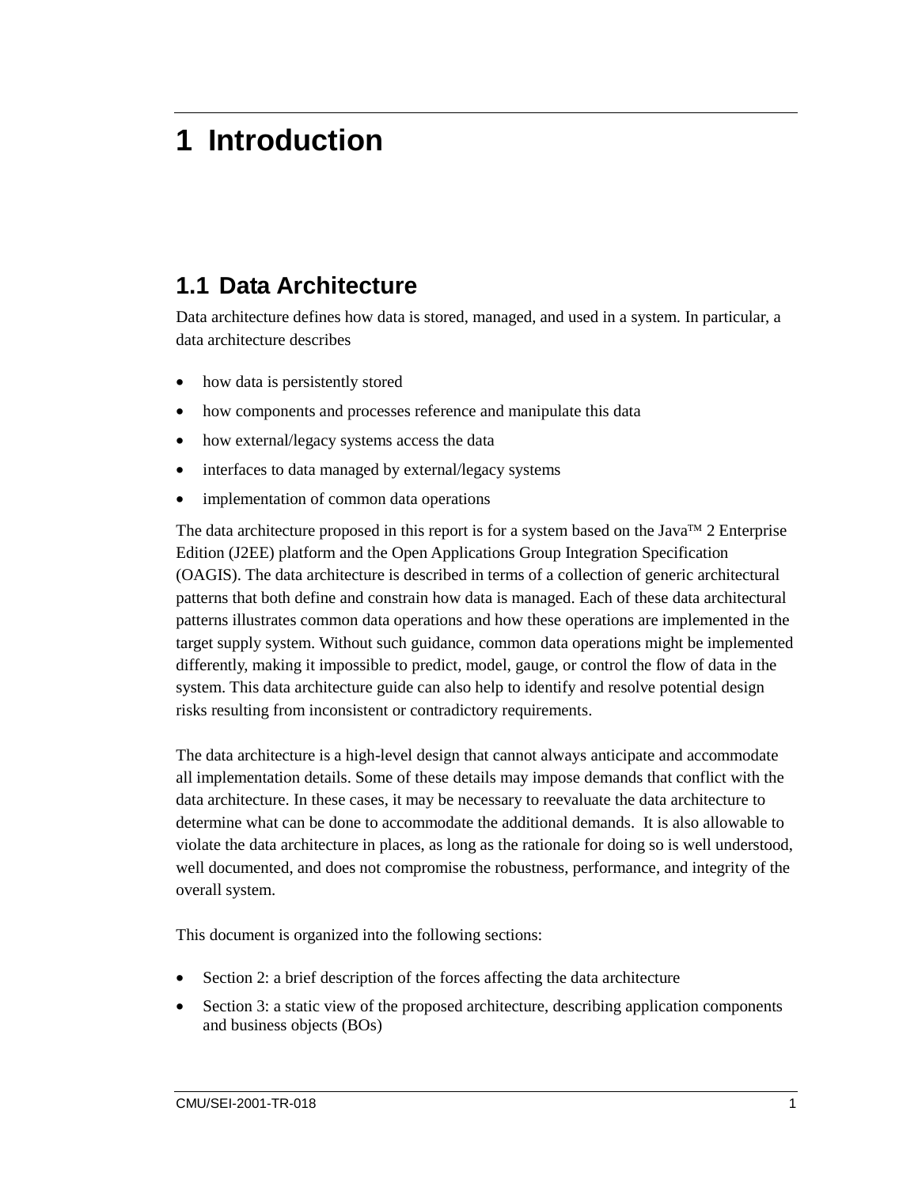# 1 Introduction

## 1.1 Data Architecture

Data architecture defines how data is stored, managed, and used in a system. In particular, a data architecture describes

- how data is persistently stored
- how components and processes reference and manipulate this data
- how external/legacy systems access the data
- interfaces to data managed by external/legacy systems
- implementation of common data operations

The data architecture proposed in this report is for a system based on the Java™ 2 Enterprise Edition (J2EE) platform and the Open Applications Group Integration Specification (OAGIS). The data architecture is described in terms of a collection of generic architectural patterns that both define and constrain how data is managed. Each of these data architectural patterns illustrates common data operations and how these operations are implemented in the target supply system. Without such guidance, common data operations might be implemented differently, making it impossible to predict, model, gauge, or control the flow of data in the system. This data architecture guide can also help to identify and resolve potential design risks resulting from inconsistent or contradictory requirements.

The data architecture is a high-level design that cannot always anticipate and accommodate all implementation details. Some of these details may impose demands that conflict with the data architecture. In these cases, it may be necessary to reevaluate the data architecture to determine what can be done to accommodate the additional demands. It is also allowable to violate the data architecture in places, as long as the rationale for doing so is well understood, well documented, and does not compromise the robustness, performance, and integrity of the overall system.

This document is organized into the following sections:

- Section 2: a brief description of the forces affecting the data architecture
- Section 3: a static view of the proposed architecture, describing application components and business objects (BOs)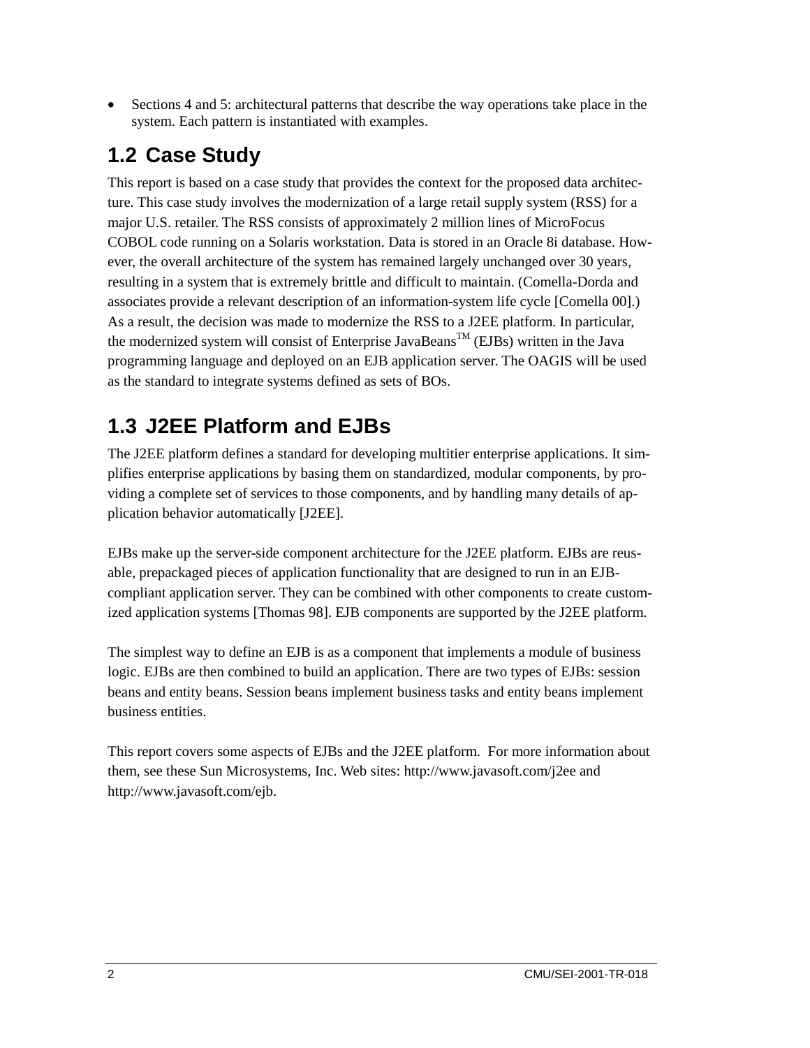- Sections 4 and 5: architectural patterns that describe the way operations take place in the system. Each pattern is instantiated with examples.

## 1.2 Case Study

This report is based on a case study that provides the context for the proposed data architecture. This case study involves the modernization of a large retail supply system (RSS) for a major U.S. retailer. The RSS consists of approximately 2 million lines of MicroFocus COBOL code running on a Solaris workstation. Data is stored in an Oracle 8i database. However, the overall architecture of the system has remained largely unchanged over 30 years, resulting in a system that is extremely brittle and difficult to maintain. (Comella-Dorda and associates provide a relevant description of an information-system life cycle [Comella 00].) As a result, the decision was made to modernize the RSS to a J2EE platform. In particular, the modernized system will consist of Enterprise JavaBeans™ (EJBs) written in the Java programming language and deployed on an EJB application server. The OAGIS will be used as the standard to integrate systems defined as sets of BOs.

## 1.3 J2EE Platform and EJBs

The J2EE platform defines a standard for developing multitier enterprise applications. It simplifies enterprise applications by basing them on standardized, modular components, by providing a complete set of services to those components, and by handling many details of application behavior automatically [J2EE].

EJBs make up the server-side component architecture for the J2EE platform. EJBs are reusable, prepackaged pieces of application functionality that are designed to run in an EJB-compliant application server. They can be combined with other components to create customized application systems [Thomas 98]. EJB components are supported by the J2EE platform.

The simplest way to define an EJB is as a component that implements a module of business logic. EJBs are then combined to build an application. There are two types of EJBs: session beans and entity beans. Session beans implement business tasks and entity beans implement business entities.

This report covers some aspects of EJBs and the J2EE platform. For more information about them, see these Sun Microsystems, Inc. Web sites: http://www.javasoft.com/j2ee and http://www.javasoft.com/ejb.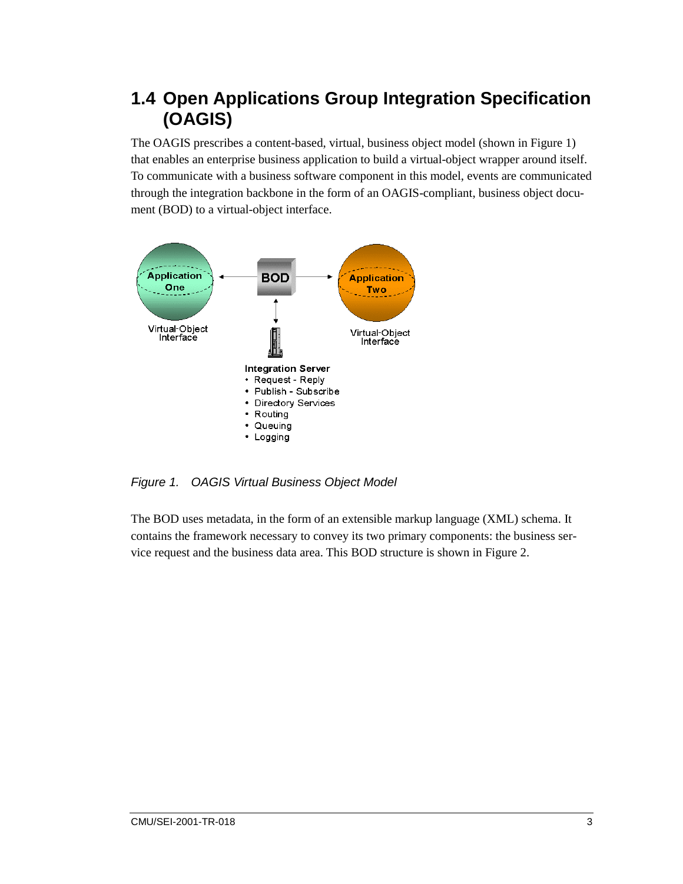## 1.4 Open Applications Group Integration Specification (OAGIS)

The OAGIS prescribes a content-based, virtual, business object model (shown in Figure 1) that enables an enterprise business application to build a virtual-object wrapper around itself. To communicate with a business software component in this model, events are communicated through the integration backbone in the form of an OAGIS-compliant, business object document (BOD) to a virtual-object interface.

Application One

Virtual-Object Interface

BOD

Application Two

Virtual-Object Interface

**Integration Server**
- Request - Reply
- Publish - Subscribe
- Directory Services
- Routing
- Queuing
- Logging

*Figure 1. OAGIS Virtual Business Object Model*

The BOD uses metadata, in the form of an extensible markup language (XML) schema. It contains the framework necessary to convey its two primary components: the business service request and the business data area. This BOD structure is shown in Figure 2.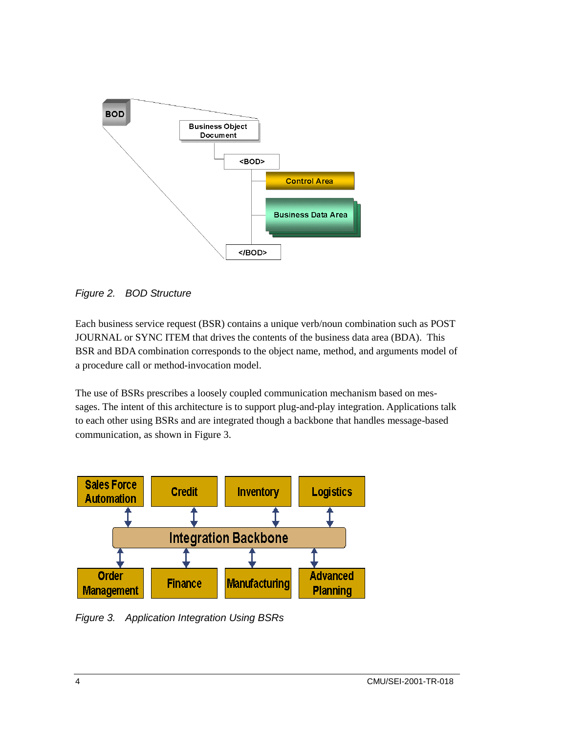Figure 2. BOD Structure

Each business service request (BSR) contains a unique verb/noun combination such as POST JOURNAL or SYNC ITEM that drives the contents of the business data area (BDA). This BSR and BDA combination corresponds to the object name, method, and arguments model of a procedure call or method-invocation model.

The use of BSRs prescribes a loosely coupled communication mechanism based on messages. The intent of this architecture is to support plug-and-play integration. Applications talk to each other using BSRs and are integrated though a backbone that handles message-based communication, as shown in Figure 3.

Figure 3. Application Integration Using BSRs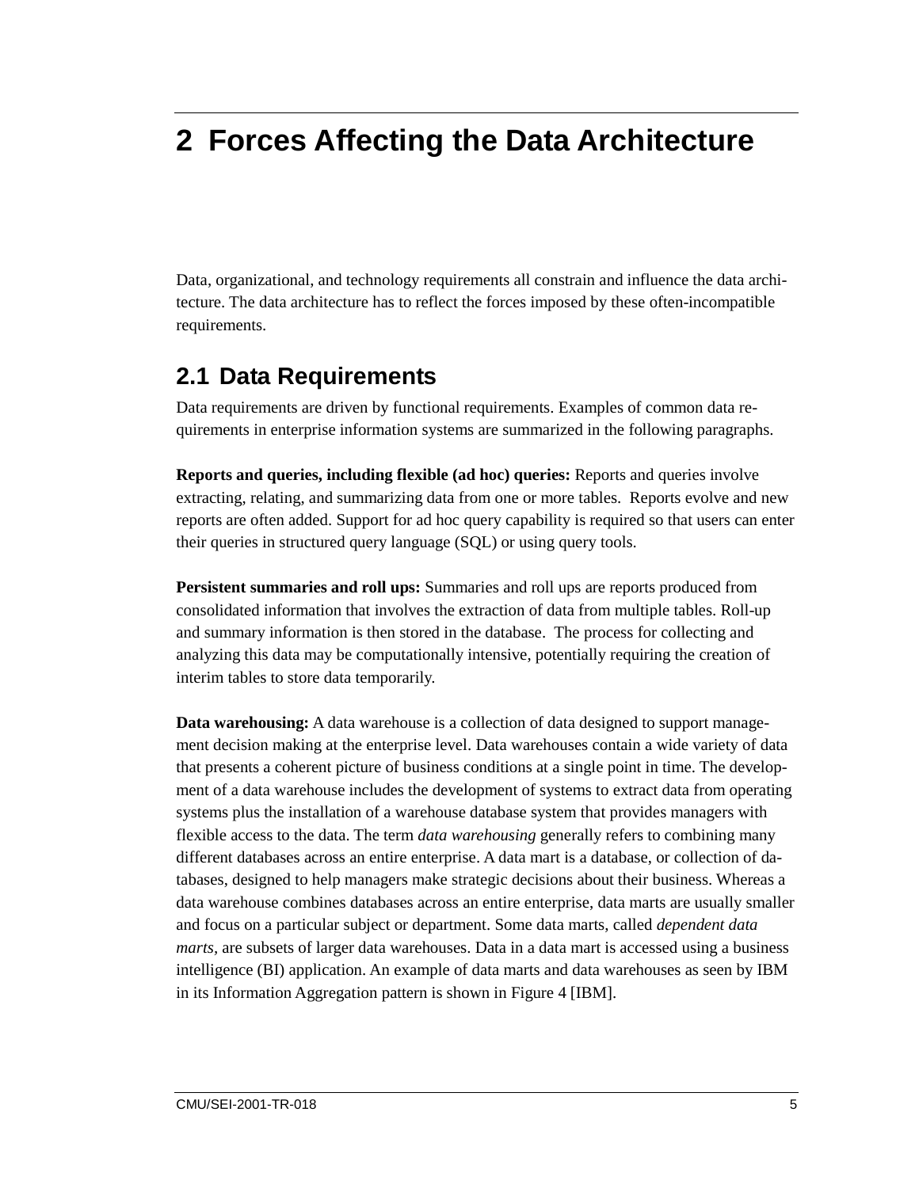# 2 Forces Affecting the Data Architecture

Data, organizational, and technology requirements all constrain and influence the data architecture. The data architecture has to reflect the forces imposed by these often-incompatible requirements.

## 2.1 Data Requirements

Data requirements are driven by functional requirements. Examples of common data requirements in enterprise information systems are summarized in the following paragraphs.

**Reports and queries, including flexible (ad hoc) queries:** Reports and queries involve extracting, relating, and summarizing data from one or more tables. Reports evolve and new reports are often added. Support for ad hoc query capability is required so that users can enter their queries in structured query language (SQL) or using query tools.

**Persistent summaries and roll ups:** Summaries and roll ups are reports produced from consolidated information that involves the extraction of data from multiple tables. Roll-up and summary information is then stored in the database. The process for collecting and analyzing this data may be computationally intensive, potentially requiring the creation of interim tables to store data temporarily.

**Data warehousing:** A data warehouse is a collection of data designed to support management decision making at the enterprise level. Data warehouses contain a wide variety of data that presents a coherent picture of business conditions at a single point in time. The development of a data warehouse includes the development of systems to extract data from operating systems plus the installation of a warehouse database system that provides managers with flexible access to the data. The term *data warehousing* generally refers to combining many different databases across an entire enterprise. A data mart is a database, or collection of databases, designed to help managers make strategic decisions about their business. Whereas a data warehouse combines databases across an entire enterprise, data marts are usually smaller and focus on a particular subject or department. Some data marts, called *dependent data marts*, are subsets of larger data warehouses. Data in a data mart is accessed using a business intelligence (BI) application. An example of data marts and data warehouses as seen by IBM in its Information Aggregation pattern is shown in Figure 4 [IBM].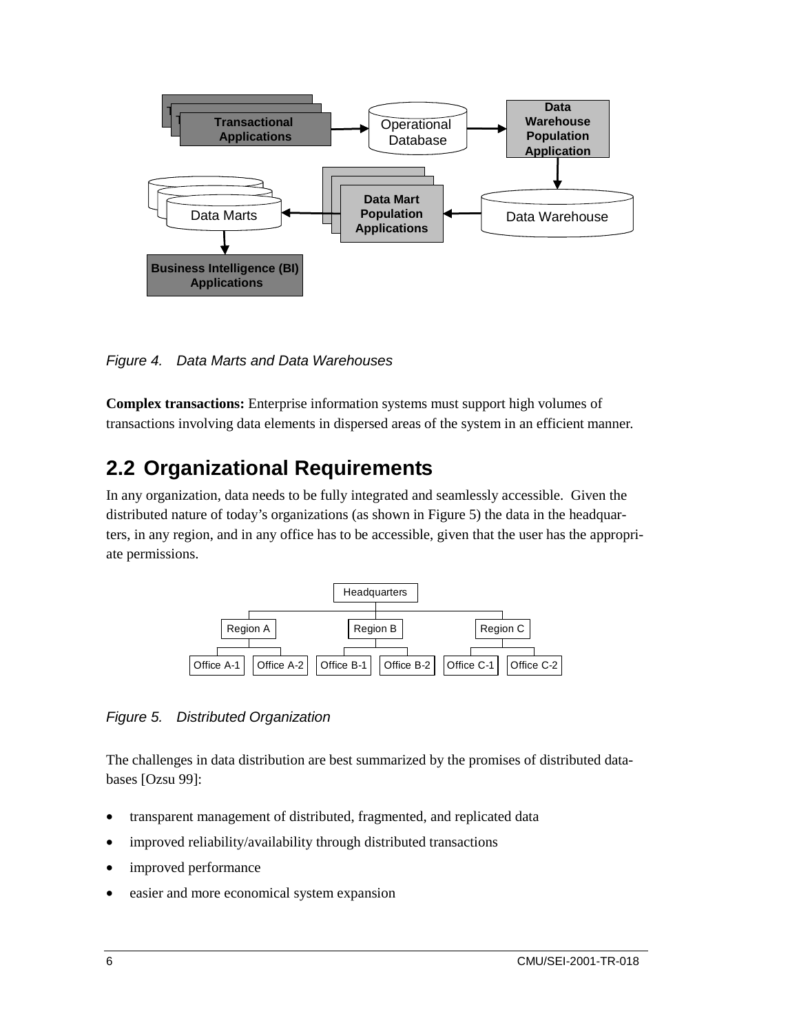Figure 4. Data Marts and Data Warehouses

**Complex transactions:** Enterprise information systems must support high volumes of transactions involving data elements in dispersed areas of the system in an efficient manner.

## 2.2 Organizational Requirements

In any organization, data needs to be fully integrated and seamlessly accessible. Given the distributed nature of today's organizations (as shown in Figure 5) the data in the headquarters, in any region, and in any office has to be accessible, given that the user has the appropriate permissions.

Figure 5. Distributed Organization

The challenges in data distribution are best summarized by the promises of distributed databases [Ozsu 99]:

- transparent management of distributed, fragmented, and replicated data
- improved reliability/availability through distributed transactions
- improved performance
- easier and more economical system expansion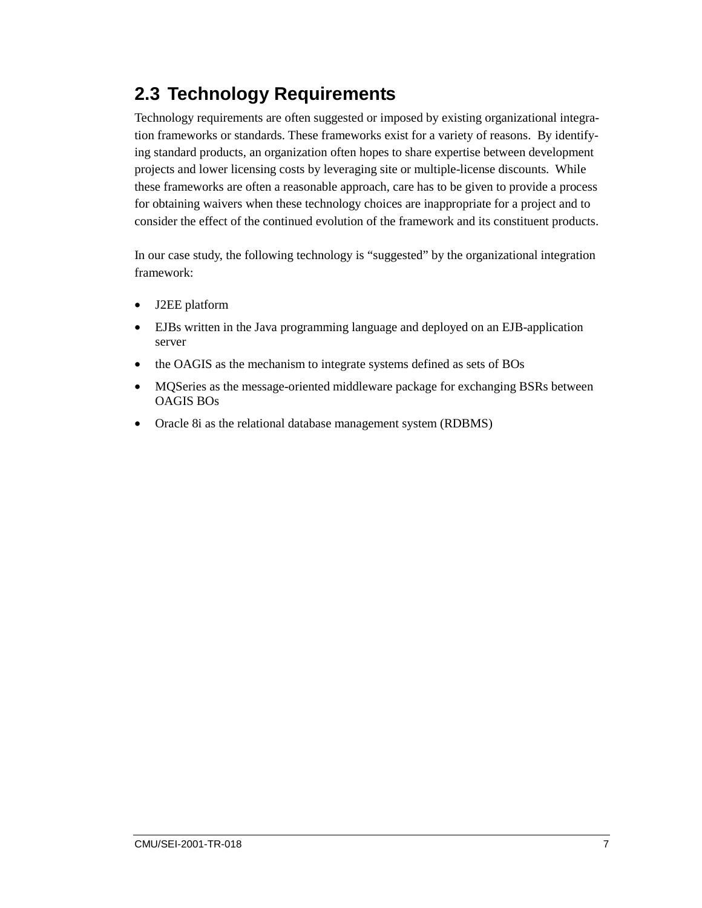## 2.3 Technology Requirements

Technology requirements are often suggested or imposed by existing organizational integration frameworks or standards. These frameworks exist for a variety of reasons. By identifying standard products, an organization often hopes to share expertise between development projects and lower licensing costs by leveraging site or multiple-license discounts. While these frameworks are often a reasonable approach, care has to be given to provide a process for obtaining waivers when these technology choices are inappropriate for a project and to consider the effect of the continued evolution of the framework and its constituent products.

In our case study, the following technology is “suggested” by the organizational integration framework:

- J2EE platform
- EJBs written in the Java programming language and deployed on an EJB-application server
- the OAGIS as the mechanism to integrate systems defined as sets of BOs
- MQSeries as the message-oriented middleware package for exchanging BSRs between OAGIS BOs
- Oracle 8i as the relational database management system (RDBMS)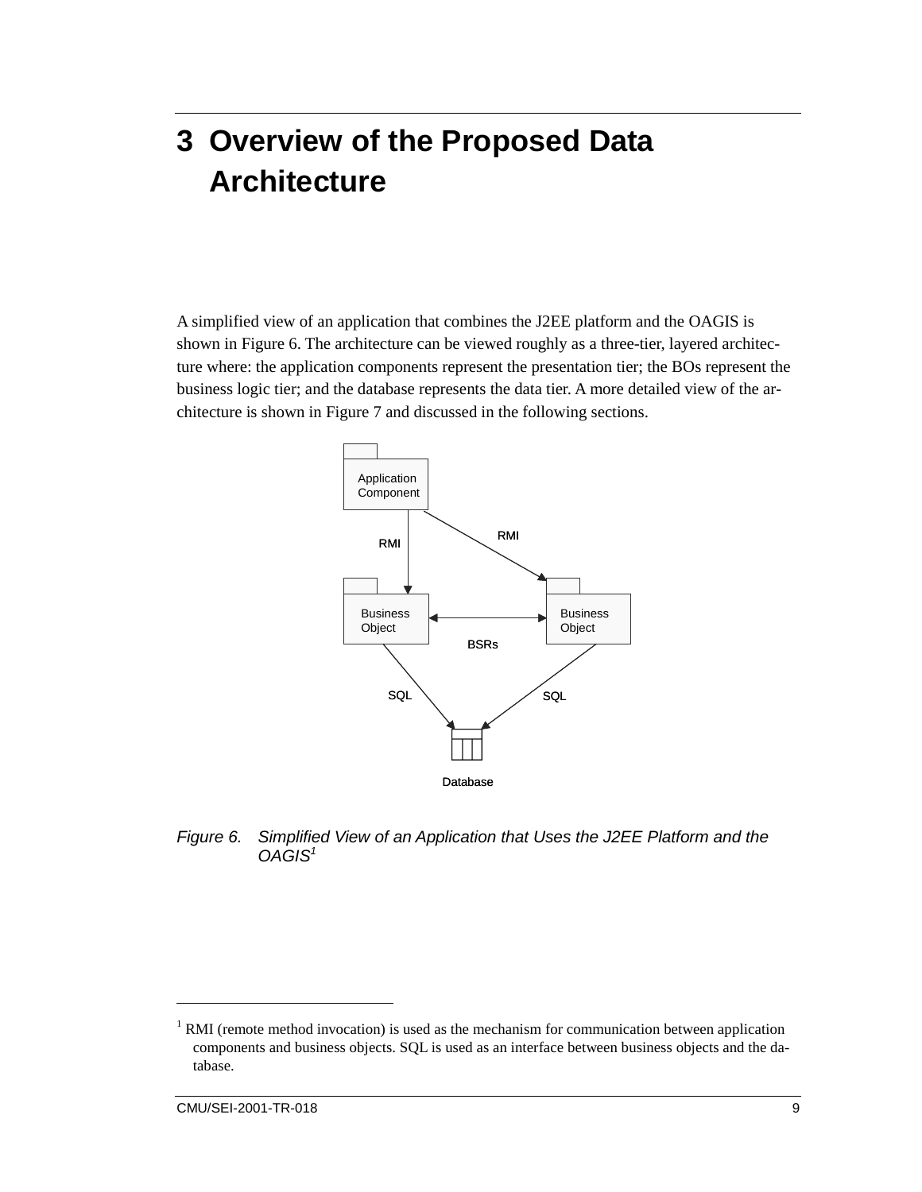# 3 Overview of the Proposed Data Architecture

A simplified view of an application that combines the J2EE platform and the OAGIS is shown in Figure 6. The architecture can be viewed roughly as a three-tier, layered architecture where: the application components represent the presentation tier; the BOs represent the business logic tier; and the database represents the data tier. A more detailed view of the architecture is shown in Figure 7 and discussed in the following sections.

*Figure 6. Simplified View of an Application that Uses the J2EE Platform and the OAGIS[1]*

[1] RMI (remote method invocation) is used as the mechanism for communication between application components and business objects. SQL is used as an interface between business objects and the database.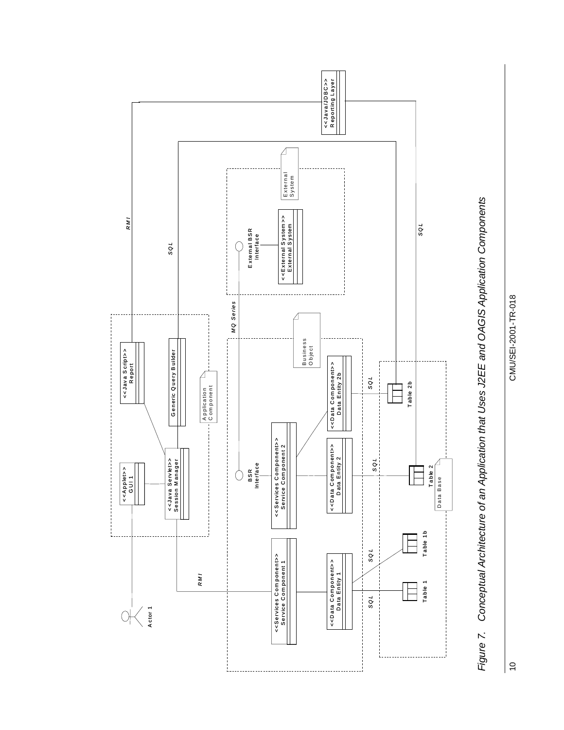Figure 7. Conceptual Architecture of an Application that Uses J2EE and OAGIS Application Components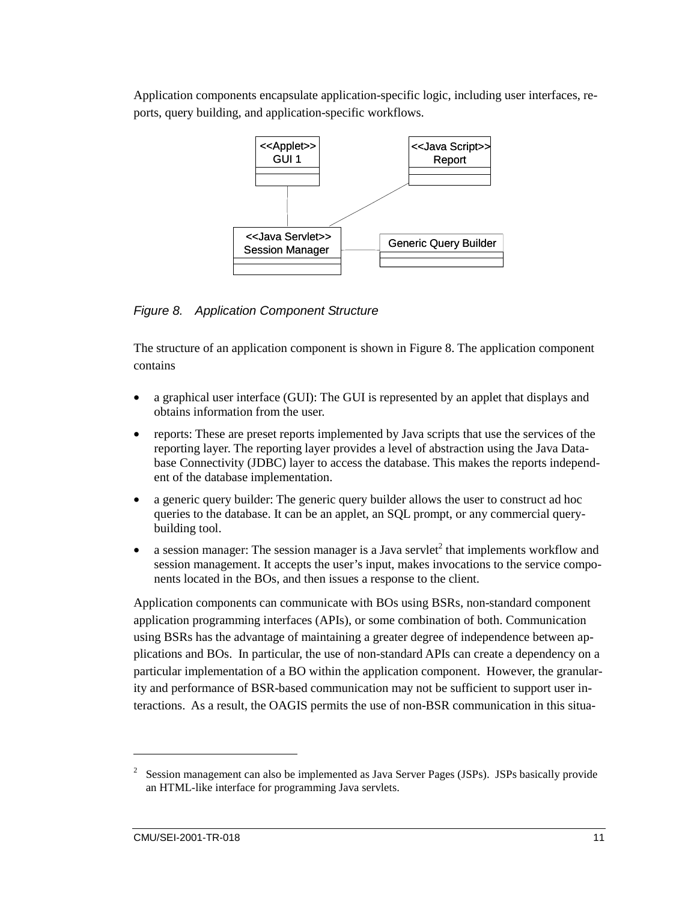Application components encapsulate application-specific logic, including user interfaces, reports, query building, and application-specific workflows.

*Figure 8. Application Component Structure*

The structure of an application component is shown in Figure 8. The application component contains

- a graphical user interface (GUI): The GUI is represented by an applet that displays and obtains information from the user.
- reports: These are preset reports implemented by Java scripts that use the services of the reporting layer. The reporting layer provides a level of abstraction using the Java Database Connectivity (JDBC) layer to access the database. This makes the reports independent of the database implementation.
- a generic query builder: The generic query builder allows the user to construct ad hoc queries to the database. It can be an applet, an SQL prompt, or any commercial query-building tool.
- a session manager: The session manager is a Java servlet[2] that implements workflow and session management. It accepts the user's input, makes invocations to the service components located in the BOs, and then issues a response to the client.

Application components can communicate with BOs using BSRs, non-standard component application programming interfaces (APIs), or some combination of both. Communication using BSRs has the advantage of maintaining a greater degree of independence between applications and BOs. In particular, the use of non-standard APIs can create a dependency on a particular implementation of a BO within the application component. However, the granularity and performance of BSR-based communication may not be sufficient to support user interactions. As a result, the OAGIS permits the use of non-BSR communication in this situa-

[2] Session management can also be implemented as Java Server Pages (JSPs). JSPs basically provide an HTML-like interface for programming Java servlets.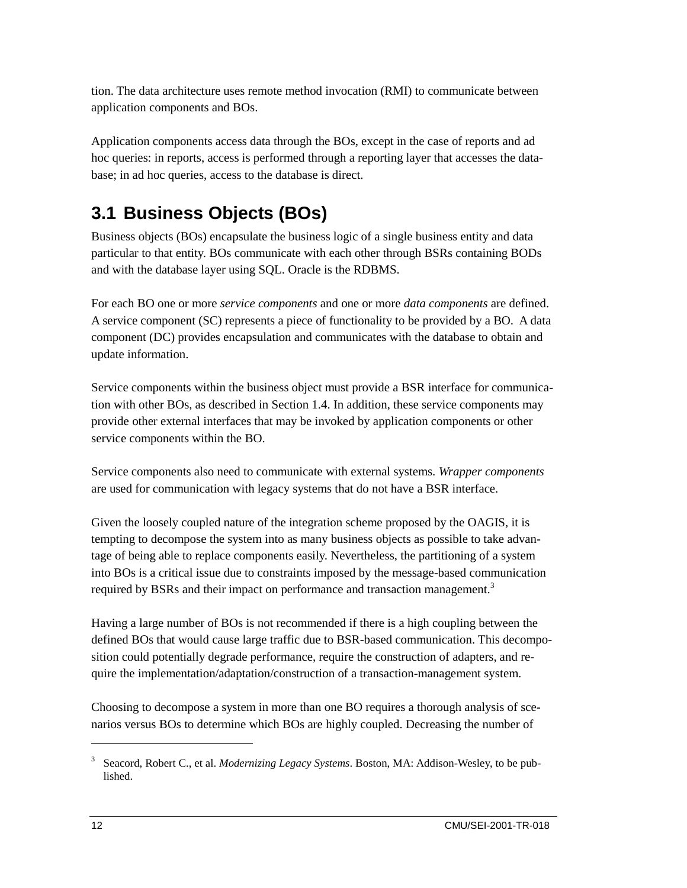tion. The data architecture uses remote method invocation (RMI) to communicate between application components and BOs.

Application components access data through the BOs, except in the case of reports and ad hoc queries: in reports, access is performed through a reporting layer that accesses the database; in ad hoc queries, access to the database is direct.

## 3.1 Business Objects (BOs)

Business objects (BOs) encapsulate the business logic of a single business entity and data particular to that entity. BOs communicate with each other through BSRs containing BODs and with the database layer using SQL. Oracle is the RDBMS.

For each BO one or more *service components* and one or more *data components* are defined. A service component (SC) represents a piece of functionality to be provided by a BO. A data component (DC) provides encapsulation and communicates with the database to obtain and update information.

Service components within the business object must provide a BSR interface for communication with other BOs, as described in Section 1.4. In addition, these service components may provide other external interfaces that may be invoked by application components or other service components within the BO.

Service components also need to communicate with external systems. *Wrapper components* are used for communication with legacy systems that do not have a BSR interface.

Given the loosely coupled nature of the integration scheme proposed by the OAGIS, it is tempting to decompose the system into as many business objects as possible to take advantage of being able to replace components easily. Nevertheless, the partitioning of a system into BOs is a critical issue due to constraints imposed by the message-based communication required by BSRs and their impact on performance and transaction management.[3]

Having a large number of BOs is not recommended if there is a high coupling between the defined BOs that would cause large traffic due to BSR-based communication. This decomposition could potentially degrade performance, require the construction of adapters, and require the implementation/adaptation/construction of a transaction-management system.

Choosing to decompose a system in more than one BO requires a thorough analysis of scenarios versus BOs to determine which BOs are highly coupled. Decreasing the number of

---

[3] Seacord, Robert C., et al. *Modernizing Legacy Systems*. Boston, MA: Addison-Wesley, to be published.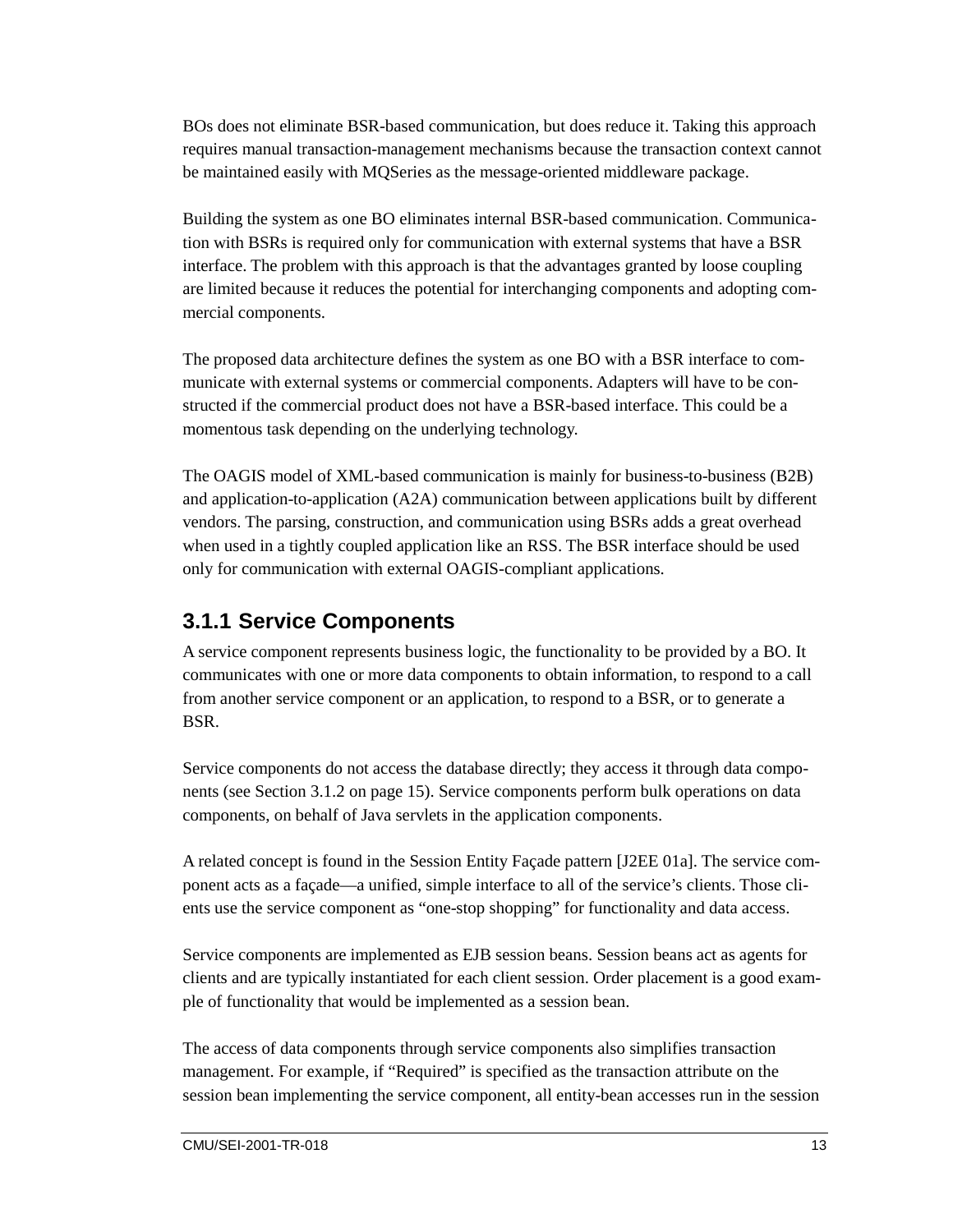BOs does not eliminate BSR-based communication, but does reduce it. Taking this approach requires manual transaction-management mechanisms because the transaction context cannot be maintained easily with MQSeries as the message-oriented middleware package.

Building the system as one BO eliminates internal BSR-based communication. Communication with BSRs is required only for communication with external systems that have a BSR interface. The problem with this approach is that the advantages granted by loose coupling are limited because it reduces the potential for interchanging components and adopting commercial components.

The proposed data architecture defines the system as one BO with a BSR interface to communicate with external systems or commercial components. Adapters will have to be constructed if the commercial product does not have a BSR-based interface. This could be a momentous task depending on the underlying technology.

The OAGIS model of XML-based communication is mainly for business-to-business (B2B) and application-to-application (A2A) communication between applications built by different vendors. The parsing, construction, and communication using BSRs adds a great overhead when used in a tightly coupled application like an RSS. The BSR interface should be used only for communication with external OAGIS-compliant applications.

### 3.1.1 Service Components

A service component represents business logic, the functionality to be provided by a BO. It communicates with one or more data components to obtain information, to respond to a call from another service component or an application, to respond to a BSR, or to generate a BSR.

Service components do not access the database directly; they access it through data components (see Section 3.1.2 on page 15). Service components perform bulk operations on data components, on behalf of Java servlets in the application components.

A related concept is found in the Session Entity Façade pattern [J2EE 01a]. The service component acts as a façade—a unified, simple interface to all of the service's clients. Those clients use the service component as "one-stop shopping" for functionality and data access.

Service components are implemented as EJB session beans. Session beans act as agents for clients and are typically instantiated for each client session. Order placement is a good example of functionality that would be implemented as a session bean.

The access of data components through service components also simplifies transaction management. For example, if "Required" is specified as the transaction attribute on the session bean implementing the service component, all entity-bean accesses run in the session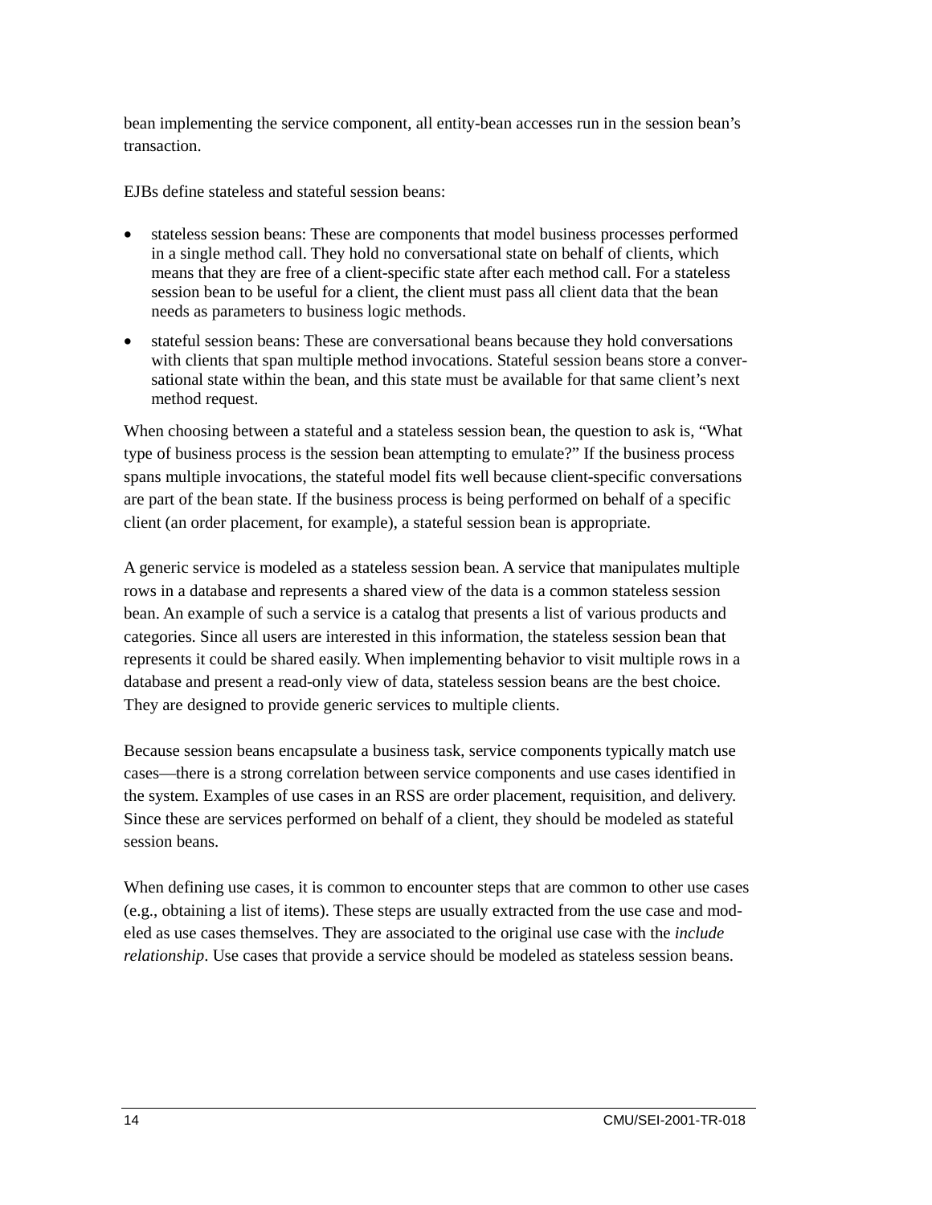bean implementing the service component, all entity-bean accesses run in the session bean's transaction.

EJBs define stateless and stateful session beans:

- stateless session beans: These are components that model business processes performed in a single method call. They hold no conversational state on behalf of clients, which means that they are free of a client-specific state after each method call. For a stateless session bean to be useful for a client, the client must pass all client data that the bean needs as parameters to business logic methods.
- stateful session beans: These are conversational beans because they hold conversations with clients that span multiple method invocations. Stateful session beans store a conversational state within the bean, and this state must be available for that same client's next method request.

When choosing between a stateful and a stateless session bean, the question to ask is, "What type of business process is the session bean attempting to emulate?" If the business process spans multiple invocations, the stateful model fits well because client-specific conversations are part of the bean state. If the business process is being performed on behalf of a specific client (an order placement, for example), a stateful session bean is appropriate.

A generic service is modeled as a stateless session bean. A service that manipulates multiple rows in a database and represents a shared view of the data is a common stateless session bean. An example of such a service is a catalog that presents a list of various products and categories. Since all users are interested in this information, the stateless session bean that represents it could be shared easily. When implementing behavior to visit multiple rows in a database and present a read-only view of data, stateless session beans are the best choice. They are designed to provide generic services to multiple clients.

Because session beans encapsulate a business task, service components typically match use cases—there is a strong correlation between service components and use cases identified in the system. Examples of use cases in an RSS are order placement, requisition, and delivery. Since these are services performed on behalf of a client, they should be modeled as stateful session beans.

When defining use cases, it is common to encounter steps that are common to other use cases (e.g., obtaining a list of items). These steps are usually extracted from the use case and modeled as use cases themselves. They are associated to the original use case with the *include relationship*. Use cases that provide a service should be modeled as stateless session beans.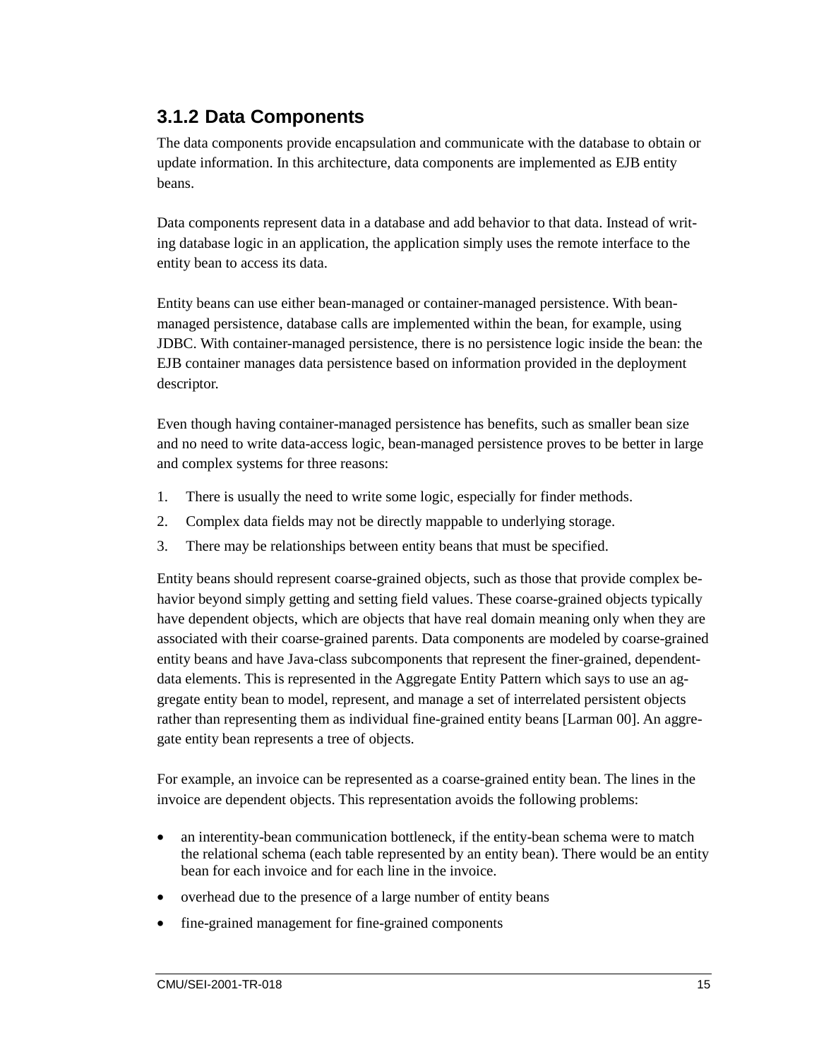### 3.1.2 Data Components

The data components provide encapsulation and communicate with the database to obtain or update information. In this architecture, data components are implemented as EJB entity beans.

Data components represent data in a database and add behavior to that data. Instead of writing database logic in an application, the application simply uses the remote interface to the entity bean to access its data.

Entity beans can use either bean-managed or container-managed persistence. With bean-managed persistence, database calls are implemented within the bean, for example, using JDBC. With container-managed persistence, there is no persistence logic inside the bean: the EJB container manages data persistence based on information provided in the deployment descriptor.

Even though having container-managed persistence has benefits, such as smaller bean size and no need to write data-access logic, bean-managed persistence proves to be better in large and complex systems for three reasons:

1. There is usually the need to write some logic, especially for finder methods.
2. Complex data fields may not be directly mappable to underlying storage.
3. There may be relationships between entity beans that must be specified.

Entity beans should represent coarse-grained objects, such as those that provide complex behavior beyond simply getting and setting field values. These coarse-grained objects typically have dependent objects, which are objects that have real domain meaning only when they are associated with their coarse-grained parents. Data components are modeled by coarse-grained entity beans and have Java-class subcomponents that represent the finer-grained, dependent-data elements. This is represented in the Aggregate Entity Pattern which says to use an aggregate entity bean to model, represent, and manage a set of interrelated persistent objects rather than representing them as individual fine-grained entity beans [Larman 00]. An aggregate entity bean represents a tree of objects.

For example, an invoice can be represented as a coarse-grained entity bean. The lines in the invoice are dependent objects. This representation avoids the following problems:

- an interentity-bean communication bottleneck, if the entity-bean schema were to match the relational schema (each table represented by an entity bean). There would be an entity bean for each invoice and for each line in the invoice.
- overhead due to the presence of a large number of entity beans
- fine-grained management for fine-grained components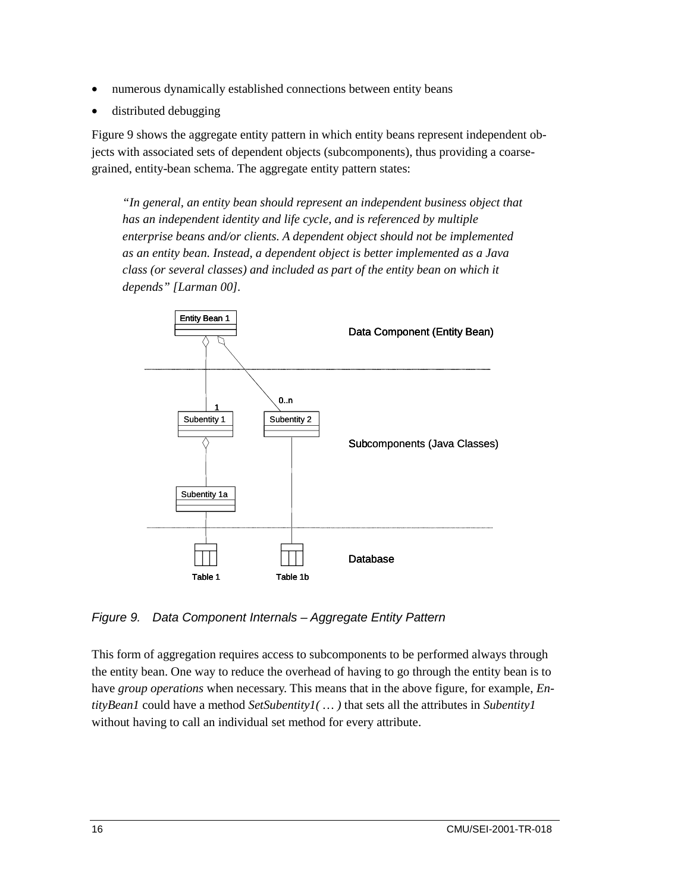- numerous dynamically established connections between entity beans
- distributed debugging

Figure 9 shows the aggregate entity pattern in which entity beans represent independent objects with associated sets of dependent objects (subcomponents), thus providing a coarse-grained, entity-bean schema. The aggregate entity pattern states:

> *"In general, an entity bean should represent an independent business object that has an independent identity and life cycle, and is referenced by multiple enterprise beans and/or clients. A dependent object should not be implemented as an entity bean. Instead, a dependent object is better implemented as a Java class (or several classes) and included as part of the entity bean on which it depends" [Larman 00].*

*Figure 9. Data Component Internals – Aggregate Entity Pattern*

This form of aggregation requires access to subcomponents to be performed always through the entity bean. One way to reduce the overhead of having to go through the entity bean is to have *group operations* when necessary. This means that in the above figure, for example, *EntityBean1* could have a method *SetSubentity1( … )* that sets all the attributes in *Subentity1* without having to call an individual set method for every attribute.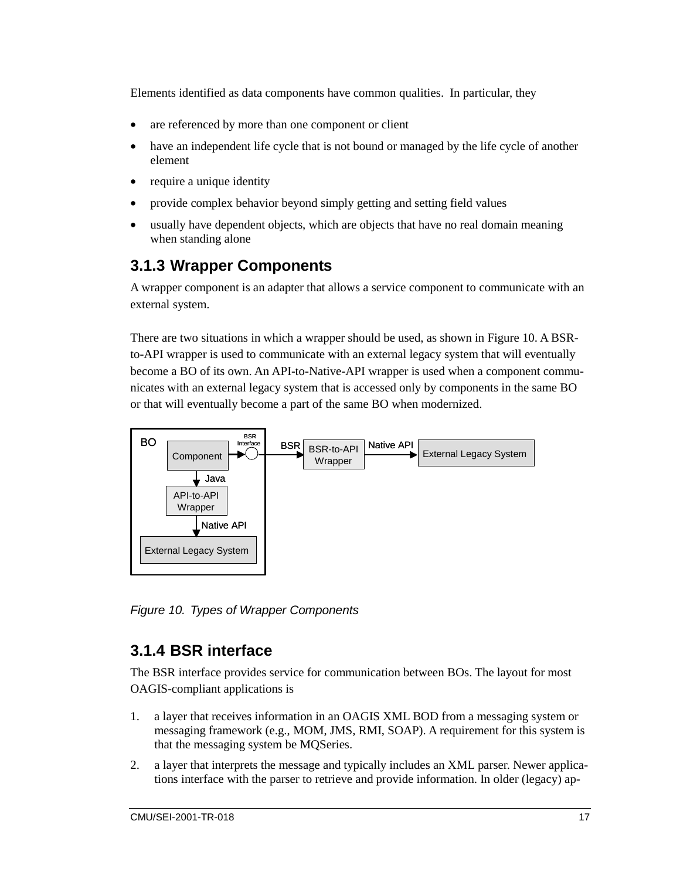Elements identified as data components have common qualities. In particular, they

- are referenced by more than one component or client
- have an independent life cycle that is not bound or managed by the life cycle of another element
- require a unique identity
- provide complex behavior beyond simply getting and setting field values
- usually have dependent objects, which are objects that have no real domain meaning when standing alone

### 3.1.3 Wrapper Components

A wrapper component is an adapter that allows a service component to communicate with an external system.

There are two situations in which a wrapper should be used, as shown in Figure 10. A BSR-to-API wrapper is used to communicate with an external legacy system that will eventually become a BO of its own. An API-to-Native-API wrapper is used when a component communicates with an external legacy system that is accessed only by components in the same BO or that will eventually become a part of the same BO when modernized.

*Figure 10. Types of Wrapper Components*

### 3.1.4 BSR interface

The BSR interface provides service for communication between BOs. The layout for most OAGIS-compliant applications is

1. a layer that receives information in an OAGIS XML BOD from a messaging system or messaging framework (e.g., MOM, JMS, RMI, SOAP). A requirement for this system is that the messaging system be MQSeries.
2. a layer that interprets the message and typically includes an XML parser. Newer applications interface with the parser to retrieve and provide information. In older (legacy) ap-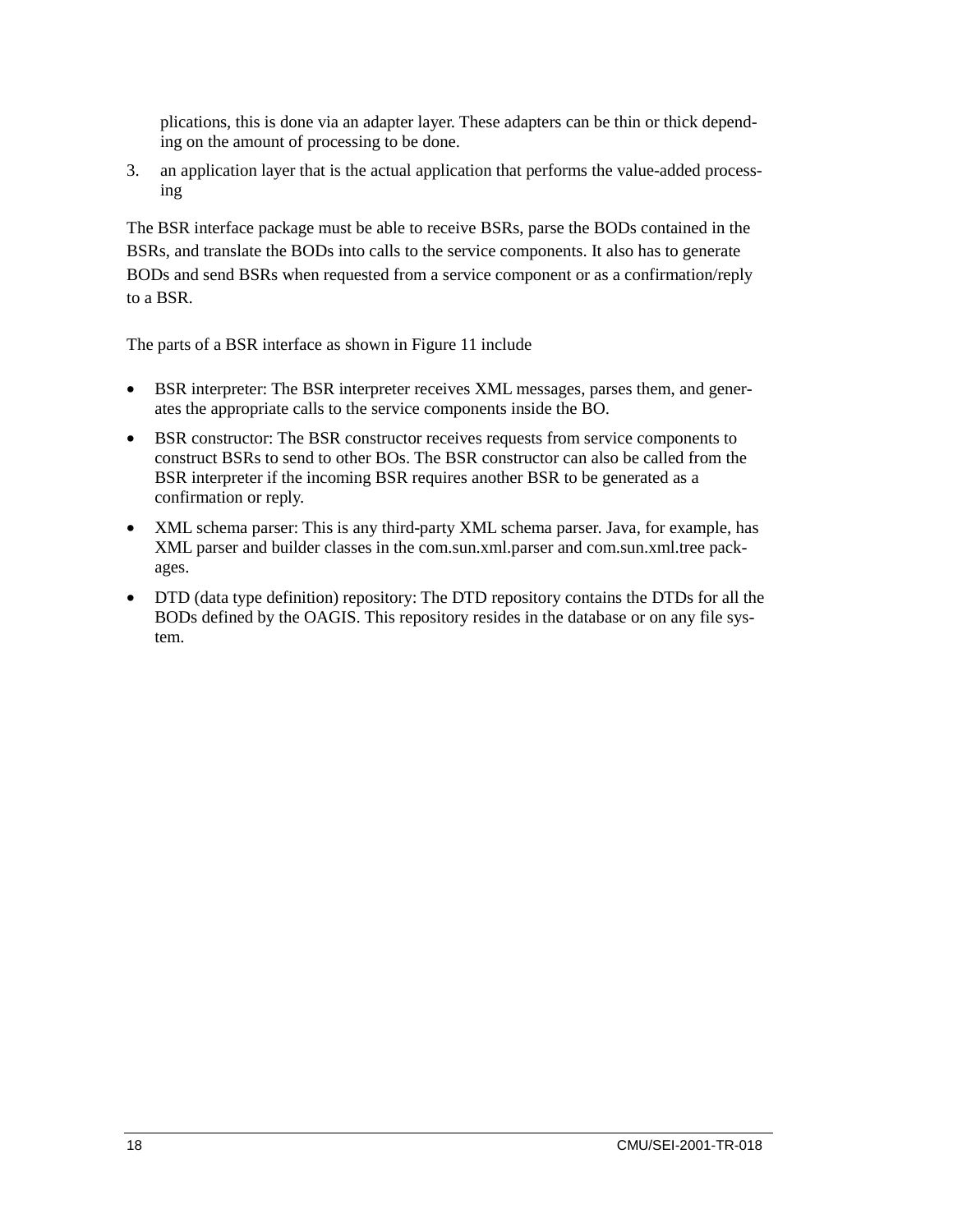plications, this is done via an adapter layer. These adapters can be thin or thick depending on the amount of processing to be done.

3. an application layer that is the actual application that performs the value-added processing

The BSR interface package must be able to receive BSRs, parse the BODs contained in the BSRs, and translate the BODs into calls to the service components. It also has to generate BODs and send BSRs when requested from a service component or as a confirmation/reply to a BSR.

The parts of a BSR interface as shown in Figure 11 include

- BSR interpreter: The BSR interpreter receives XML messages, parses them, and generates the appropriate calls to the service components inside the BO.
- BSR constructor: The BSR constructor receives requests from service components to construct BSRs to send to other BOs. The BSR constructor can also be called from the BSR interpreter if the incoming BSR requires another BSR to be generated as a confirmation or reply.
- XML schema parser: This is any third-party XML schema parser. Java, for example, has XML parser and builder classes in the com.sun.xml.parser and com.sun.xml.tree packages.
- DTD (data type definition) repository: The DTD repository contains the DTDs for all the BODs defined by the OAGIS. This repository resides in the database or on any file system.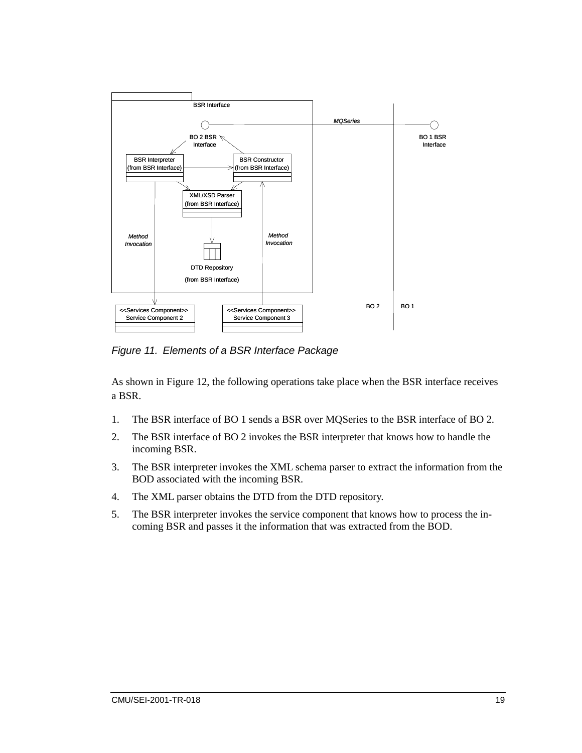*Figure 11. Elements of a BSR Interface Package*

As shown in Figure 12, the following operations take place when the BSR interface receives a BSR.

1. The BSR interface of BO 1 sends a BSR over MQSeries to the BSR interface of BO 2.
2. The BSR interface of BO 2 invokes the BSR interpreter that knows how to handle the incoming BSR.
3. The BSR interpreter invokes the XML schema parser to extract the information from the BOD associated with the incoming BSR.
4. The XML parser obtains the DTD from the DTD repository.
5. The BSR interpreter invokes the service component that knows how to process the incoming BSR and passes it the information that was extracted from the BOD.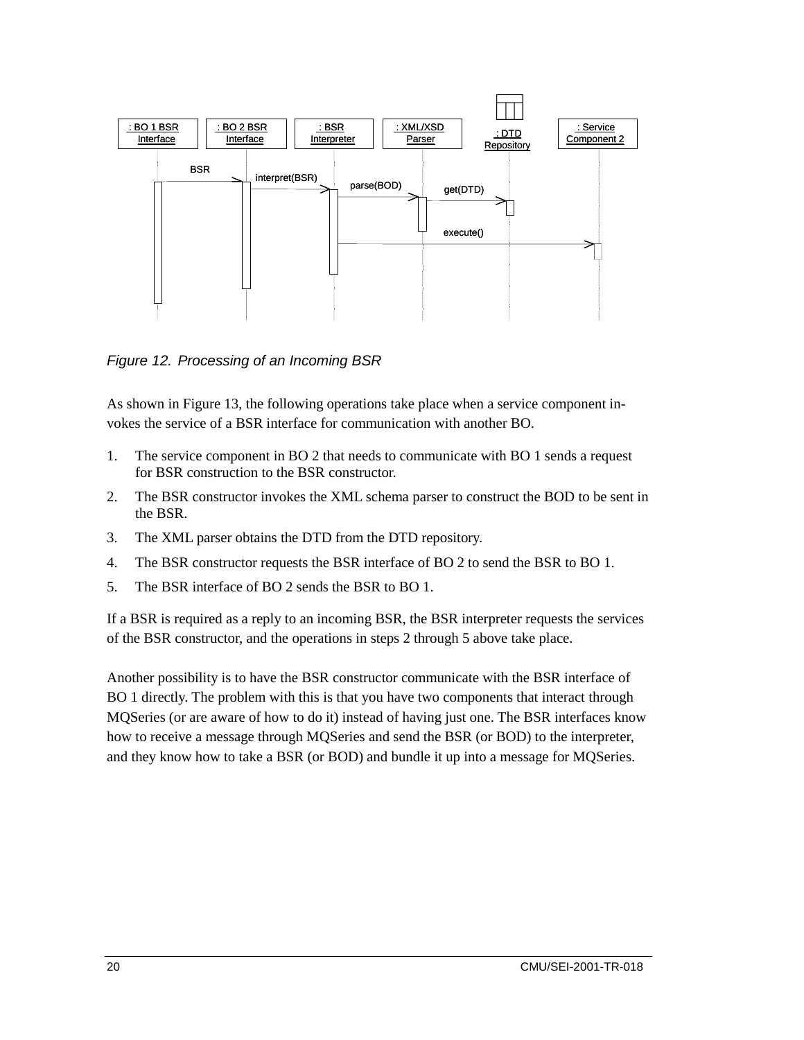*Figure 12. Processing of an Incoming BSR*

As shown in Figure 13, the following operations take place when a service component invokes the service of a BSR interface for communication with another BO.

1. The service component in BO 2 that needs to communicate with BO 1 sends a request for BSR construction to the BSR constructor.
2. The BSR constructor invokes the XML schema parser to construct the BOD to be sent in the BSR.
3. The XML parser obtains the DTD from the DTD repository.
4. The BSR constructor requests the BSR interface of BO 2 to send the BSR to BO 1.
5. The BSR interface of BO 2 sends the BSR to BO 1.

If a BSR is required as a reply to an incoming BSR, the BSR interpreter requests the services of the BSR constructor, and the operations in steps 2 through 5 above take place.

Another possibility is to have the BSR constructor communicate with the BSR interface of BO 1 directly. The problem with this is that you have two components that interact through MQSeries (or are aware of how to do it) instead of having just one. The BSR interfaces know how to receive a message through MQSeries and send the BSR (or BOD) to the interpreter, and they know how to take a BSR (or BOD) and bundle it up into a message for MQSeries.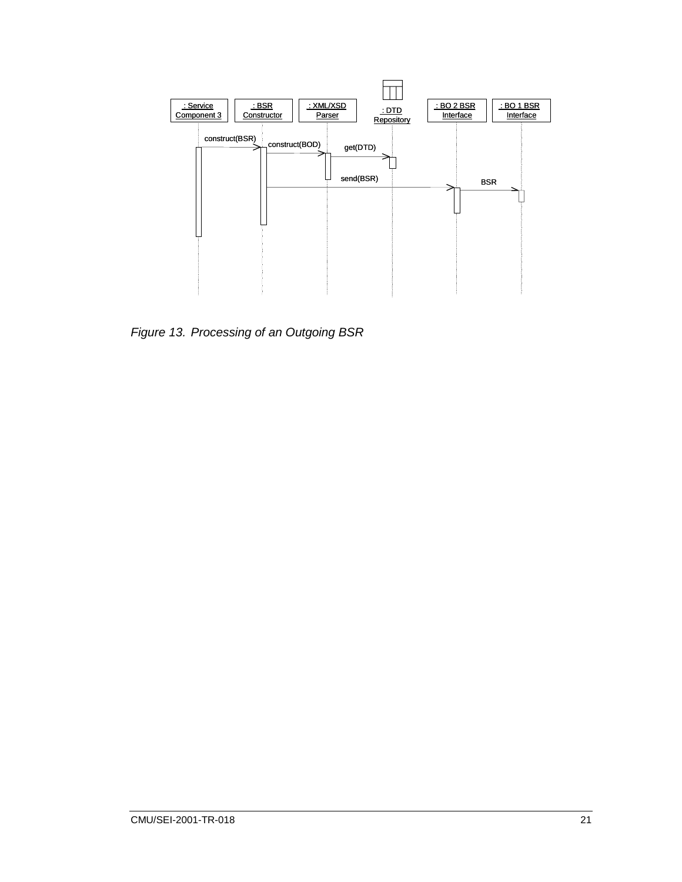*Figure 13. Processing of an Outgoing BSR*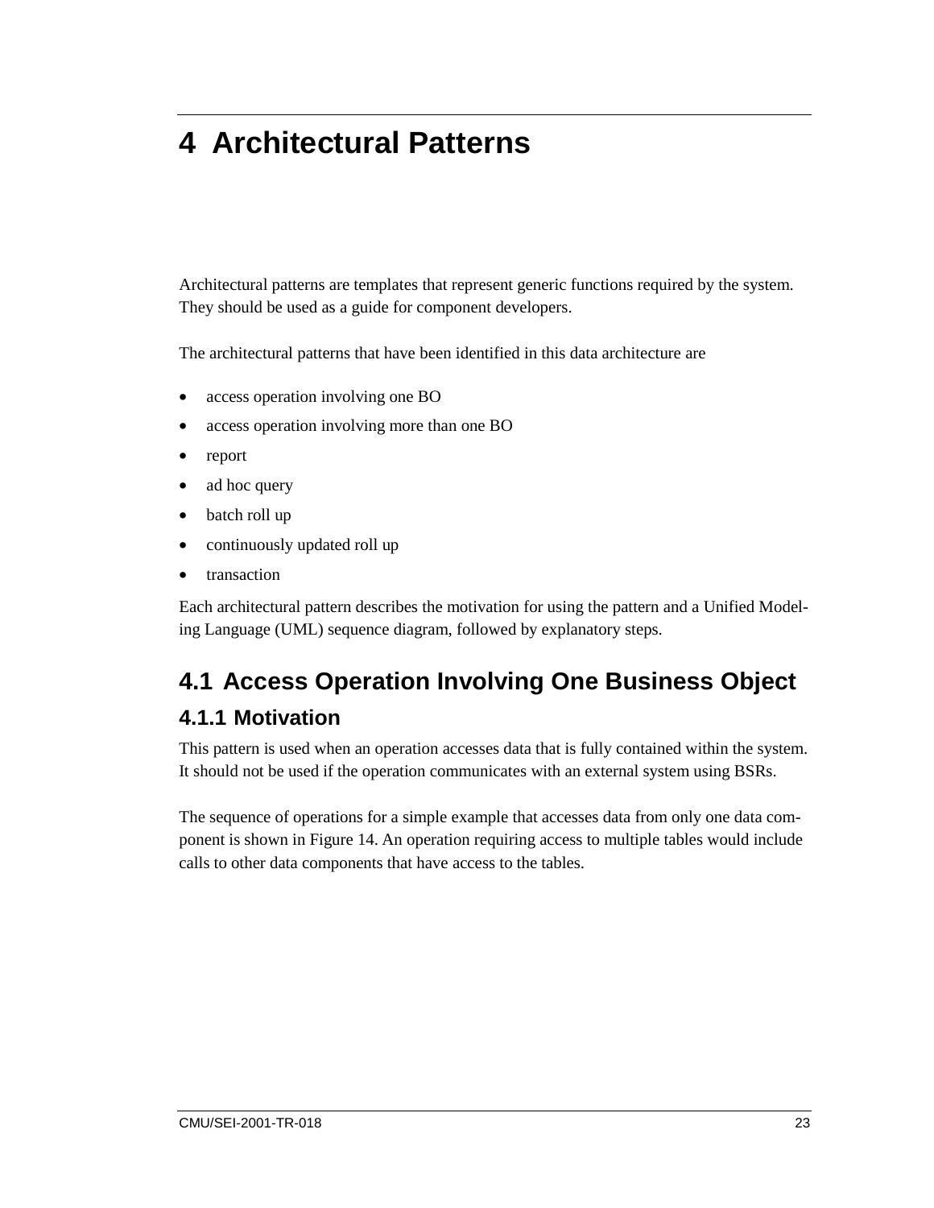# 4 Architectural Patterns

Architectural patterns are templates that represent generic functions required by the system. They should be used as a guide for component developers.

The architectural patterns that have been identified in this data architecture are

- access operation involving one BO
- access operation involving more than one BO
- report
- ad hoc query
- batch roll up
- continuously updated roll up
- transaction

Each architectural pattern describes the motivation for using the pattern and a Unified Modeling Language (UML) sequence diagram, followed by explanatory steps.

## 4.1 Access Operation Involving One Business Object

### 4.1.1 Motivation

This pattern is used when an operation accesses data that is fully contained within the system. It should not be used if the operation communicates with an external system using BSRs.

The sequence of operations for a simple example that accesses data from only one data component is shown in Figure 14. An operation requiring access to multiple tables would include calls to other data components that have access to the tables.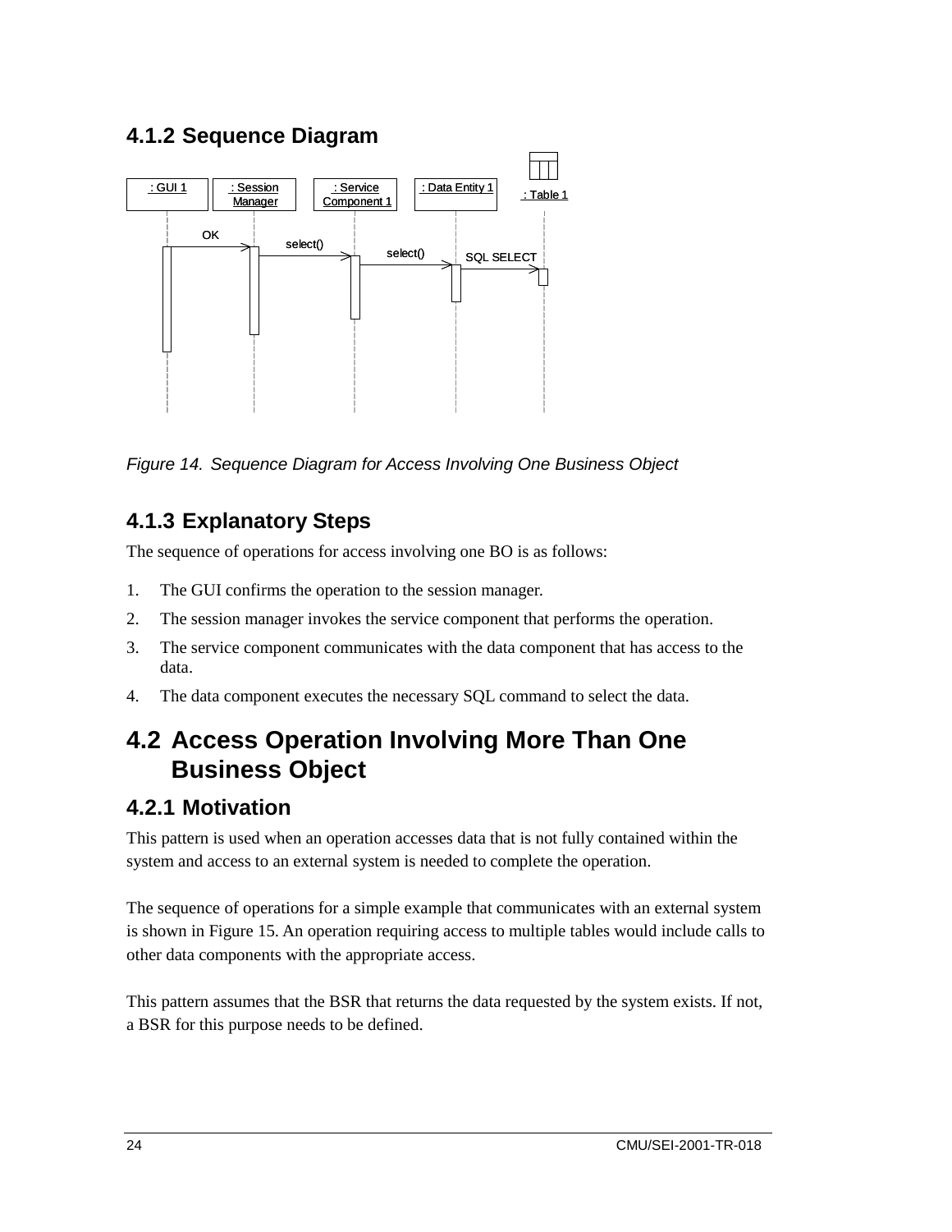### 4.1.2 Sequence Diagram

*Figure 14. Sequence Diagram for Access Involving One Business Object*

### 4.1.3 Explanatory Steps

The sequence of operations for access involving one BO is as follows:

1. The GUI confirms the operation to the session manager.
2. The session manager invokes the service component that performs the operation.
3. The service component communicates with the data component that has access to the data.
4. The data component executes the necessary SQL command to select the data.

## 4.2 Access Operation Involving More Than One Business Object

### 4.2.1 Motivation

This pattern is used when an operation accesses data that is not fully contained within the system and access to an external system is needed to complete the operation.

The sequence of operations for a simple example that communicates with an external system is shown in Figure 15. An operation requiring access to multiple tables would include calls to other data components with the appropriate access.

This pattern assumes that the BSR that returns the data requested by the system exists. If not, a BSR for this purpose needs to be defined.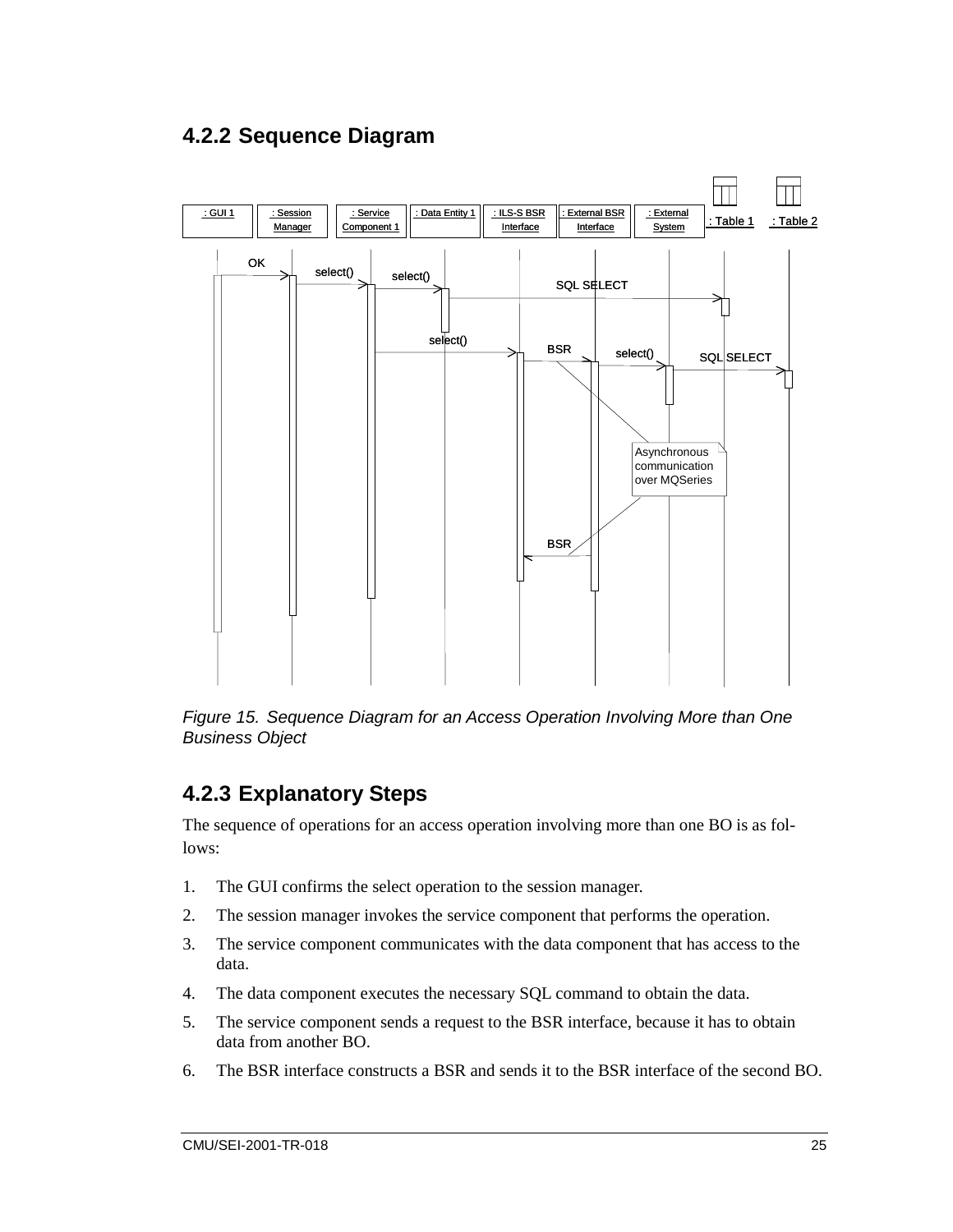## 4.2.2 Sequence Diagram

*Figure 15. Sequence Diagram for an Access Operation Involving More than One Business Object*

## 4.2.3 Explanatory Steps

The sequence of operations for an access operation involving more than one BO is as follows:

1. The GUI confirms the select operation to the session manager.
2. The session manager invokes the service component that performs the operation.
3. The service component communicates with the data component that has access to the data.
4. The data component executes the necessary SQL command to obtain the data.
5. The service component sends a request to the BSR interface, because it has to obtain data from another BO.
6. The BSR interface constructs a BSR and sends it to the BSR interface of the second BO.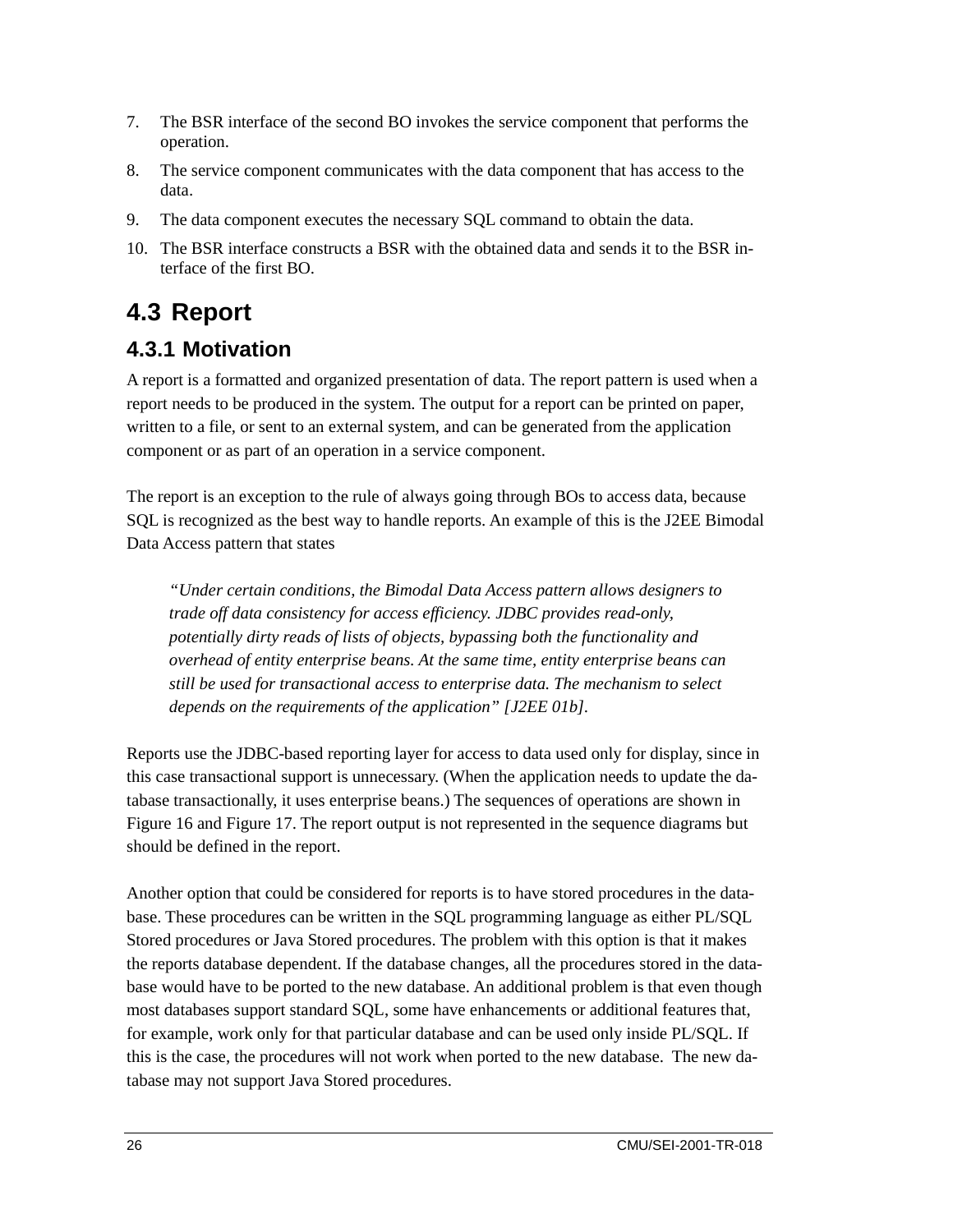7. The BSR interface of the second BO invokes the service component that performs the operation.
8. The service component communicates with the data component that has access to the data.
9. The data component executes the necessary SQL command to obtain the data.
10. The BSR interface constructs a BSR with the obtained data and sends it to the BSR interface of the first BO.

## 4.3 Report

### 4.3.1 Motivation

A report is a formatted and organized presentation of data. The report pattern is used when a report needs to be produced in the system. The output for a report can be printed on paper, written to a file, or sent to an external system, and can be generated from the application component or as part of an operation in a service component.

The report is an exception to the rule of always going through BOs to access data, because SQL is recognized as the best way to handle reports. An example of this is the J2EE Bimodal Data Access pattern that states

> *"Under certain conditions, the Bimodal Data Access pattern allows designers to trade off data consistency for access efficiency. JDBC provides read-only, potentially dirty reads of lists of objects, bypassing both the functionality and overhead of entity enterprise beans. At the same time, entity enterprise beans can still be used for transactional access to enterprise data. The mechanism to select depends on the requirements of the application" [J2EE 01b].*

Reports use the JDBC-based reporting layer for access to data used only for display, since in this case transactional support is unnecessary. (When the application needs to update the database transactionally, it uses enterprise beans.) The sequences of operations are shown in Figure 16 and Figure 17. The report output is not represented in the sequence diagrams but should be defined in the report.

Another option that could be considered for reports is to have stored procedures in the database. These procedures can be written in the SQL programming language as either PL/SQL Stored procedures or Java Stored procedures. The problem with this option is that it makes the reports database dependent. If the database changes, all the procedures stored in the database would have to be ported to the new database. An additional problem is that even though most databases support standard SQL, some have enhancements or additional features that, for example, work only for that particular database and can be used only inside PL/SQL. If this is the case, the procedures will not work when ported to the new database. The new database may not support Java Stored procedures.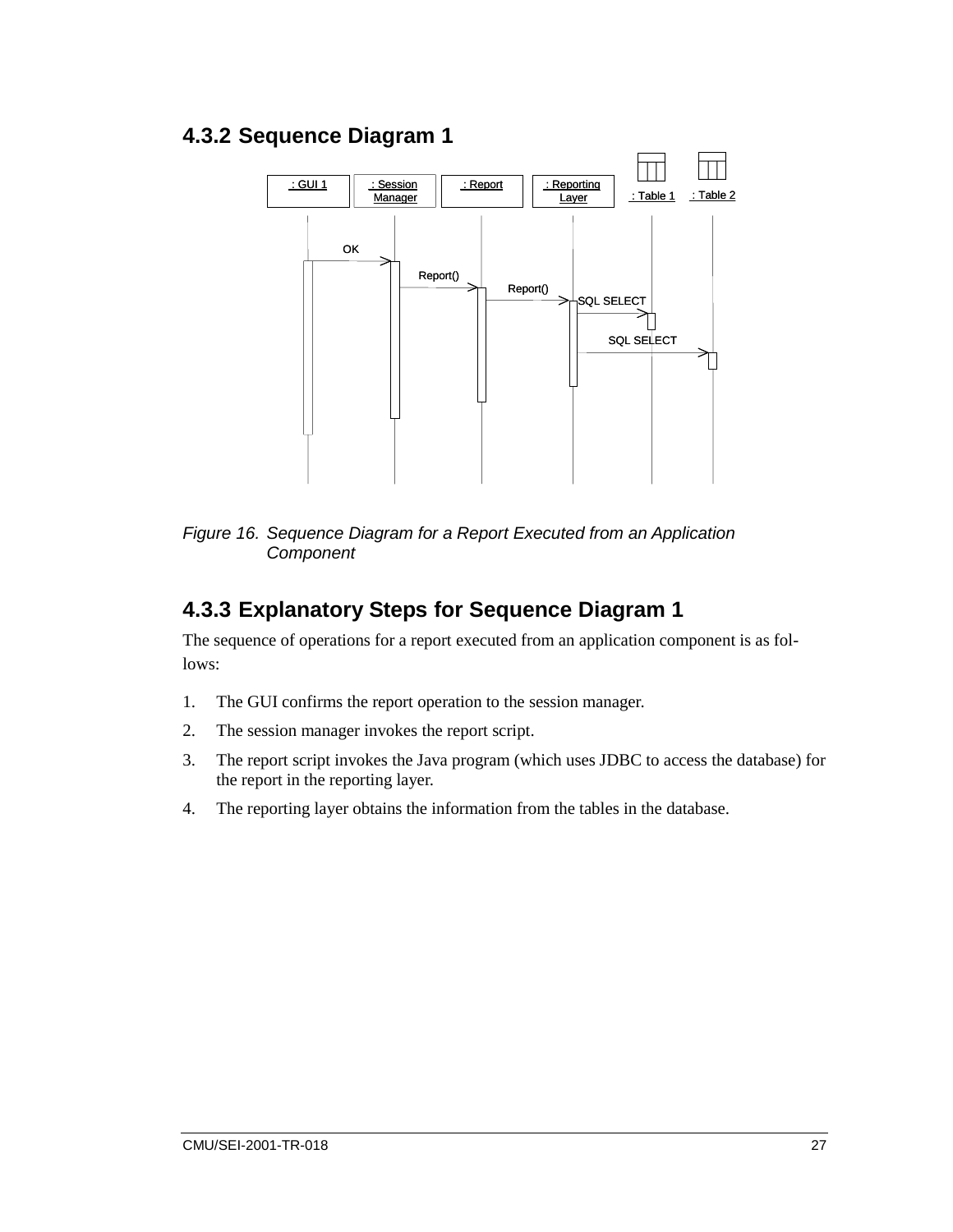### 4.3.2 Sequence Diagram 1

*Figure 16. Sequence Diagram for a Report Executed from an Application Component*

### 4.3.3 Explanatory Steps for Sequence Diagram 1

The sequence of operations for a report executed from an application component is as follows:

1. The GUI confirms the report operation to the session manager.
2. The session manager invokes the report script.
3. The report script invokes the Java program (which uses JDBC to access the database) for the report in the reporting layer.
4. The reporting layer obtains the information from the tables in the database.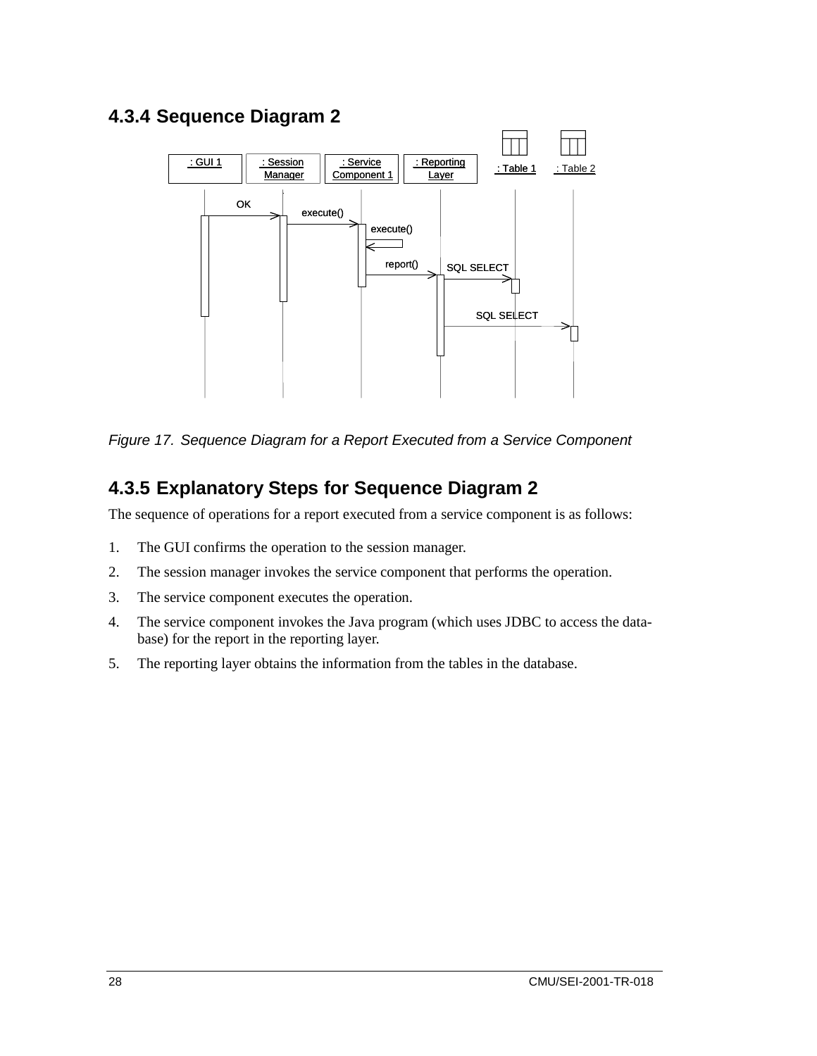### 4.3.4 Sequence Diagram 2

Figure 17. Sequence Diagram for a Report Executed from a Service Component

### 4.3.5 Explanatory Steps for Sequence Diagram 2

The sequence of operations for a report executed from a service component is as follows:

1. The GUI confirms the operation to the session manager.
2. The session manager invokes the service component that performs the operation.
3. The service component executes the operation.
4. The service component invokes the Java program (which uses JDBC to access the data-base) for the report in the reporting layer.
5. The reporting layer obtains the information from the tables in the database.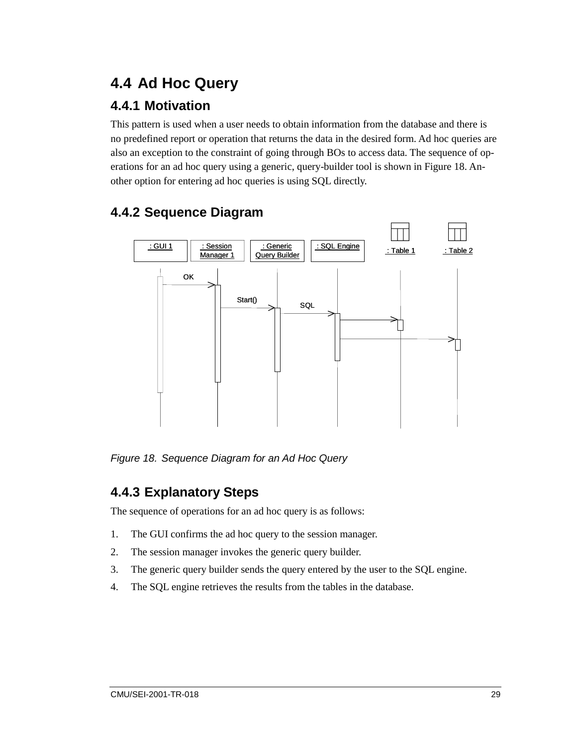## 4.4 Ad Hoc Query

### 4.4.1 Motivation

This pattern is used when a user needs to obtain information from the database and there is no predefined report or operation that returns the data in the desired form. Ad hoc queries are also an exception to the constraint of going through BOs to access data. The sequence of operations for an ad hoc query using a generic, query-builder tool is shown in Figure 18. Another option for entering ad hoc queries is using SQL directly.

### 4.4.2 Sequence Diagram

*Figure 18. Sequence Diagram for an Ad Hoc Query*

### 4.4.3 Explanatory Steps

The sequence of operations for an ad hoc query is as follows:

1. The GUI confirms the ad hoc query to the session manager.
2. The session manager invokes the generic query builder.
3. The generic query builder sends the query entered by the user to the SQL engine.
4. The SQL engine retrieves the results from the tables in the database.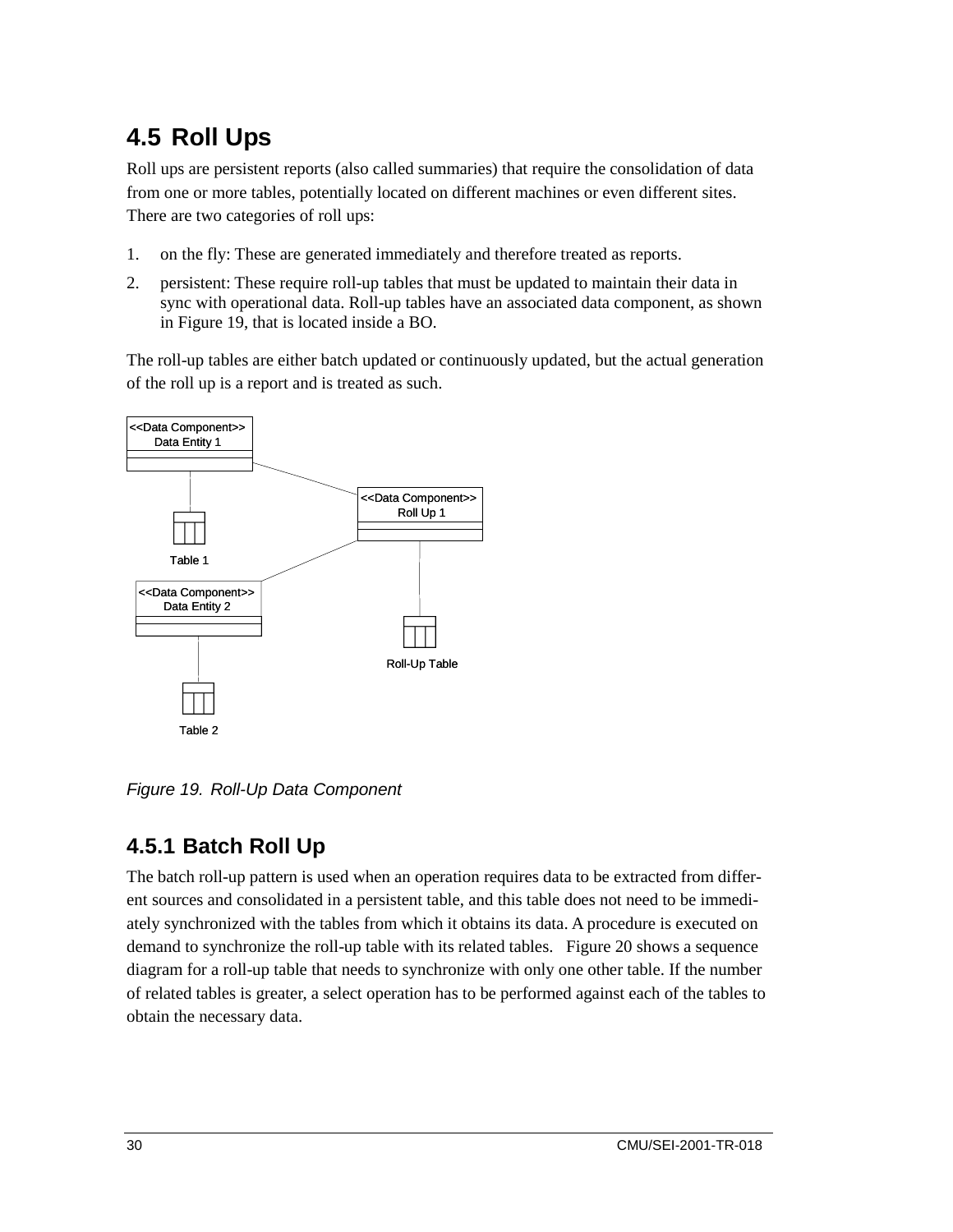## 4.5 Roll Ups

Roll ups are persistent reports (also called summaries) that require the consolidation of data from one or more tables, potentially located on different machines or even different sites. There are two categories of roll ups:

1. on the fly: These are generated immediately and therefore treated as reports.
2. persistent: These require roll-up tables that must be updated to maintain their data in sync with operational data. Roll-up tables have an associated data component, as shown in Figure 19, that is located inside a BO.

The roll-up tables are either batch updated or continuously updated, but the actual generation of the roll up is a report and is treated as such.

<<Data Component>>
Data Entity 1

<<Data Component>>
Roll Up 1

Table 1

<<Data Component>>
Data Entity 2

Roll-Up Table

Table 2

*Figure 19. Roll-Up Data Component*

### 4.5.1 Batch Roll Up

The batch roll-up pattern is used when an operation requires data to be extracted from different sources and consolidated in a persistent table, and this table does not need to be immediately synchronized with the tables from which it obtains its data. A procedure is executed on demand to synchronize the roll-up table with its related tables. Figure 20 shows a sequence diagram for a roll-up table that needs to synchronize with only one other table. If the number of related tables is greater, a select operation has to be performed against each of the tables to obtain the necessary data.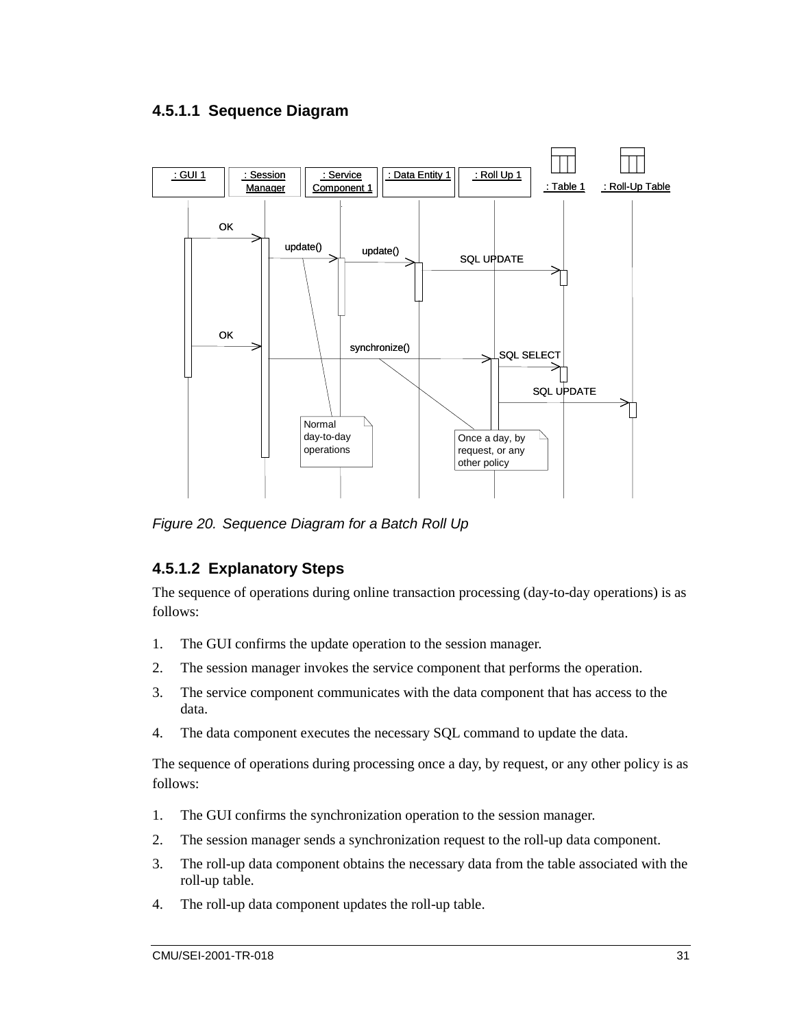### 4.5.1.1 Sequence Diagram

*Figure 20. Sequence Diagram for a Batch Roll Up*

### 4.5.1.2 Explanatory Steps

The sequence of operations during online transaction processing (day-to-day operations) is as follows:

1. The GUI confirms the update operation to the session manager.
2. The session manager invokes the service component that performs the operation.
3. The service component communicates with the data component that has access to the data.
4. The data component executes the necessary SQL command to update the data.

The sequence of operations during processing once a day, by request, or any other policy is as follows:

1. The GUI confirms the synchronization operation to the session manager.
2. The session manager sends a synchronization request to the roll-up data component.
3. The roll-up data component obtains the necessary data from the table associated with the roll-up table.
4. The roll-up data component updates the roll-up table.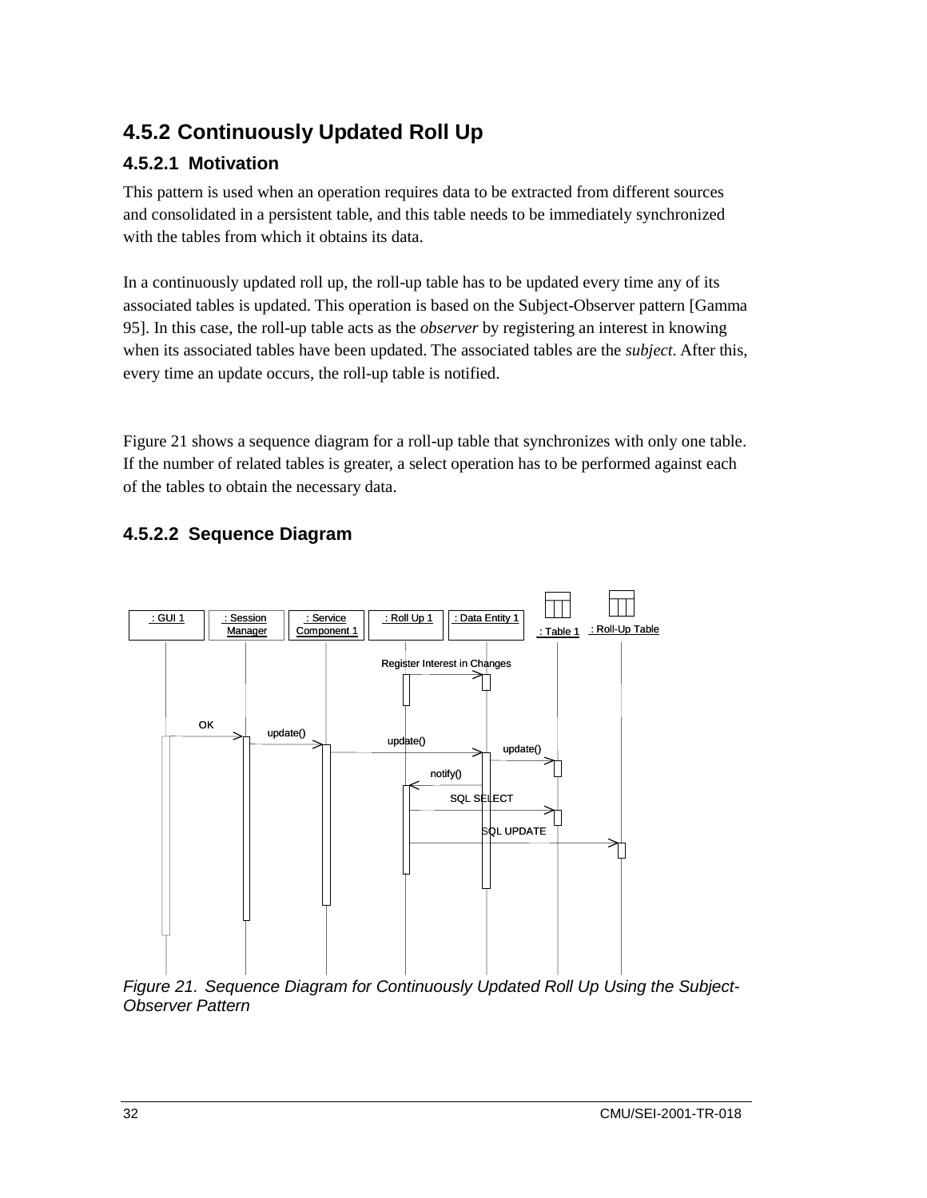## 4.5.2 Continuously Updated Roll Up

### 4.5.2.1 Motivation

This pattern is used when an operation requires data to be extracted from different sources and consolidated in a persistent table, and this table needs to be immediately synchronized with the tables from which it obtains its data.

In a continuously updated roll up, the roll-up table has to be updated every time any of its associated tables is updated. This operation is based on the Subject-Observer pattern [Gamma 95]. In this case, the roll-up table acts as the *observer* by registering an interest in knowing when its associated tables have been updated. The associated tables are the *subject*. After this, every time an update occurs, the roll-up table is notified.

Figure 21 shows a sequence diagram for a roll-up table that synchronizes with only one table. If the number of related tables is greater, a select operation has to be performed against each of the tables to obtain the necessary data.

### 4.5.2.2 Sequence Diagram

: GUI 1 | : Session Manager | : Service Component 1 | : Roll Up 1 | : Data Entity 1 | : Table 1 | : Roll-Up Table

Register Interest in Changes

OK

update()

update()

update()

notify()

SQL SELECT

SQL UPDATE

*Figure 21. Sequence Diagram for Continuously Updated Roll Up Using the Subject-Observer Pattern*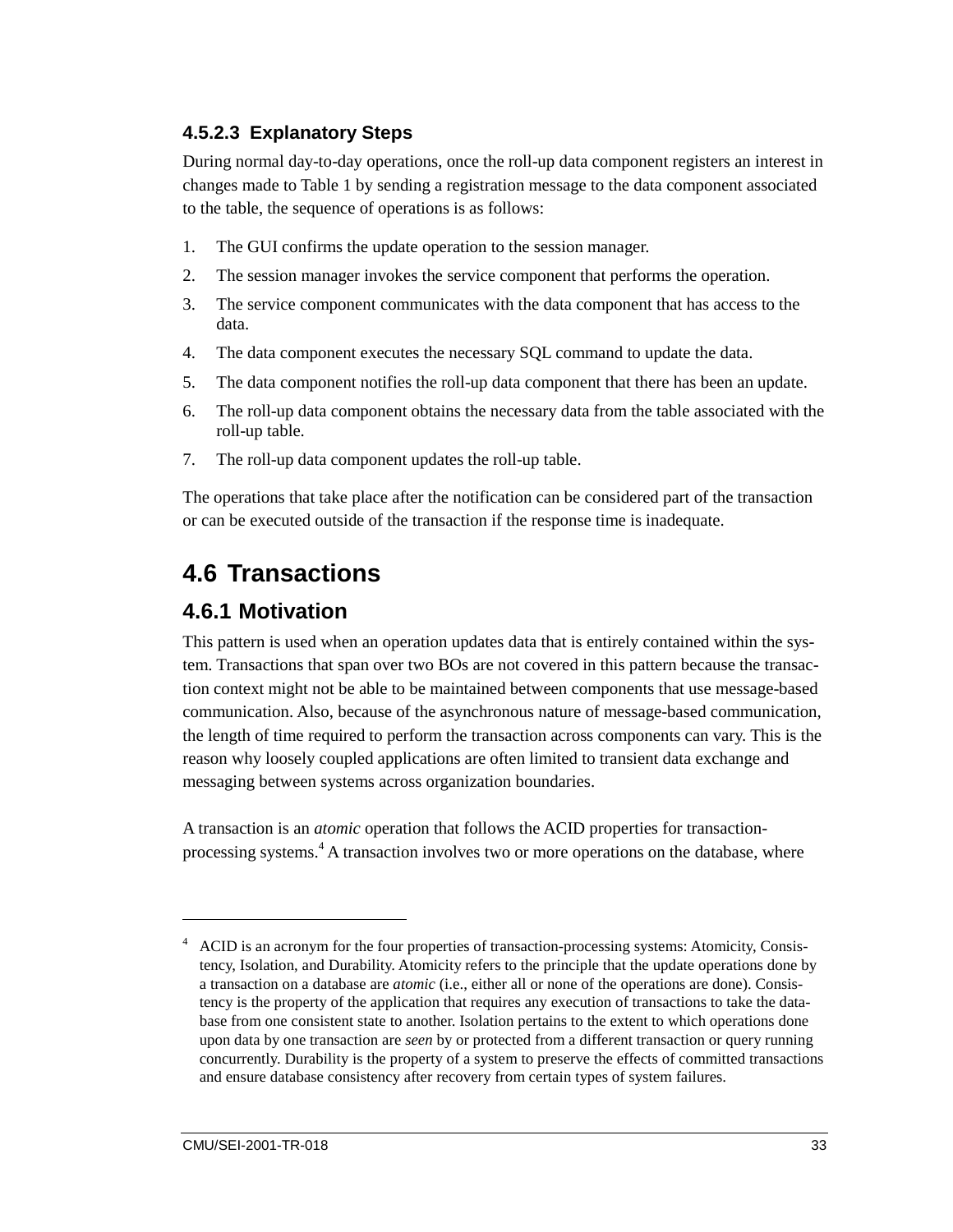#### 4.5.2.3 Explanatory Steps

During normal day-to-day operations, once the roll-up data component registers an interest in changes made to Table 1 by sending a registration message to the data component associated to the table, the sequence of operations is as follows:

1. The GUI confirms the update operation to the session manager.
2. The session manager invokes the service component that performs the operation.
3. The service component communicates with the data component that has access to the data.
4. The data component executes the necessary SQL command to update the data.
5. The data component notifies the roll-up data component that there has been an update.
6. The roll-up data component obtains the necessary data from the table associated with the roll-up table.
7. The roll-up data component updates the roll-up table.

The operations that take place after the notification can be considered part of the transaction or can be executed outside of the transaction if the response time is inadequate.

## 4.6 Transactions

### 4.6.1 Motivation

This pattern is used when an operation updates data that is entirely contained within the system. Transactions that span over two BOs are not covered in this pattern because the transaction context might not be able to be maintained between components that use message-based communication. Also, because of the asynchronous nature of message-based communication, the length of time required to perform the transaction across components can vary. This is the reason why loosely coupled applications are often limited to transient data exchange and messaging between systems across organization boundaries.

A transaction is an *atomic* operation that follows the ACID properties for transaction-processing systems.[4] A transaction involves two or more operations on the database, where

[4] ACID is an acronym for the four properties of transaction-processing systems: Atomicity, Consistency, Isolation, and Durability. Atomicity refers to the principle that the update operations done by a transaction on a database are *atomic* (i.e., either all or none of the operations are done). Consistency is the property of the application that requires any execution of transactions to take the database from one consistent state to another. Isolation pertains to the extent to which operations done upon data by one transaction are *seen* by or protected from a different transaction or query running concurrently. Durability is the property of a system to preserve the effects of committed transactions and ensure database consistency after recovery from certain types of system failures.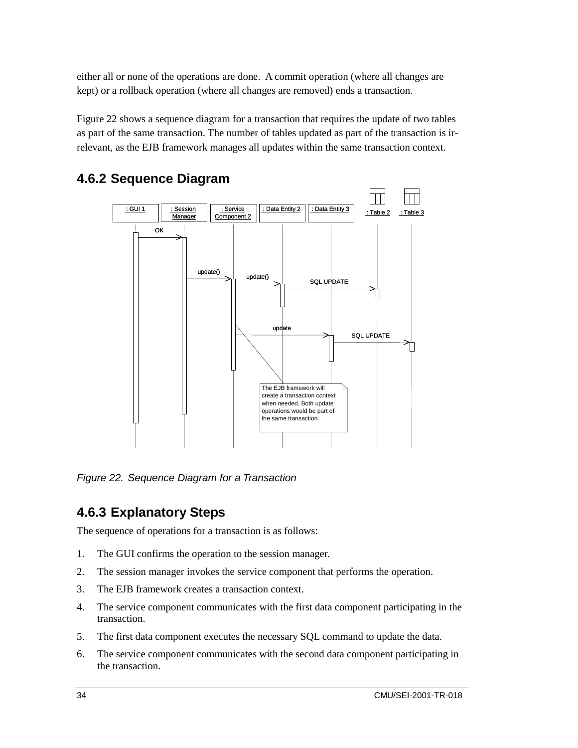either all or none of the operations are done. A commit operation (where all changes are kept) or a rollback operation (where all changes are removed) ends a transaction.

Figure 22 shows a sequence diagram for a transaction that requires the update of two tables as part of the same transaction. The number of tables updated as part of the transaction is irrelevant, as the EJB framework manages all updates within the same transaction context.

### 4.6.2 Sequence Diagram

*Figure 22. Sequence Diagram for a Transaction*

### 4.6.3 Explanatory Steps

The sequence of operations for a transaction is as follows:

1. The GUI confirms the operation to the session manager.
2. The session manager invokes the service component that performs the operation.
3. The EJB framework creates a transaction context.
4. The service component communicates with the first data component participating in the transaction.
5. The first data component executes the necessary SQL command to update the data.
6. The service component communicates with the second data component participating in the transaction.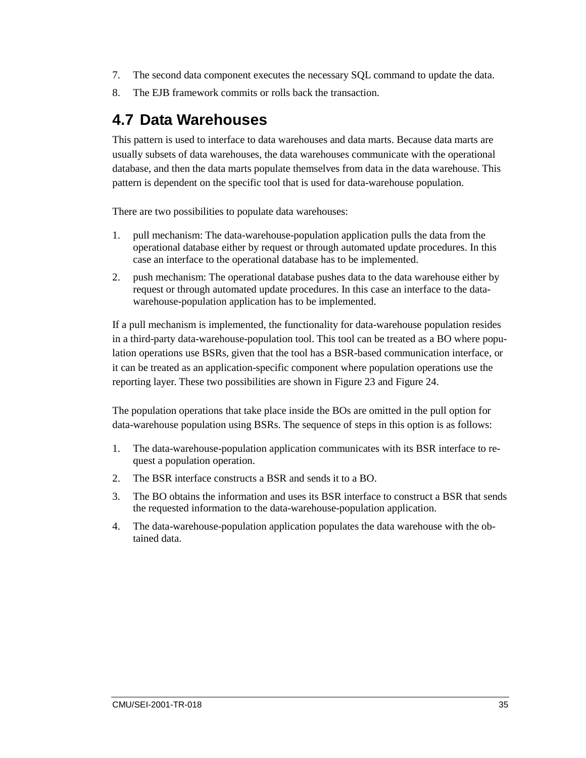7. The second data component executes the necessary SQL command to update the data.
8. The EJB framework commits or rolls back the transaction.

## 4.7 Data Warehouses

This pattern is used to interface to data warehouses and data marts. Because data marts are usually subsets of data warehouses, the data warehouses communicate with the operational database, and then the data marts populate themselves from data in the data warehouse. This pattern is dependent on the specific tool that is used for data-warehouse population.

There are two possibilities to populate data warehouses:

1. pull mechanism: The data-warehouse-population application pulls the data from the operational database either by request or through automated update procedures. In this case an interface to the operational database has to be implemented.
2. push mechanism: The operational database pushes data to the data warehouse either by request or through automated update procedures. In this case an interface to the data-warehouse-population application has to be implemented.

If a pull mechanism is implemented, the functionality for data-warehouse population resides in a third-party data-warehouse-population tool. This tool can be treated as a BO where population operations use BSRs, given that the tool has a BSR-based communication interface, or it can be treated as an application-specific component where population operations use the reporting layer. These two possibilities are shown in Figure 23 and Figure 24.

The population operations that take place inside the BOs are omitted in the pull option for data-warehouse population using BSRs. The sequence of steps in this option is as follows:

1. The data-warehouse-population application communicates with its BSR interface to request a population operation.
2. The BSR interface constructs a BSR and sends it to a BO.
3. The BO obtains the information and uses its BSR interface to construct a BSR that sends the requested information to the data-warehouse-population application.
4. The data-warehouse-population application populates the data warehouse with the obtained data.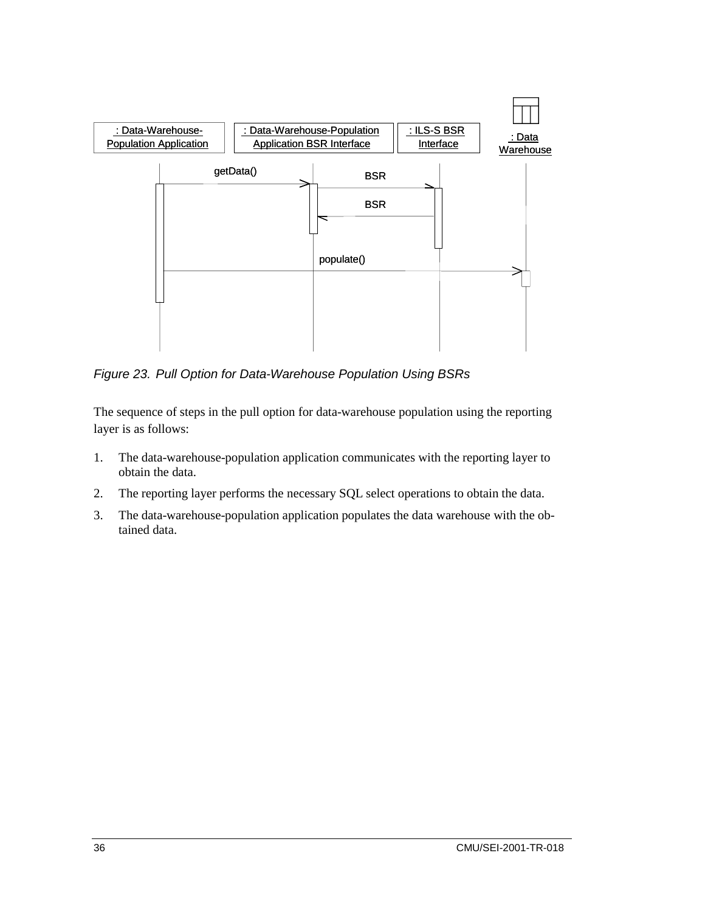*Figure 23. Pull Option for Data-Warehouse Population Using BSRs*

The sequence of steps in the pull option for data-warehouse population using the reporting layer is as follows:

1. The data-warehouse-population application communicates with the reporting layer to obtain the data.
2. The reporting layer performs the necessary SQL select operations to obtain the data.
3. The data-warehouse-population application populates the data warehouse with the obtained data.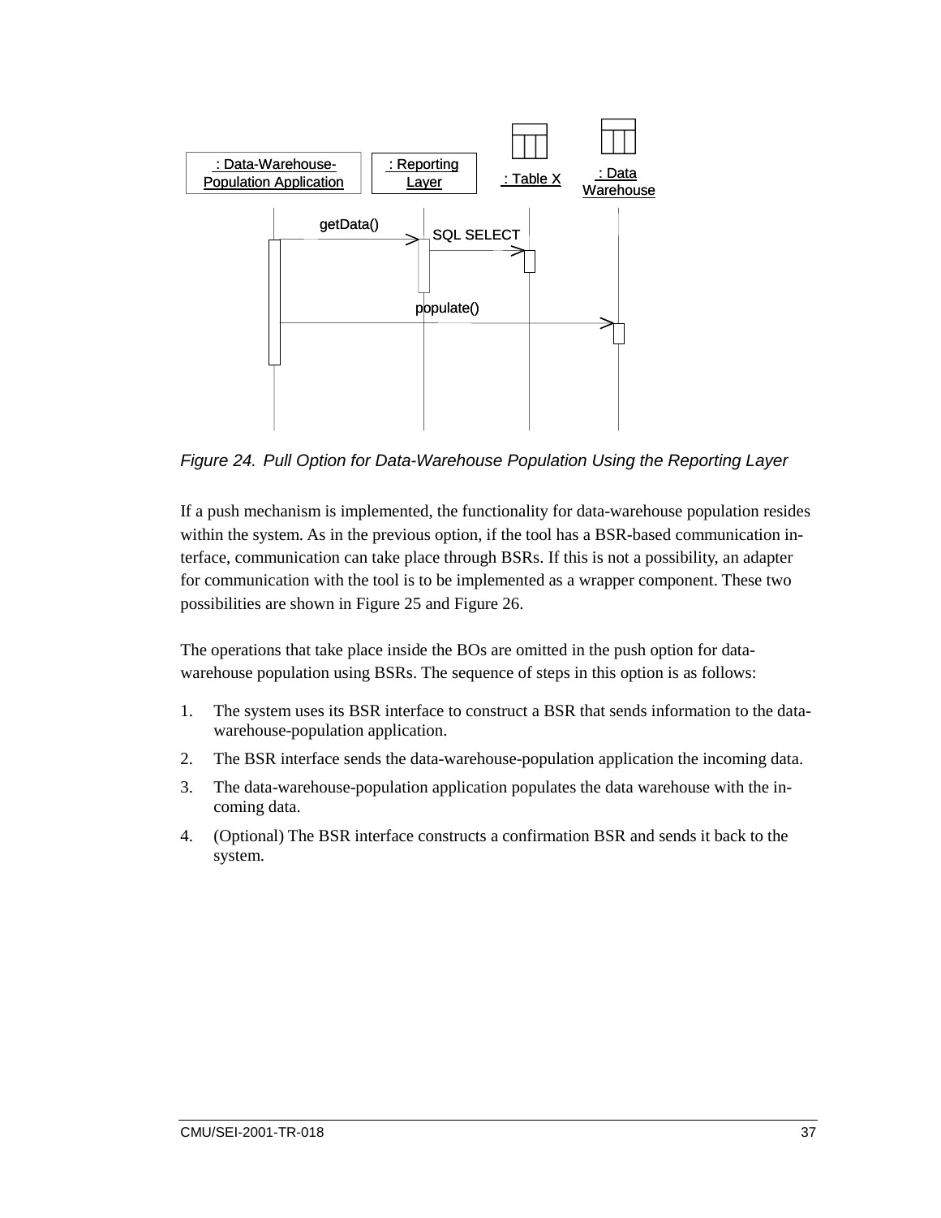*Figure 24. Pull Option for Data-Warehouse Population Using the Reporting Layer*

If a push mechanism is implemented, the functionality for data-warehouse population resides within the system. As in the previous option, if the tool has a BSR-based communication interface, communication can take place through BSRs. If this is not a possibility, an adapter for communication with the tool is to be implemented as a wrapper component. These two possibilities are shown in Figure 25 and Figure 26.

The operations that take place inside the BOs are omitted in the push option for data-warehouse population using BSRs. The sequence of steps in this option is as follows:

1. The system uses its BSR interface to construct a BSR that sends information to the data-warehouse-population application.
2. The BSR interface sends the data-warehouse-population application the incoming data.
3. The data-warehouse-population application populates the data warehouse with the incoming data.
4. (Optional) The BSR interface constructs a confirmation BSR and sends it back to the system.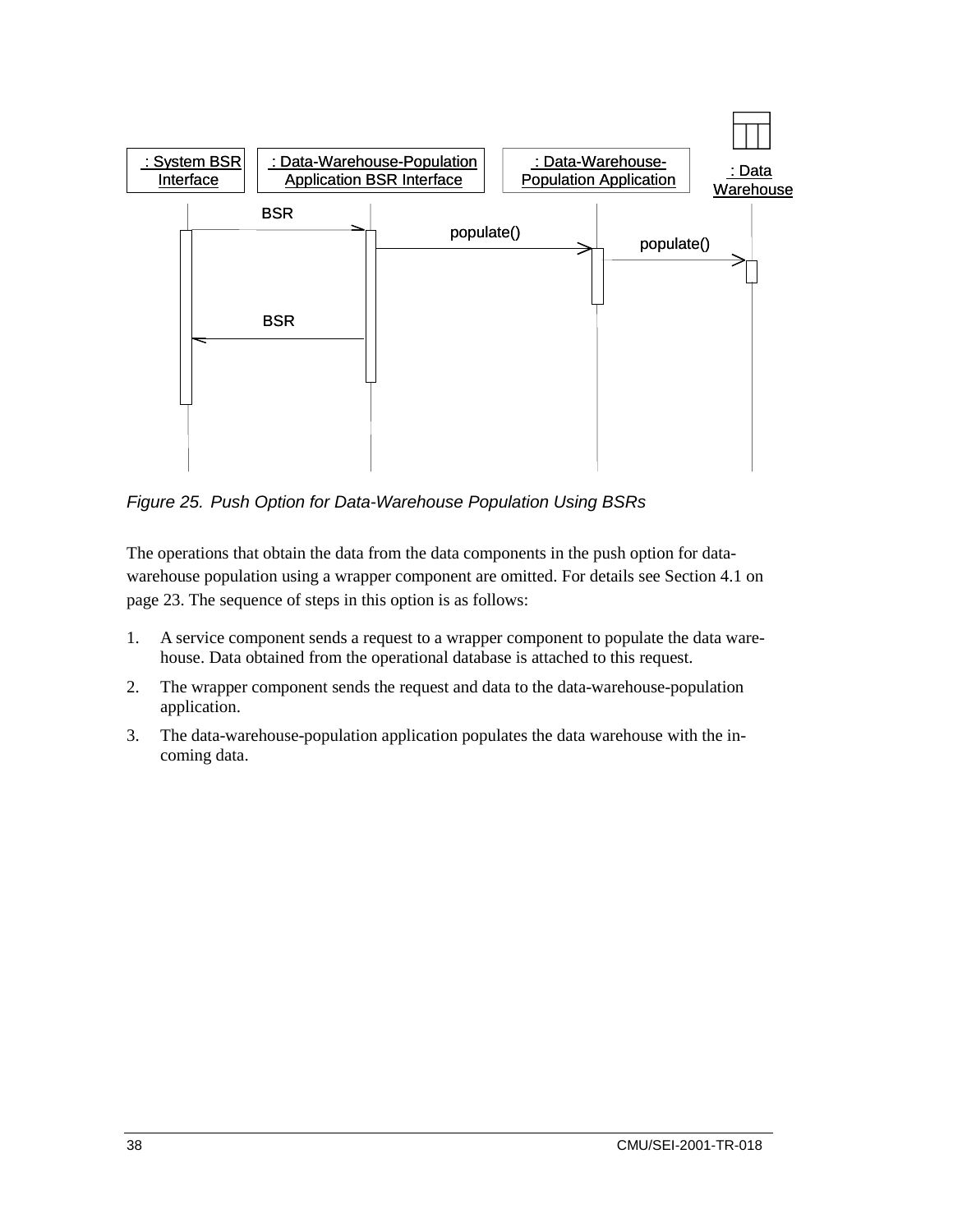*Figure 25. Push Option for Data-Warehouse Population Using BSRs*

The operations that obtain the data from the data components in the push option for data-warehouse population using a wrapper component are omitted. For details see Section 4.1 on page 23. The sequence of steps in this option is as follows:

1. A service component sends a request to a wrapper component to populate the data warehouse. Data obtained from the operational database is attached to this request.
2. The wrapper component sends the request and data to the data-warehouse-population application.
3. The data-warehouse-population application populates the data warehouse with the incoming data.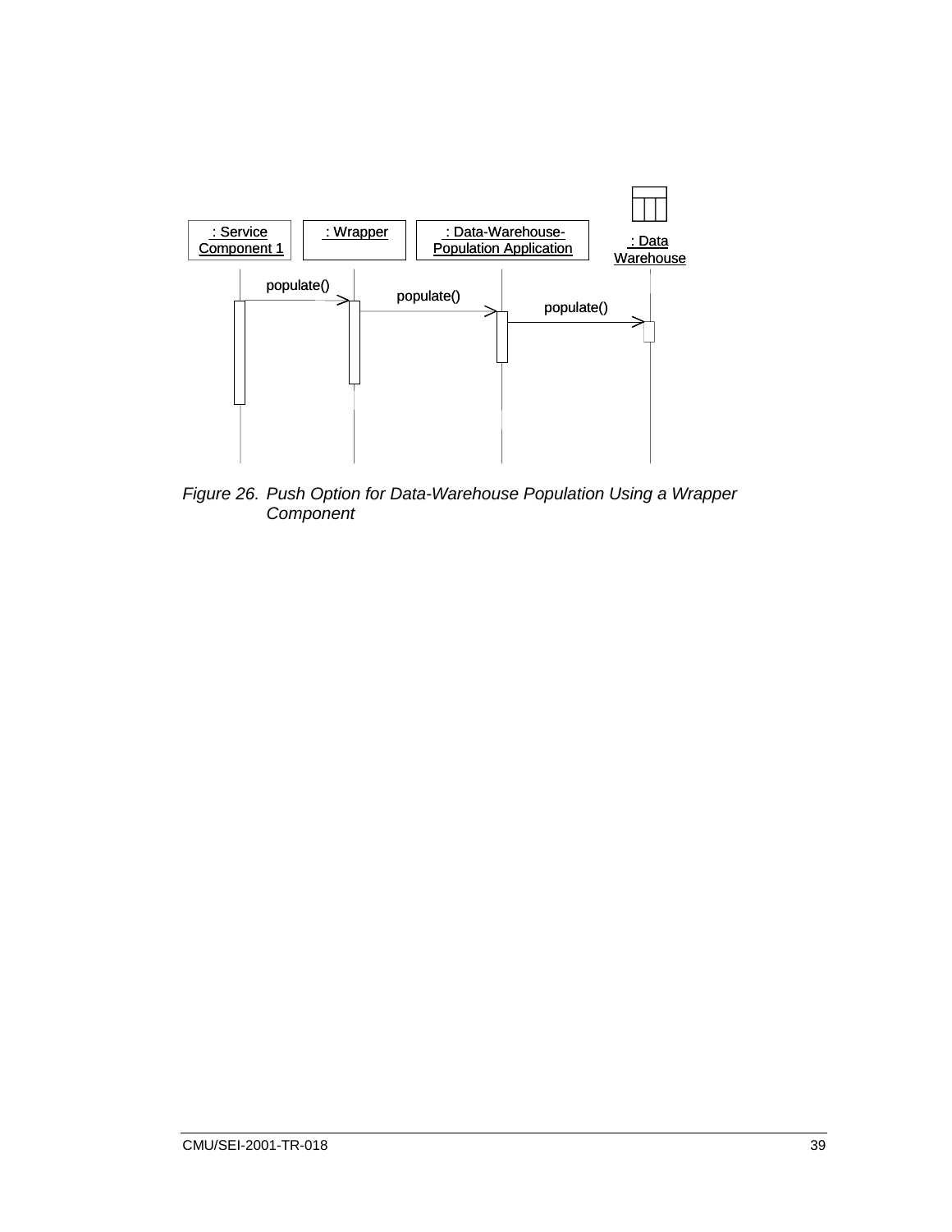: Service Component 1

: Wrapper

: Data-Warehouse-Population Application

: Data Warehouse

populate()

populate()

populate()

*Figure 26. Push Option for Data-Warehouse Population Using a Wrapper Component*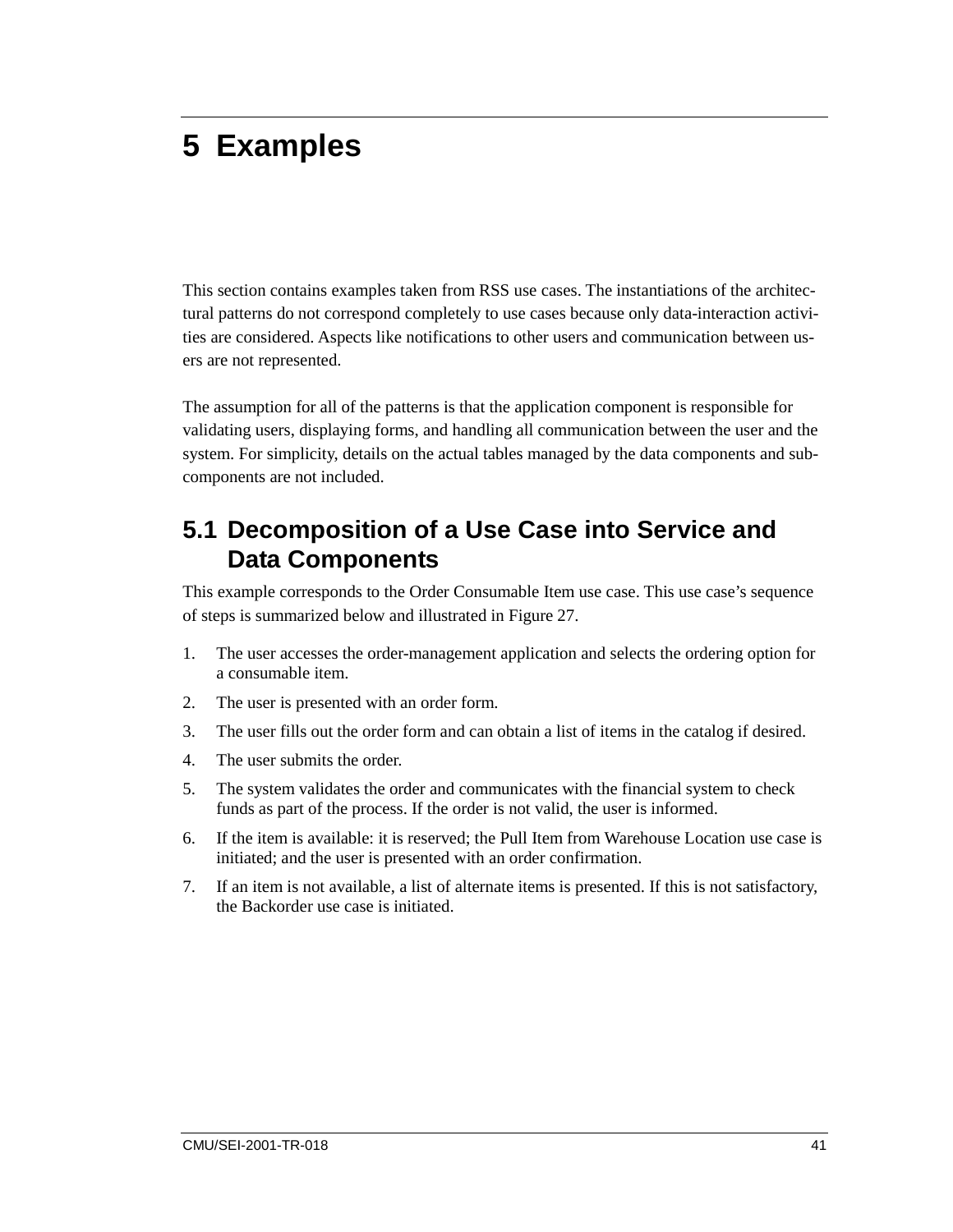# 5 Examples

This section contains examples taken from RSS use cases. The instantiations of the architectural patterns do not correspond completely to use cases because only data-interaction activities are considered. Aspects like notifications to other users and communication between users are not represented.

The assumption for all of the patterns is that the application component is responsible for validating users, displaying forms, and handling all communication between the user and the system. For simplicity, details on the actual tables managed by the data components and subcomponents are not included.

## 5.1 Decomposition of a Use Case into Service and Data Components

This example corresponds to the Order Consumable Item use case. This use case's sequence of steps is summarized below and illustrated in Figure 27.

1. The user accesses the order-management application and selects the ordering option for a consumable item.
2. The user is presented with an order form.
3. The user fills out the order form and can obtain a list of items in the catalog if desired.
4. The user submits the order.
5. The system validates the order and communicates with the financial system to check funds as part of the process. If the order is not valid, the user is informed.
6. If the item is available: it is reserved; the Pull Item from Warehouse Location use case is initiated; and the user is presented with an order confirmation.
7. If an item is not available, a list of alternate items is presented. If this is not satisfactory, the Backorder use case is initiated.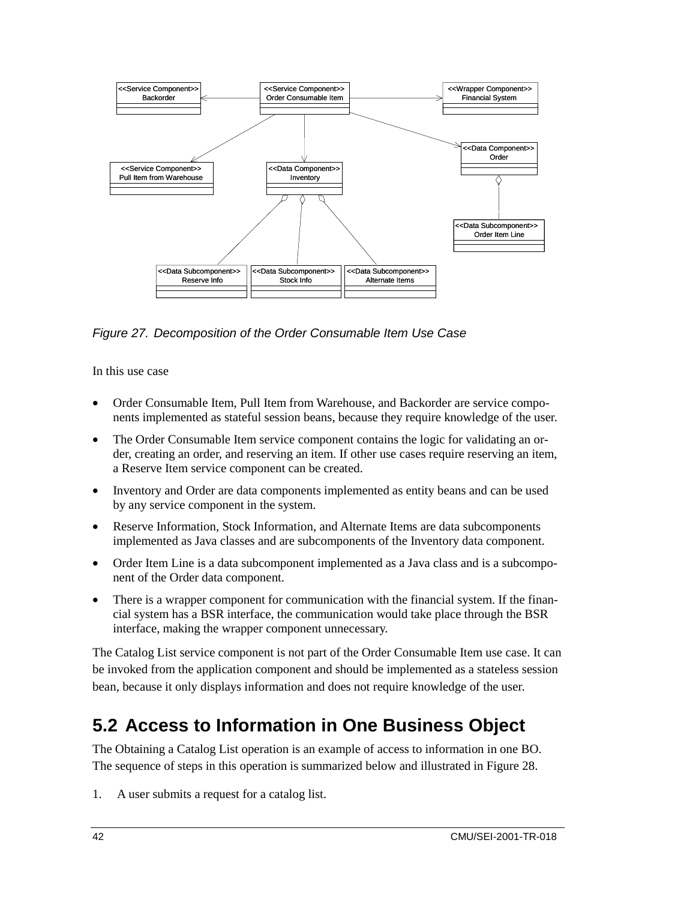*Figure 27. Decomposition of the Order Consumable Item Use Case*

In this use case

- Order Consumable Item, Pull Item from Warehouse, and Backorder are service components implemented as stateful session beans, because they require knowledge of the user.
- The Order Consumable Item service component contains the logic for validating an order, creating an order, and reserving an item. If other use cases require reserving an item, a Reserve Item service component can be created.
- Inventory and Order are data components implemented as entity beans and can be used by any service component in the system.
- Reserve Information, Stock Information, and Alternate Items are data subcomponents implemented as Java classes and are subcomponents of the Inventory data component.
- Order Item Line is a data subcomponent implemented as a Java class and is a subcomponent of the Order data component.
- There is a wrapper component for communication with the financial system. If the financial system has a BSR interface, the communication would take place through the BSR interface, making the wrapper component unnecessary.

The Catalog List service component is not part of the Order Consumable Item use case. It can be invoked from the application component and should be implemented as a stateless session bean, because it only displays information and does not require knowledge of the user.

## 5.2 Access to Information in One Business Object

The Obtaining a Catalog List operation is an example of access to information in one BO. The sequence of steps in this operation is summarized below and illustrated in Figure 28.

1. A user submits a request for a catalog list.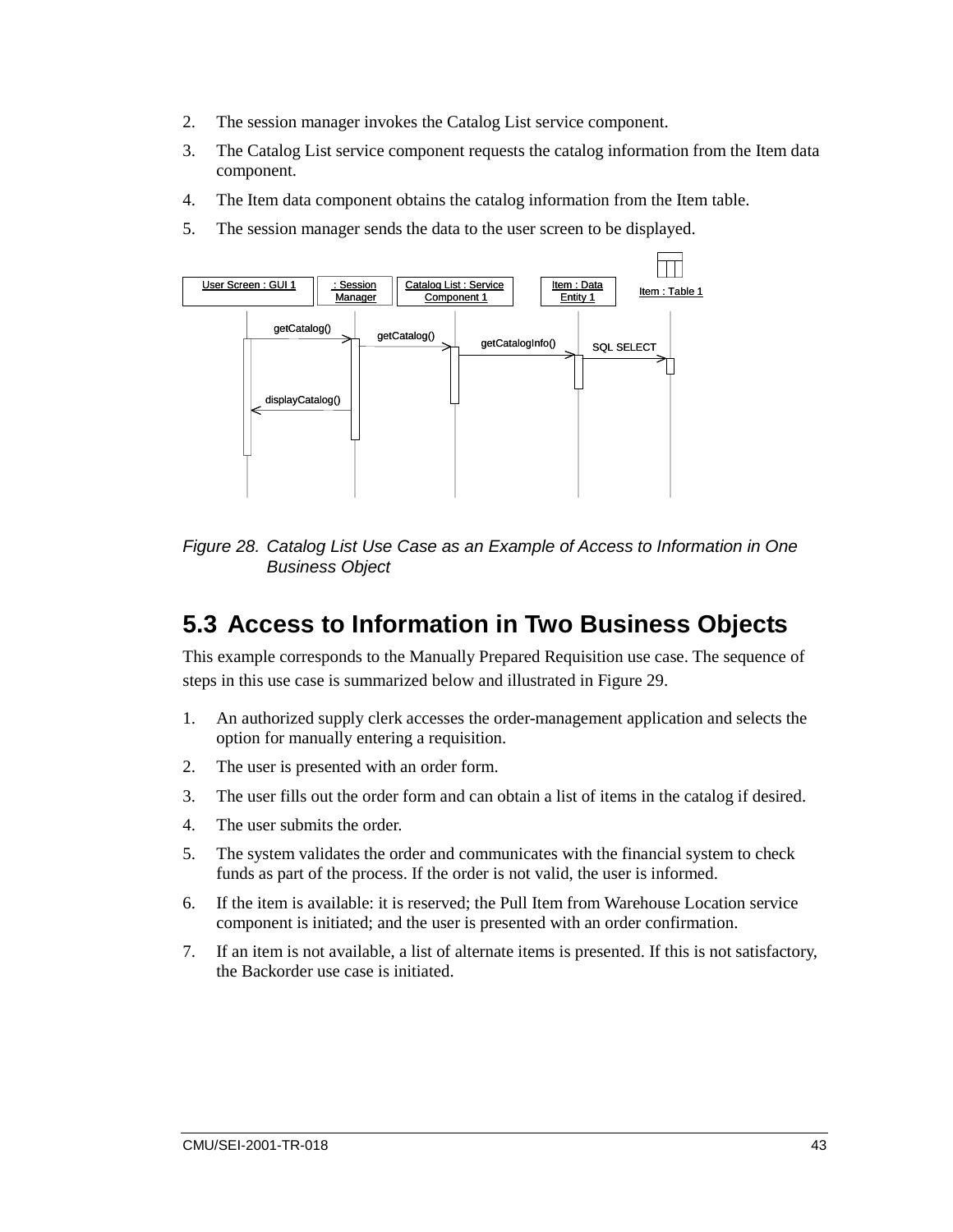2. The session manager invokes the Catalog List service component.
3. The Catalog List service component requests the catalog information from the Item data component.
4. The Item data component obtains the catalog information from the Item table.
5. The session manager sends the data to the user screen to be displayed.

*Figure 28. Catalog List Use Case as an Example of Access to Information in One Business Object*

## 5.3 Access to Information in Two Business Objects

This example corresponds to the Manually Prepared Requisition use case. The sequence of steps in this use case is summarized below and illustrated in Figure 29.

1. An authorized supply clerk accesses the order-management application and selects the option for manually entering a requisition.
2. The user is presented with an order form.
3. The user fills out the order form and can obtain a list of items in the catalog if desired.
4. The user submits the order.
5. The system validates the order and communicates with the financial system to check funds as part of the process. If the order is not valid, the user is informed.
6. If the item is available: it is reserved; the Pull Item from Warehouse Location service component is initiated; and the user is presented with an order confirmation.
7. If an item is not available, a list of alternate items is presented. If this is not satisfactory, the Backorder use case is initiated.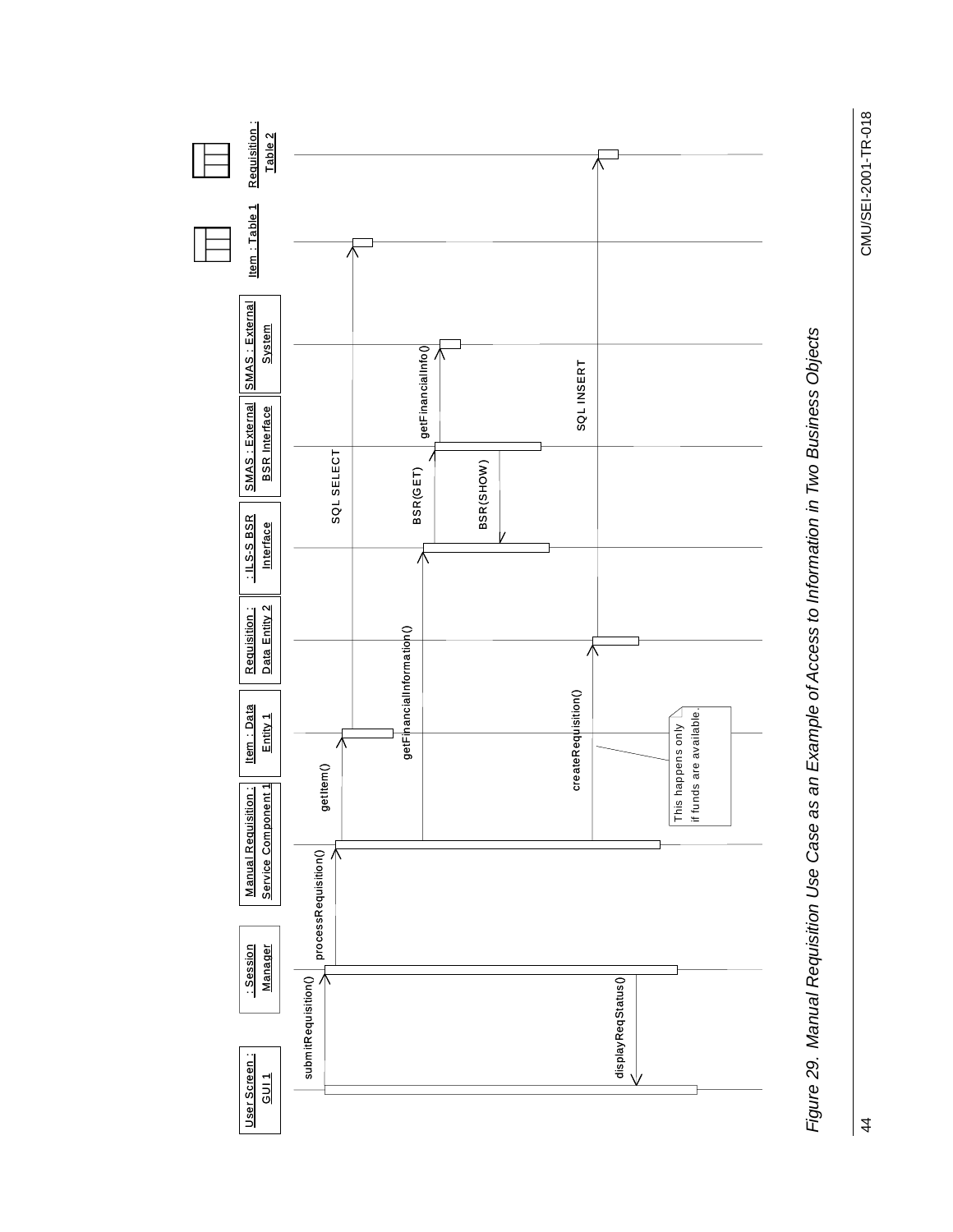User Screen : GUI 1

: Session Manager

Manual Requisition : Service Component 1

Item : Data Entity 1

Requisition : Data Entity 2

: ILS-S BSR Interface

SMAS : External BSR Interface

SMAS : External System

Item : Table 1

Requisition : Table 2

submitRequisition()

processRequisition()

getItem()

SQL SELECT

getFinancialInformation()

BSR(GET)

getFinancialInfo()

BSR(SHOW)

createRequisition()

SQL INSERT

This happens only if funds are available.

displayReqStatus()

*Figure 29. Manual Requisition Use Case as an Example of Access to Information in Two Business Objects*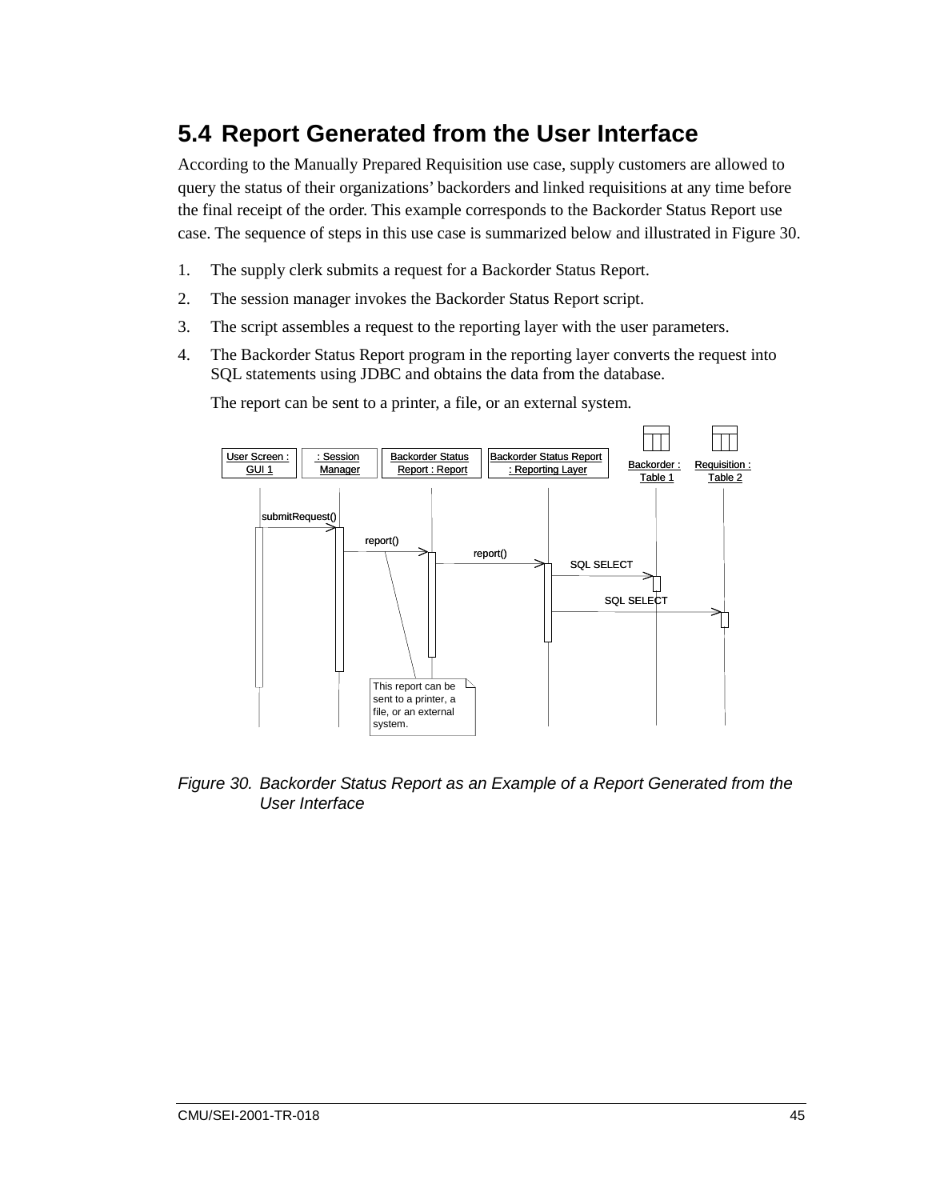## 5.4 Report Generated from the User Interface

According to the Manually Prepared Requisition use case, supply customers are allowed to query the status of their organizations' backorders and linked requisitions at any time before the final receipt of the order. This example corresponds to the Backorder Status Report use case. The sequence of steps in this use case is summarized below and illustrated in Figure 30.

1. The supply clerk submits a request for a Backorder Status Report.
2. The session manager invokes the Backorder Status Report script.
3. The script assembles a request to the reporting layer with the user parameters.
4. The Backorder Status Report program in the reporting layer converts the request into SQL statements using JDBC and obtains the data from the database.

   The report can be sent to a printer, a file, or an external system.

*Figure 30. Backorder Status Report as an Example of a Report Generated from the User Interface*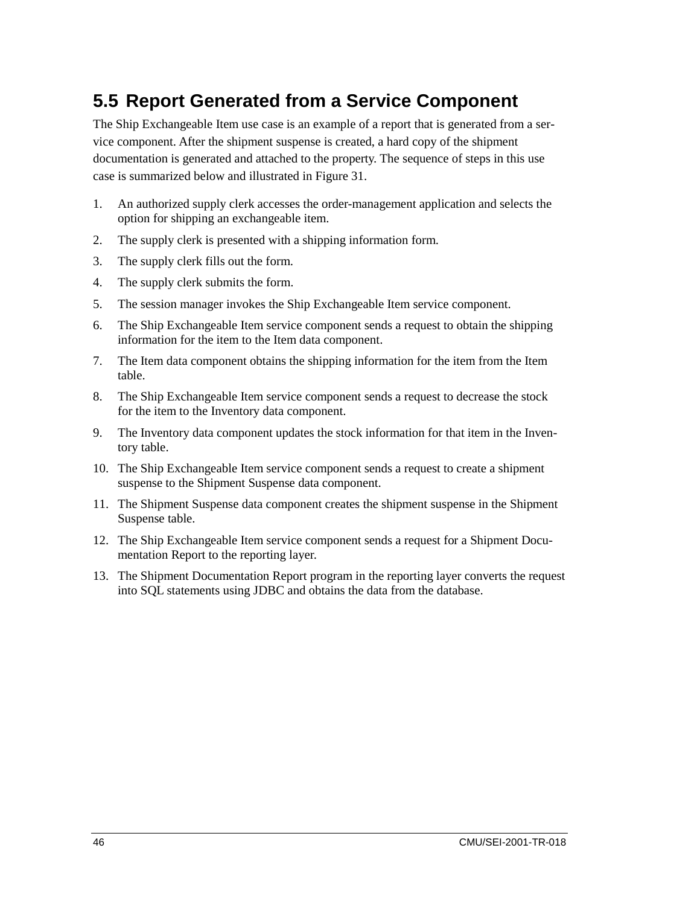## 5.5 Report Generated from a Service Component

The Ship Exchangeable Item use case is an example of a report that is generated from a service component. After the shipment suspense is created, a hard copy of the shipment documentation is generated and attached to the property. The sequence of steps in this use case is summarized below and illustrated in Figure 31.

1. An authorized supply clerk accesses the order-management application and selects the option for shipping an exchangeable item.
2. The supply clerk is presented with a shipping information form.
3. The supply clerk fills out the form.
4. The supply clerk submits the form.
5. The session manager invokes the Ship Exchangeable Item service component.
6. The Ship Exchangeable Item service component sends a request to obtain the shipping information for the item to the Item data component.
7. The Item data component obtains the shipping information for the item from the Item table.
8. The Ship Exchangeable Item service component sends a request to decrease the stock for the item to the Inventory data component.
9. The Inventory data component updates the stock information for that item in the Inventory table.
10. The Ship Exchangeable Item service component sends a request to create a shipment suspense to the Shipment Suspense data component.
11. The Shipment Suspense data component creates the shipment suspense in the Shipment Suspense table.
12. The Ship Exchangeable Item service component sends a request for a Shipment Documentation Report to the reporting layer.
13. The Shipment Documentation Report program in the reporting layer converts the request into SQL statements using JDBC and obtains the data from the database.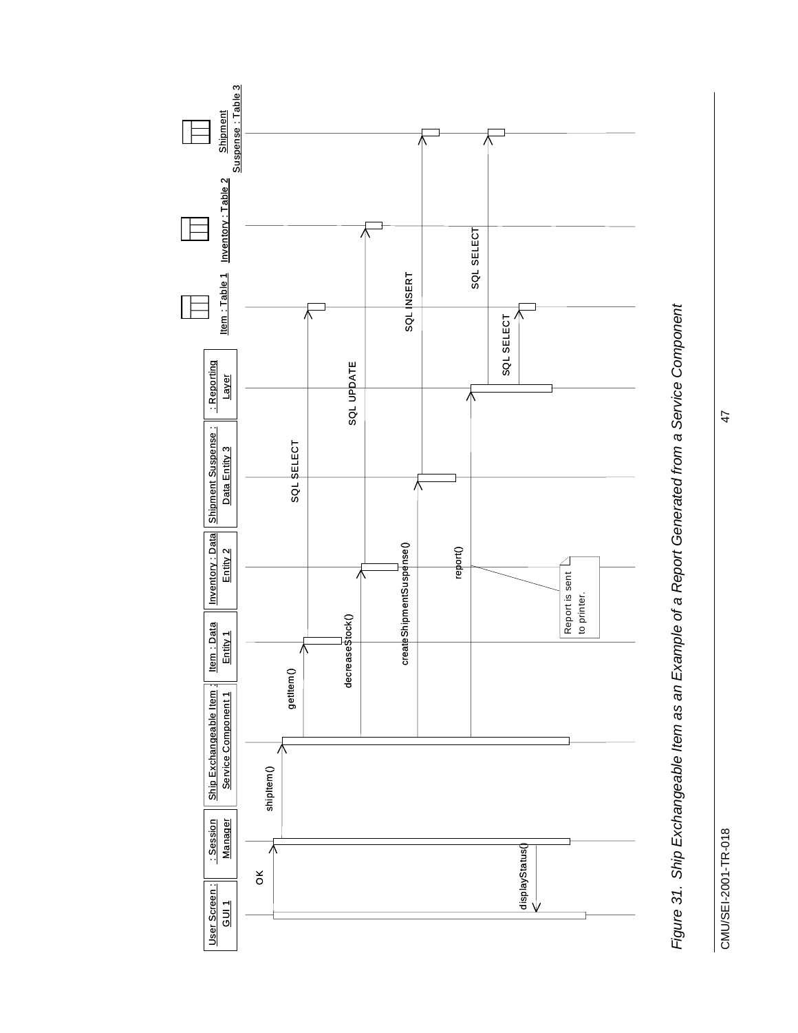*Figure 31. Ship Exchangeable Item as an Example of a Report Generated from a Service Component*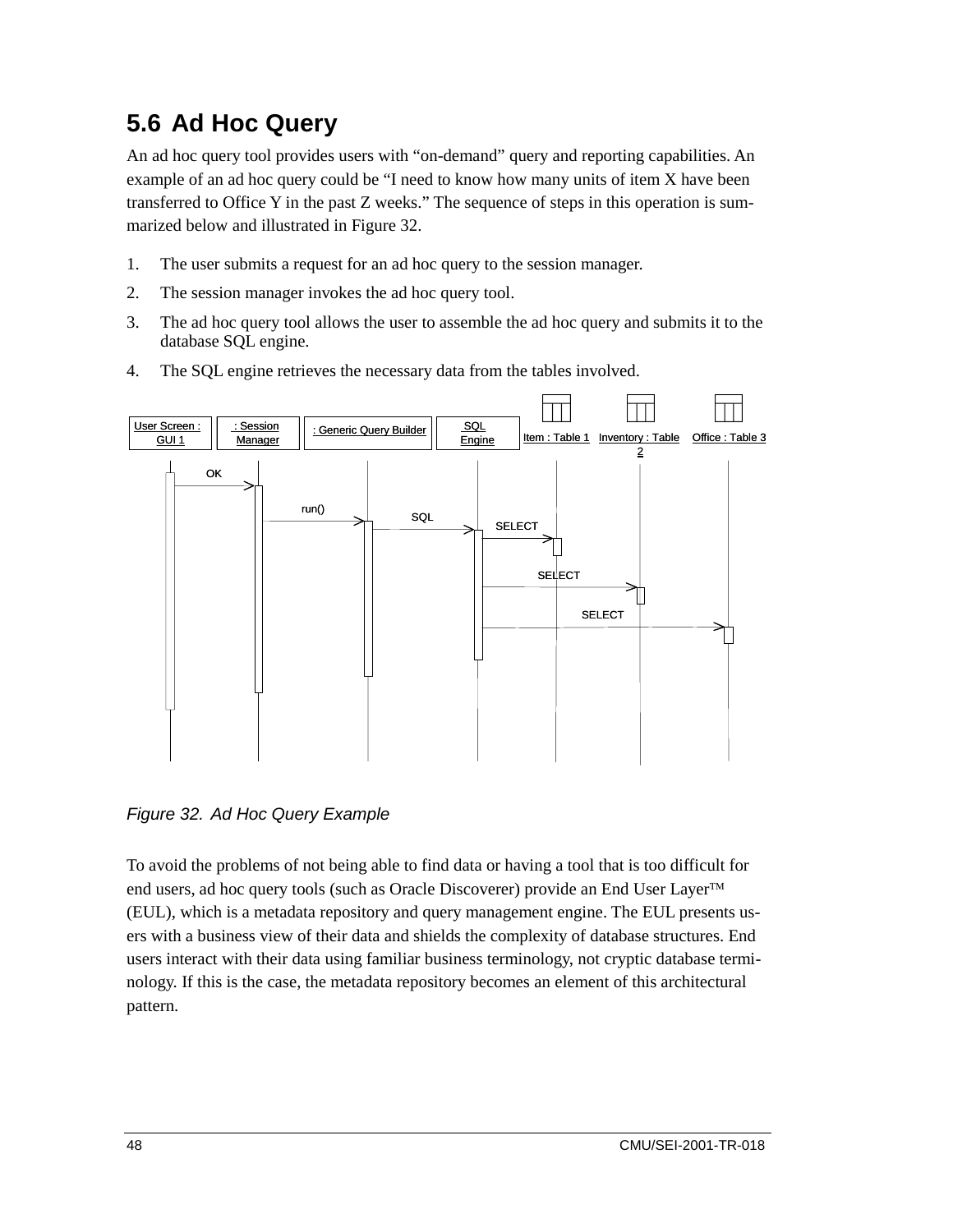## 5.6 Ad Hoc Query

An ad hoc query tool provides users with "on-demand" query and reporting capabilities. An example of an ad hoc query could be "I need to know how many units of item X have been transferred to Office Y in the past Z weeks." The sequence of steps in this operation is summarized below and illustrated in Figure 32.

1. The user submits a request for an ad hoc query to the session manager.
2. The session manager invokes the ad hoc query tool.
3. The ad hoc query tool allows the user to assemble the ad hoc query and submits it to the database SQL engine.
4. The SQL engine retrieves the necessary data from the tables involved.

*Figure 32. Ad Hoc Query Example*

To avoid the problems of not being able to find data or having a tool that is too difficult for end users, ad hoc query tools (such as Oracle Discoverer) provide an End User Layer™ (EUL), which is a metadata repository and query management engine. The EUL presents users with a business view of their data and shields the complexity of database structures. End users interact with their data using familiar business terminology, not cryptic database terminology. If this is the case, the metadata repository becomes an element of this architectural pattern.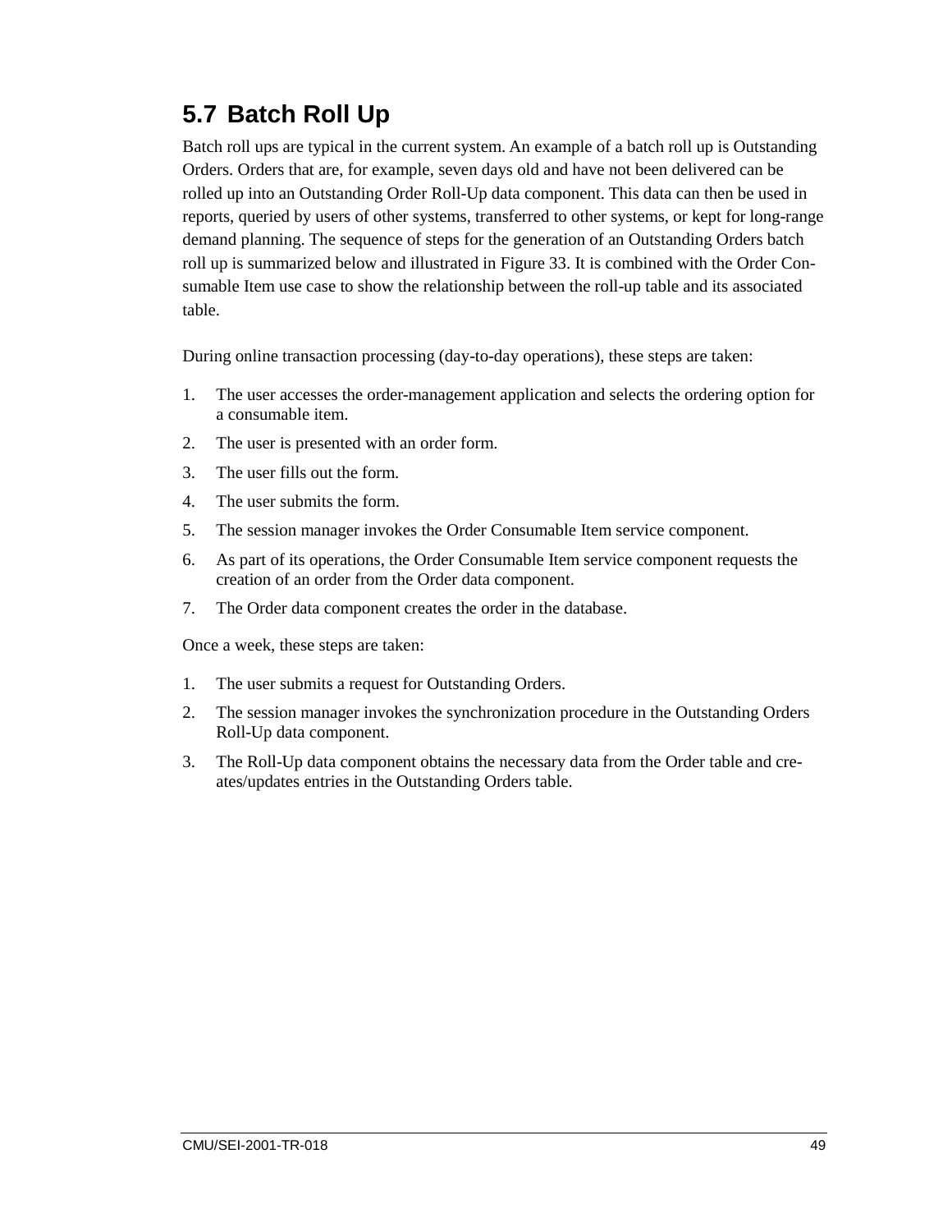## 5.7 Batch Roll Up

Batch roll ups are typical in the current system. An example of a batch roll up is Outstanding Orders. Orders that are, for example, seven days old and have not been delivered can be rolled up into an Outstanding Order Roll-Up data component. This data can then be used in reports, queried by users of other systems, transferred to other systems, or kept for long-range demand planning. The sequence of steps for the generation of an Outstanding Orders batch roll up is summarized below and illustrated in Figure 33. It is combined with the Order Consumable Item use case to show the relationship between the roll-up table and its associated table.

During online transaction processing (day-to-day operations), these steps are taken:

1. The user accesses the order-management application and selects the ordering option for a consumable item.
2. The user is presented with an order form.
3. The user fills out the form.
4. The user submits the form.
5. The session manager invokes the Order Consumable Item service component.
6. As part of its operations, the Order Consumable Item service component requests the creation of an order from the Order data component.
7. The Order data component creates the order in the database.

Once a week, these steps are taken:

1. The user submits a request for Outstanding Orders.
2. The session manager invokes the synchronization procedure in the Outstanding Orders Roll-Up data component.
3. The Roll-Up data component obtains the necessary data from the Order table and creates/updates entries in the Outstanding Orders table.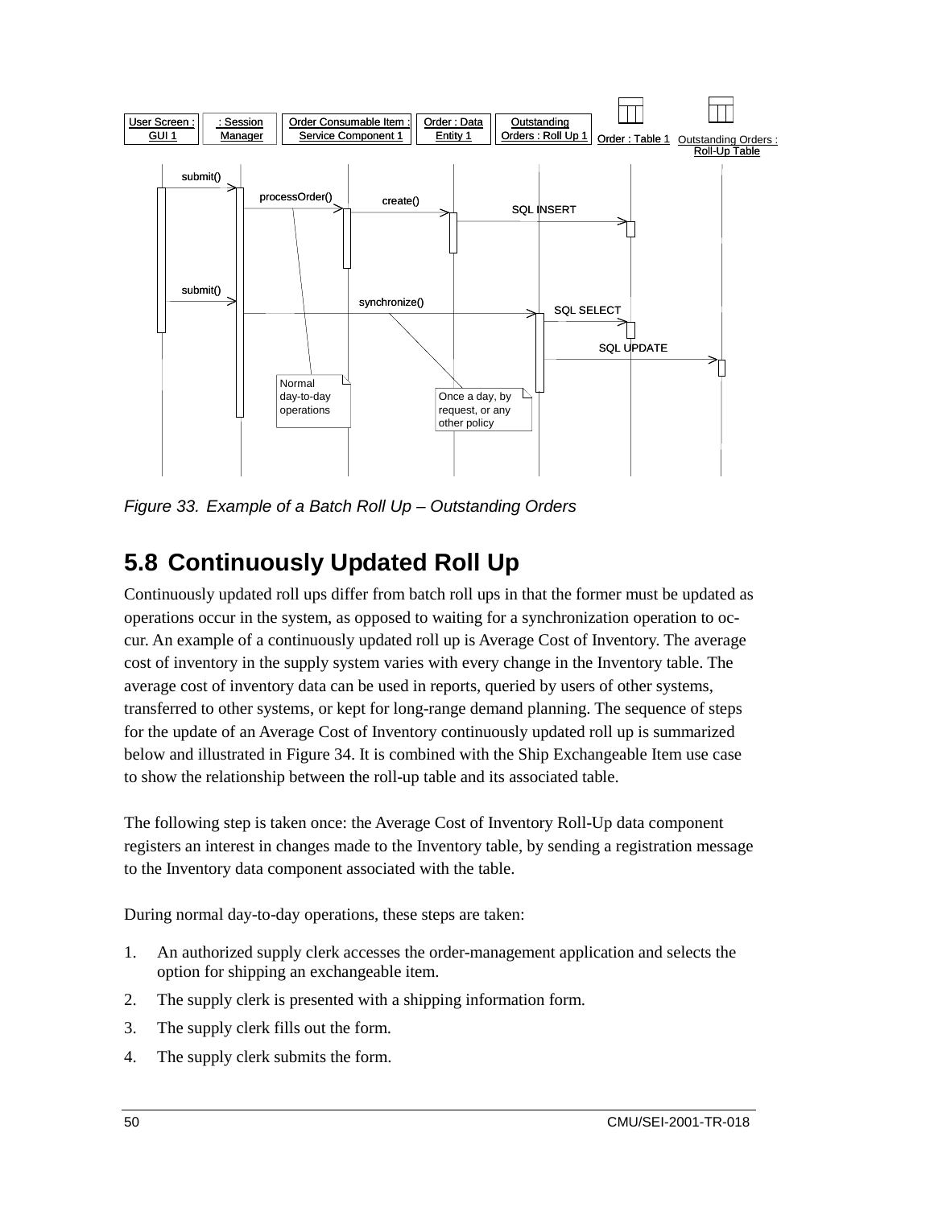*Figure 33. Example of a Batch Roll Up – Outstanding Orders*

## 5.8 Continuously Updated Roll Up

Continuously updated roll ups differ from batch roll ups in that the former must be updated as operations occur in the system, as opposed to waiting for a synchronization operation to occur. An example of a continuously updated roll up is Average Cost of Inventory. The average cost of inventory in the supply system varies with every change in the Inventory table. The average cost of inventory data can be used in reports, queried by users of other systems, transferred to other systems, or kept for long-range demand planning. The sequence of steps for the update of an Average Cost of Inventory continuously updated roll up is summarized below and illustrated in Figure 34. It is combined with the Ship Exchangeable Item use case to show the relationship between the roll-up table and its associated table.

The following step is taken once: the Average Cost of Inventory Roll-Up data component registers an interest in changes made to the Inventory table, by sending a registration message to the Inventory data component associated with the table.

During normal day-to-day operations, these steps are taken:

1. An authorized supply clerk accesses the order-management application and selects the option for shipping an exchangeable item.
2. The supply clerk is presented with a shipping information form.
3. The supply clerk fills out the form.
4. The supply clerk submits the form.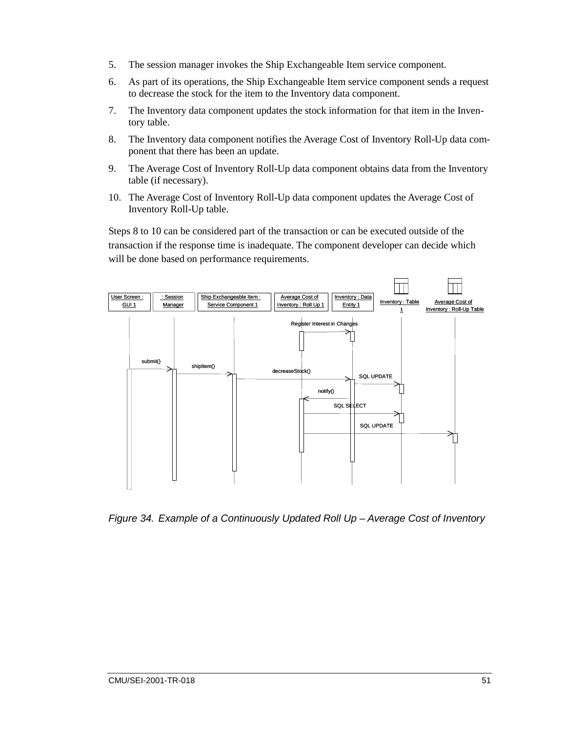5. The session manager invokes the Ship Exchangeable Item service component.
6. As part of its operations, the Ship Exchangeable Item service component sends a request to decrease the stock for the item to the Inventory data component.
7. The Inventory data component updates the stock information for that item in the Inventory table.
8. The Inventory data component notifies the Average Cost of Inventory Roll-Up data component that there has been an update.
9. The Average Cost of Inventory Roll-Up data component obtains data from the Inventory table (if necessary).
10. The Average Cost of Inventory Roll-Up data component updates the Average Cost of Inventory Roll-Up table.

Steps 8 to 10 can be considered part of the transaction or can be executed outside of the transaction if the response time is inadequate. The component developer can decide which will be done based on performance requirements.

*Figure 34. Example of a Continuously Updated Roll Up – Average Cost of Inventory*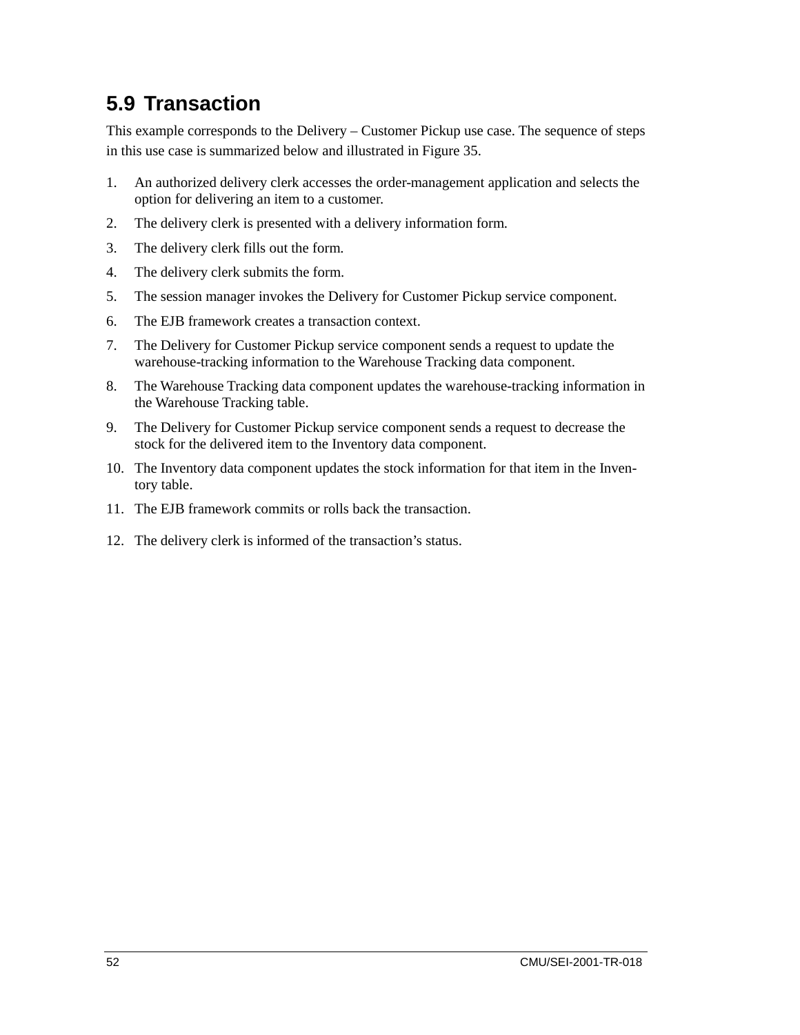## 5.9 Transaction

This example corresponds to the Delivery – Customer Pickup use case. The sequence of steps in this use case is summarized below and illustrated in Figure 35.

1. An authorized delivery clerk accesses the order-management application and selects the option for delivering an item to a customer.
2. The delivery clerk is presented with a delivery information form.
3. The delivery clerk fills out the form.
4. The delivery clerk submits the form.
5. The session manager invokes the Delivery for Customer Pickup service component.
6. The EJB framework creates a transaction context.
7. The Delivery for Customer Pickup service component sends a request to update the warehouse-tracking information to the Warehouse Tracking data component.
8. The Warehouse Tracking data component updates the warehouse-tracking information in the Warehouse Tracking table.
9. The Delivery for Customer Pickup service component sends a request to decrease the stock for the delivered item to the Inventory data component.
10. The Inventory data component updates the stock information for that item in the Inventory table.
11. The EJB framework commits or rolls back the transaction.
12. The delivery clerk is informed of the transaction's status.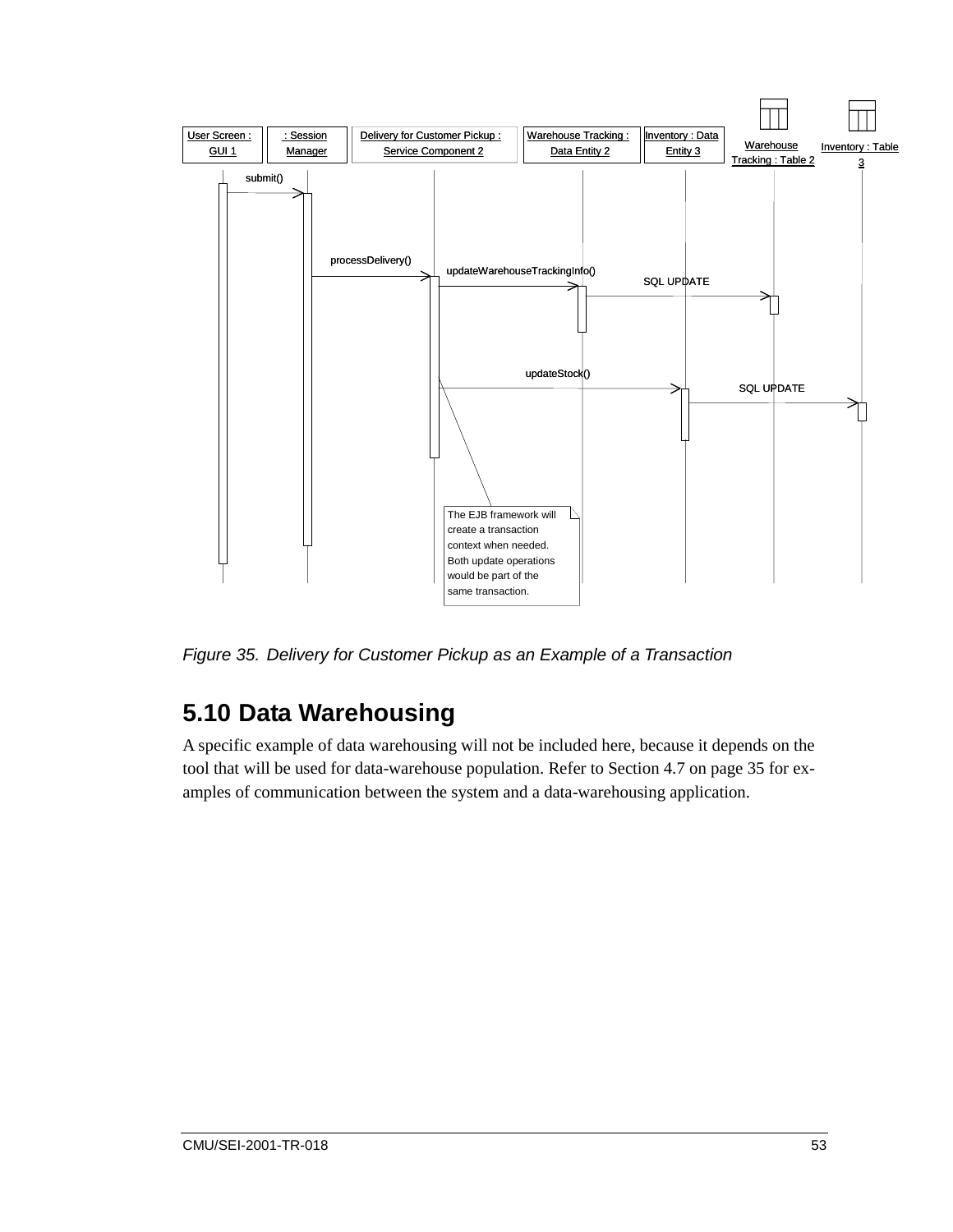User Screen : GUI 1

: Session Manager

Delivery for Customer Pickup : Service Component 2

Warehouse Tracking : Data Entity 2

Inventory : Data Entity 3

Warehouse Tracking : Table 2

Inventory : Table 3

submit()

processDelivery()

updateWarehouseTrackingInfo()

SQL UPDATE

updateStock()

SQL UPDATE

The EJB framework will create a transaction context when needed. Both update operations would be part of the same transaction.

*Figure 35. Delivery for Customer Pickup as an Example of a Transaction*

## 5.10 Data Warehousing

A specific example of data warehousing will not be included here, because it depends on the tool that will be used for data-warehouse population. Refer to Section 4.7 on page 35 for examples of communication between the system and a data-warehousing application.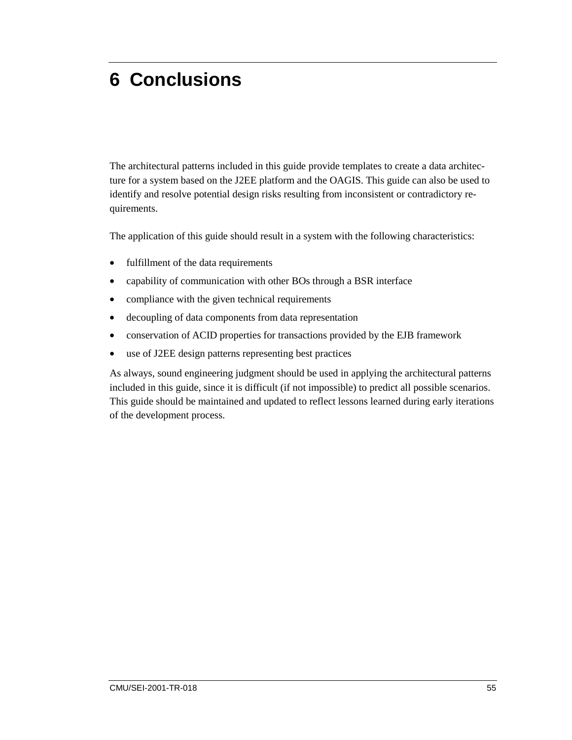# 6 Conclusions

The architectural patterns included in this guide provide templates to create a data architecture for a system based on the J2EE platform and the OAGIS. This guide can also be used to identify and resolve potential design risks resulting from inconsistent or contradictory requirements.

The application of this guide should result in a system with the following characteristics:

- fulfillment of the data requirements
- capability of communication with other BOs through a BSR interface
- compliance with the given technical requirements
- decoupling of data components from data representation
- conservation of ACID properties for transactions provided by the EJB framework
- use of J2EE design patterns representing best practices

As always, sound engineering judgment should be used in applying the architectural patterns included in this guide, since it is difficult (if not impossible) to predict all possible scenarios. This guide should be maintained and updated to reflect lessons learned during early iterations of the development process.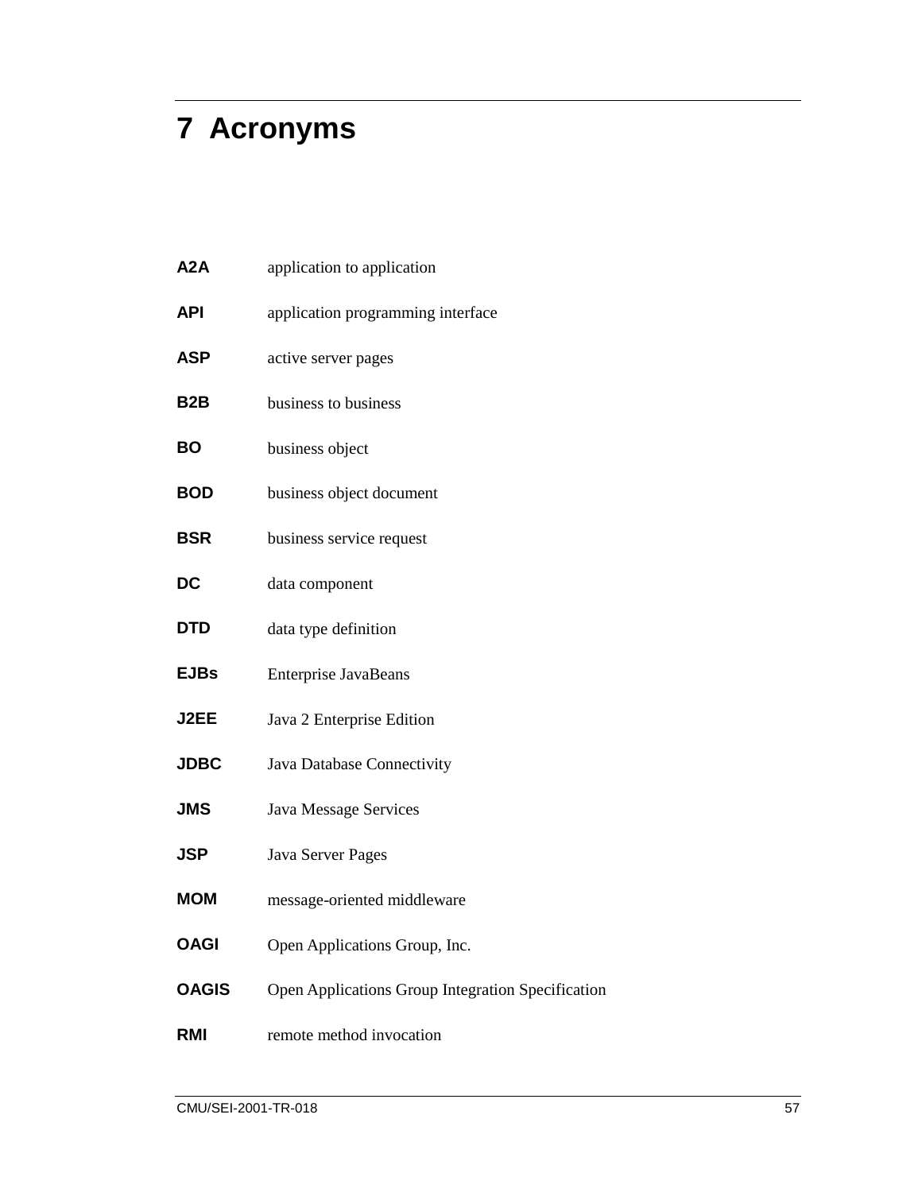# 7 Acronyms

| | |
|---|---|
| **A2A** | application to application |
| **API** | application programming interface |
| **ASP** | active server pages |
| **B2B** | business to business |
| **BO** | business object |
| **BOD** | business object document |
| **BSR** | business service request |
| **DC** | data component |
| **DTD** | data type definition |
| **EJBs** | Enterprise JavaBeans |
| **J2EE** | Java 2 Enterprise Edition |
| **JDBC** | Java Database Connectivity |
| **JMS** | Java Message Services |
| **JSP** | Java Server Pages |
| **MOM** | message-oriented middleware |
| **OAGI** | Open Applications Group, Inc. |
| **OAGIS** | Open Applications Group Integration Specification |
| **RMI** | remote method invocation |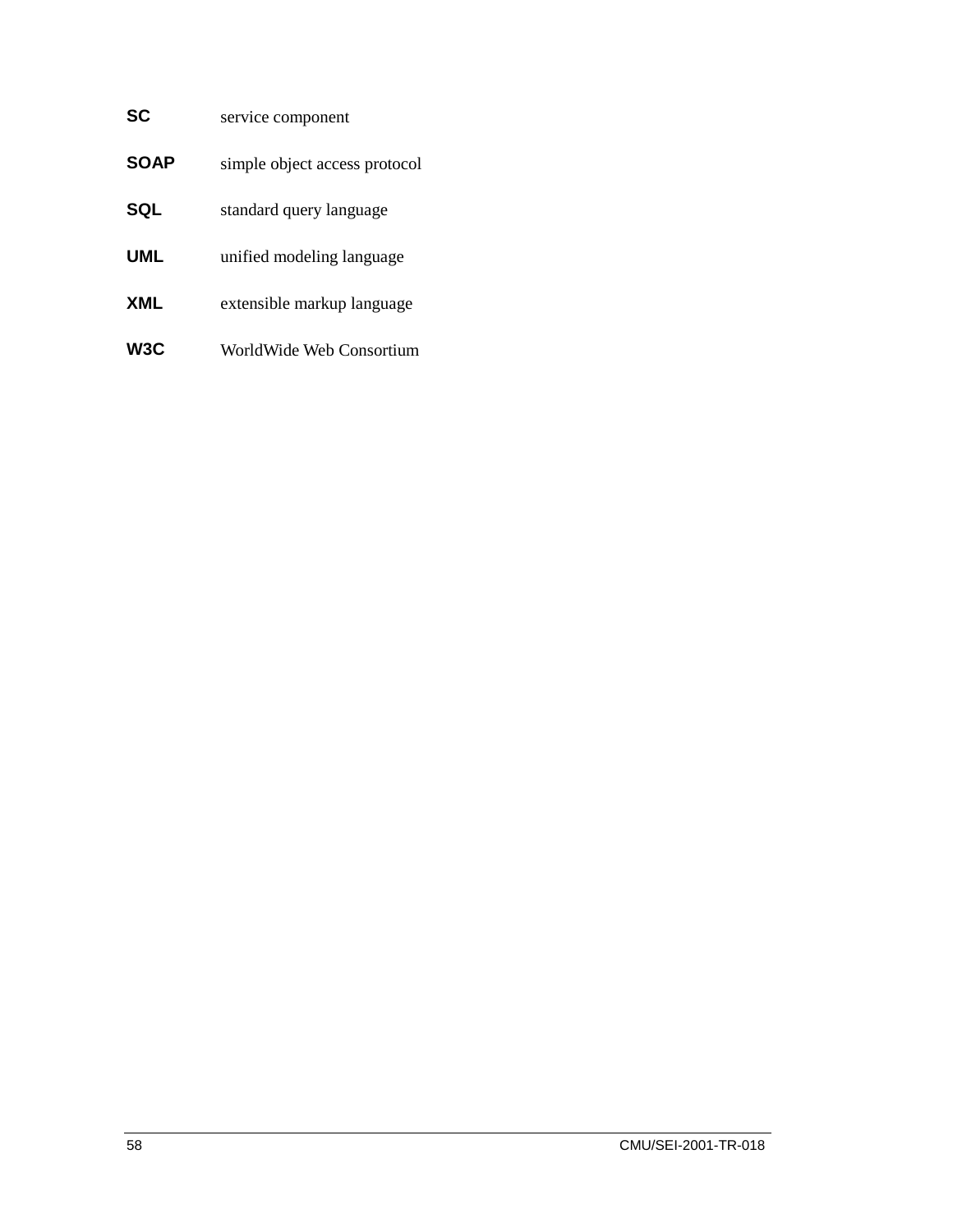**SC** service component

**SOAP** simple object access protocol

**SQL** standard query language

**UML** unified modeling language

**XML** extensible markup language

**W3C** WorldWide Web Consortium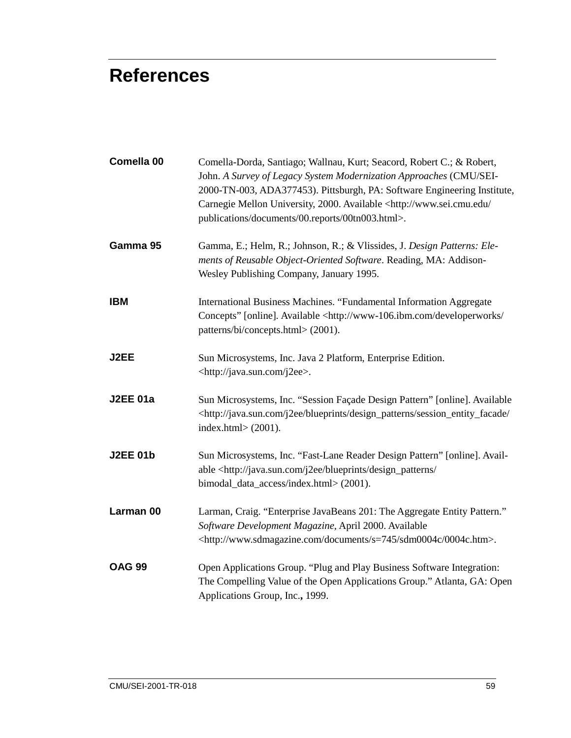# References

| | |
|---|---|
| **Comella 00** | Comella-Dorda, Santiago; Wallnau, Kurt; Seacord, Robert C.; & Robert, John. *A Survey of Legacy System Modernization Approaches* (CMU/SEI-2000-TN-003, ADA377453). Pittsburgh, PA: Software Engineering Institute, Carnegie Mellon University, 2000. Available <http://www.sei.cmu.edu/publications/documents/00.reports/00tn003.html>. |
| **Gamma 95** | Gamma, E.; Helm, R.; Johnson, R.; & Vlissides, J. *Design Patterns: Elements of Reusable Object-Oriented Software*. Reading, MA: Addison-Wesley Publishing Company, January 1995. |
| **IBM** | International Business Machines. "Fundamental Information Aggregate Concepts" [online]. Available <http://www-106.ibm.com/developerworks/patterns/bi/concepts.html> (2001). |
| **J2EE** | Sun Microsystems, Inc. Java 2 Platform, Enterprise Edition. <http://java.sun.com/j2ee>. |
| **J2EE 01a** | Sun Microsystems, Inc. "Session Façade Design Pattern" [online]. Available <http://java.sun.com/j2ee/blueprints/design_patterns/session_entity_facade/index.html> (2001). |
| **J2EE 01b** | Sun Microsystems, Inc. "Fast-Lane Reader Design Pattern" [online]. Available <http://java.sun.com/j2ee/blueprints/design_patterns/bimodal_data_access/index.html> (2001). |
| **Larman 00** | Larman, Craig. "Enterprise JavaBeans 201: The Aggregate Entity Pattern." *Software Development Magazine*, April 2000. Available <http://www.sdmagazine.com/documents/s=745/sdm0004c/0004c.htm>. |
| **OAG 99** | Open Applications Group. "Plug and Play Business Software Integration: The Compelling Value of the Open Applications Group." Atlanta, GA: Open Applications Group, Inc., 1999. |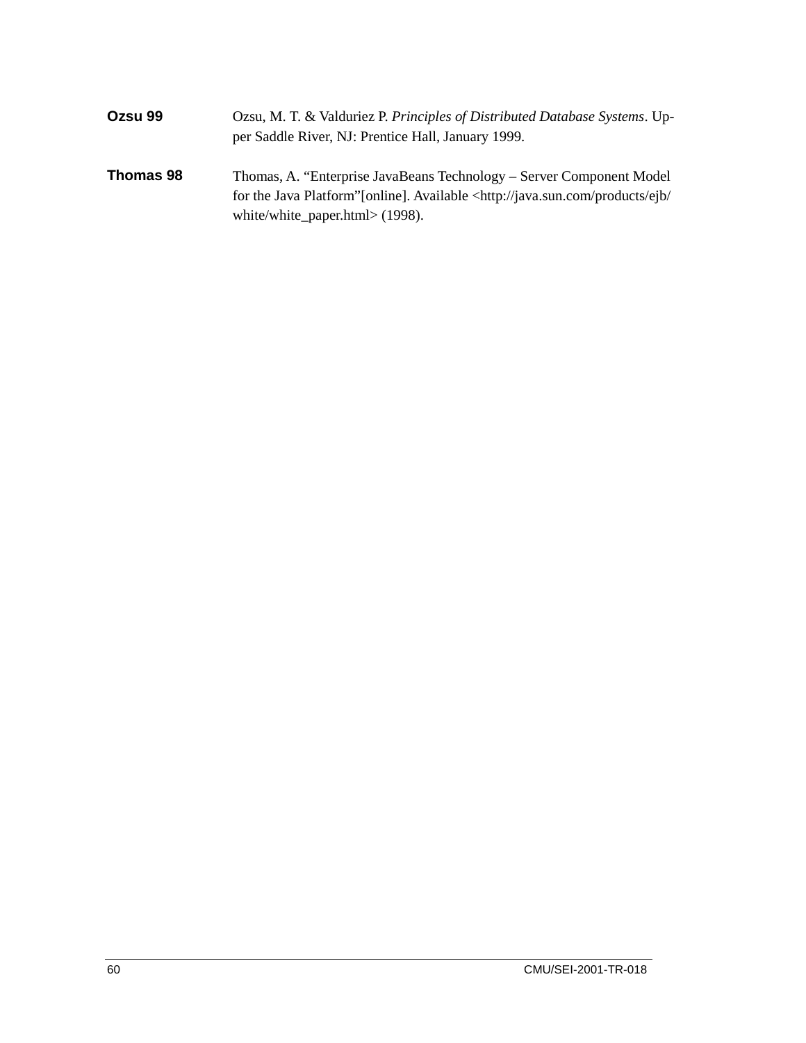**Ozsu 99** Ozsu, M. T. & Valduriez P. *Principles of Distributed Database Systems*. Upper Saddle River, NJ: Prentice Hall, January 1999.

**Thomas 98** Thomas, A. "Enterprise JavaBeans Technology – Server Component Model for the Java Platform"[online]. Available <http://java.sun.com/products/ejb/white/white_paper.html> (1998).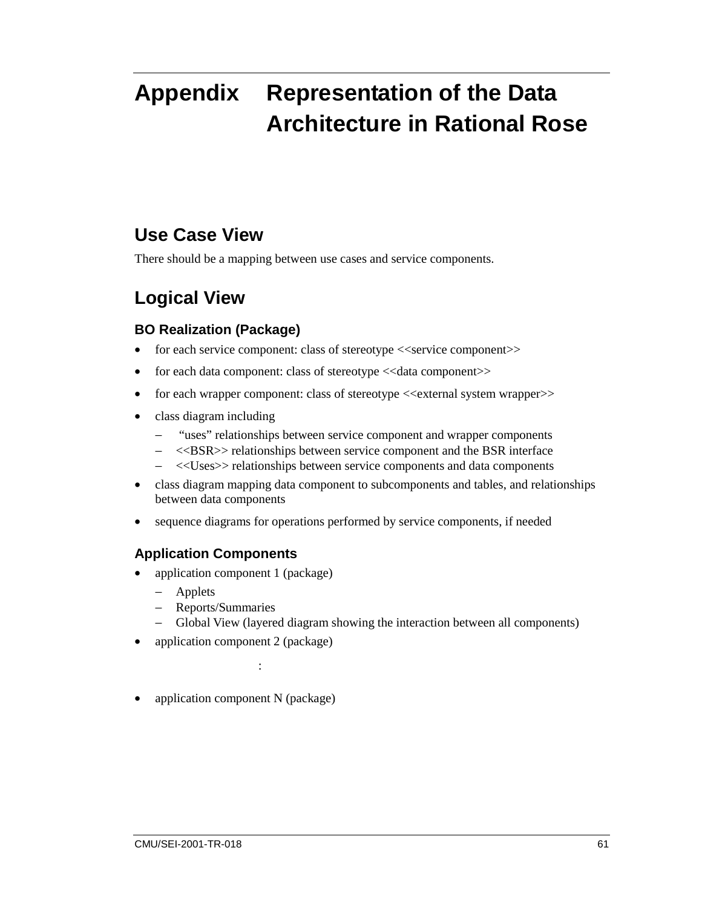# Appendix Representation of the Data Architecture in Rational Rose

## Use Case View

There should be a mapping between use cases and service components.

## Logical View

### BO Realization (Package)

- for each service component: class of stereotype <<service component>>
- for each data component: class of stereotype <<data component>>
- for each wrapper component: class of stereotype <<external system wrapper>>
- class diagram including
  - "uses" relationships between service component and wrapper components
  - <<BSR>> relationships between service component and the BSR interface
  - <<Uses>> relationships between service components and data components
- class diagram mapping data component to subcomponents and tables, and relationships between data components
- sequence diagrams for operations performed by service components, if needed

### Application Components

- application component 1 (package)
  - Applets
  - Reports/Summaries
  - Global View (layered diagram showing the interaction between all components)
- application component 2 (package)

:

- application component N (package)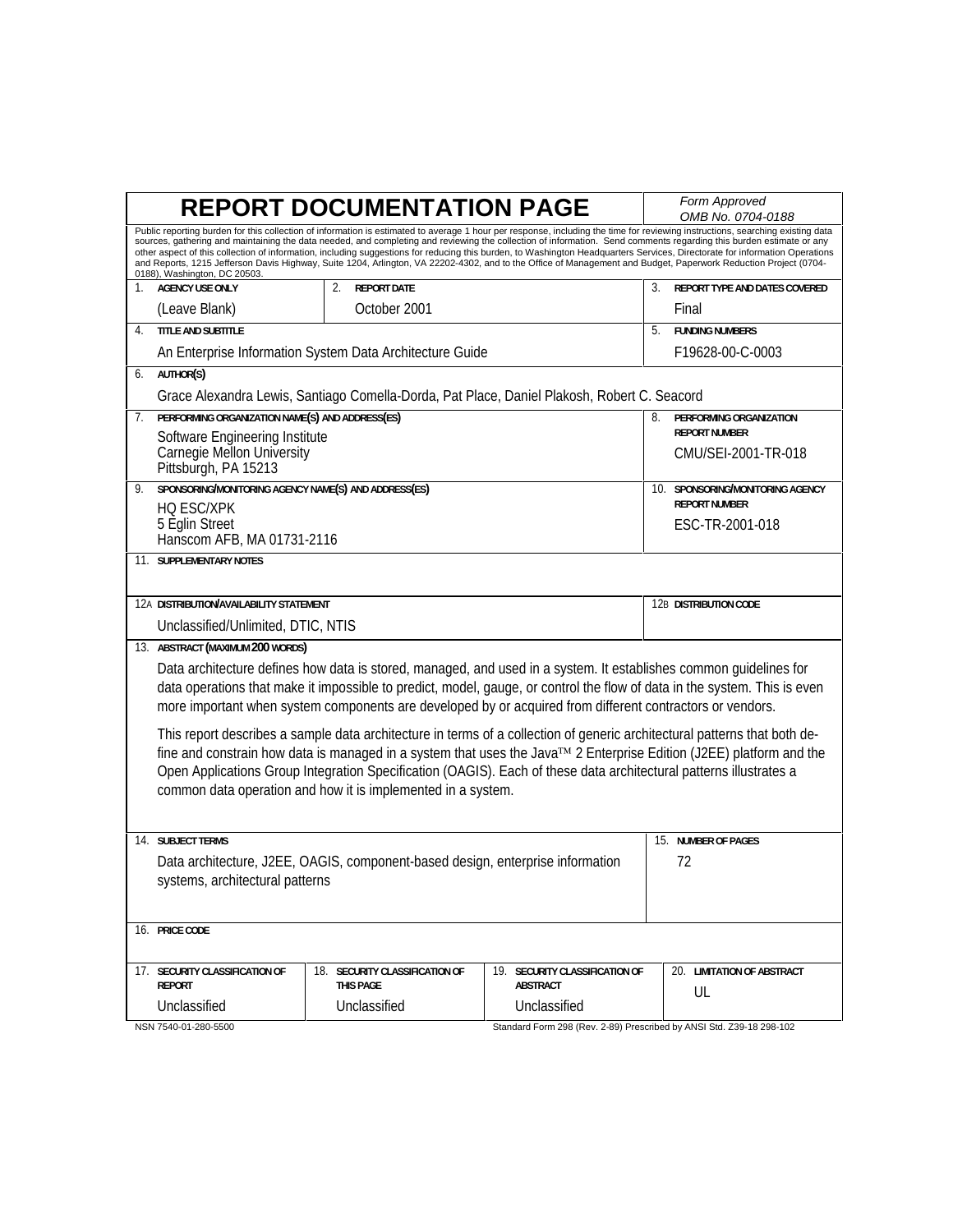# REPORT DOCUMENTATION PAGE

*Form Approved*
*OMB No. 0704-0188*

Public reporting burden for this collection of information is estimated to average 1 hour per response, including the time for reviewing instructions, searching existing data sources, gathering and maintaining the data needed, and completing and reviewing the collection of information. Send comments regarding this burden estimate or any other aspect of this collection of information, including suggestions for reducing this burden, to Washington Headquarters Services, Directorate for information Operations and Reports, 1215 Jefferson Davis Highway, Suite 1204, Arlington, VA 22202-4302, and to the Office of Management and Budget, Paperwork Reduction Project (0704-0188), Washington, DC 20503.

| 1. AGENCY USE ONLY | 2. REPORT DATE | 3. REPORT TYPE AND DATES COVERED |
|---|---|---|
| (Leave Blank) | October 2001 | Final |

**4. TITLE AND SUBTITLE**
An Enterprise Information System Data Architecture Guide

**5. FUNDING NUMBERS**
F19628-00-C-0003

**6. AUTHOR(S)**
Grace Alexandra Lewis, Santiago Comella-Dorda, Pat Place, Daniel Plakosh, Robert C. Seacord

**7. PERFORMING ORGANIZATION NAME(S) AND ADDRESS(ES)**
Software Engineering Institute
Carnegie Mellon University
Pittsburgh, PA 15213

**8. PERFORMING ORGANIZATION REPORT NUMBER**
CMU/SEI-2001-TR-018

**9. SPONSORING/MONITORING AGENCY NAME(S) AND ADDRESS(ES)**
HQ ESC/XPK
5 Eglin Street
Hanscom AFB, MA 01731-2116

**10. SPONSORING/MONITORING AGENCY REPORT NUMBER**
ESC-TR-2001-018

**11. SUPPLEMENTARY NOTES**

**12A DISTRIBUTION/AVAILABILITY STATEMENT**
Unclassified/Unlimited, DTIC, NTIS

**12B DISTRIBUTION CODE**

**13. ABSTRACT (MAXIMUM 200 WORDS)**

Data architecture defines how data is stored, managed, and used in a system. It establishes common guidelines for data operations that make it impossible to predict, model, gauge, or control the flow of data in the system. This is even more important when system components are developed by or acquired from different contractors or vendors.

This report describes a sample data architecture in terms of a collection of generic architectural patterns that both define and constrain how data is managed in a system that uses the Java™ 2 Enterprise Edition (J2EE) platform and the Open Applications Group Integration Specification (OAGIS). Each of these data architectural patterns illustrates a common data operation and how it is implemented in a system.

**14. SUBJECT TERMS**
Data architecture, J2EE, OAGIS, component-based design, enterprise information systems, architectural patterns

**15. NUMBER OF PAGES**
72

**16. PRICE CODE**

| 17. SECURITY CLASSIFICATION OF REPORT | 18. SECURITY CLASSIFICATION OF THIS PAGE | 19. SECURITY CLASSIFICATION OF ABSTRACT | 20. LIMITATION OF ABSTRACT |
|---|---|---|---|
| Unclassified | Unclassified | Unclassified | UL |

NSN 7540-01-280-5500 Standard Form 298 (Rev. 2-89) Prescribed by ANSI Std. Z39-18 298-102